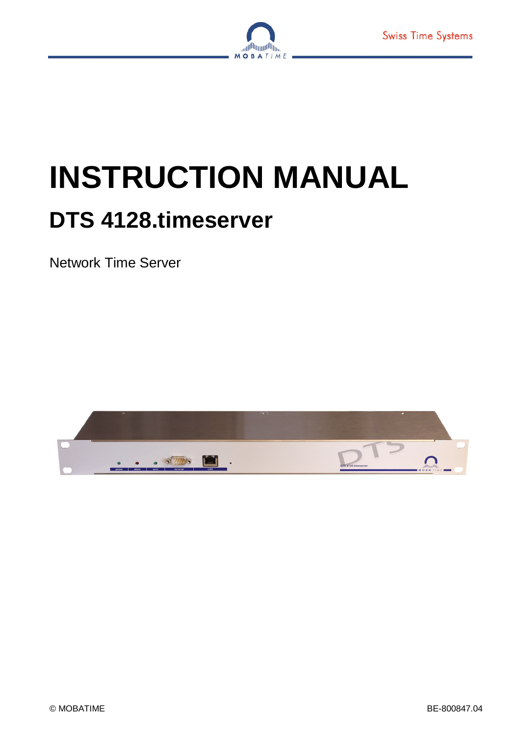Swiss Time Systems

# INSTRUCTION MANUAL

## DTS 4128.timeserver

Network Time Server

© MOBATIME

BE-800847.04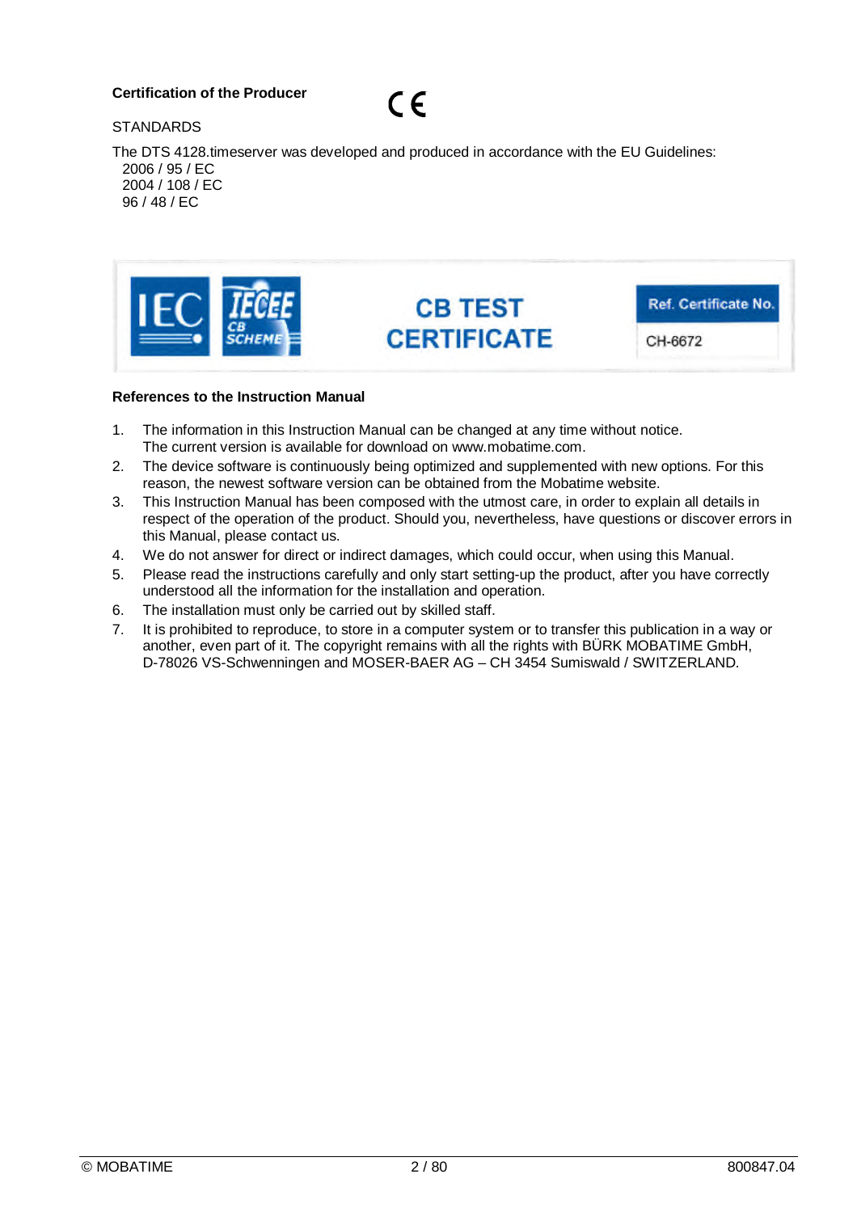**Certification of the Producer**

STANDARDS

The DTS 4128.timeserver was developed and produced in accordance with the EU Guidelines:
2006 / 95 / EC
2004 / 108 / EC
96 / 48 / EC

CB TEST CERTIFICATE

Ref. Certificate No. CH-6672

**References to the Instruction Manual**

1. The information in this Instruction Manual can be changed at any time without notice. The current version is available for download on www.mobatime.com.
2. The device software is continuously being optimized and supplemented with new options. For this reason, the newest software version can be obtained from the Mobatime website.
3. This Instruction Manual has been composed with the utmost care, in order to explain all details in respect of the operation of the product. Should you, nevertheless, have questions or discover errors in this Manual, please contact us.
4. We do not answer for direct or indirect damages, which could occur, when using this Manual.
5. Please read the instructions carefully and only start setting-up the product, after you have correctly understood all the information for the installation and operation.
6. The installation must only be carried out by skilled staff.
7. It is prohibited to reproduce, to store in a computer system or to transfer this publication in a way or another, even part of it. The copyright remains with all the rights with BÜRK MOBATIME GmbH, D-78026 VS-Schwenningen and MOSER-BAER AG – CH 3454 Sumiswald / SWITZERLAND.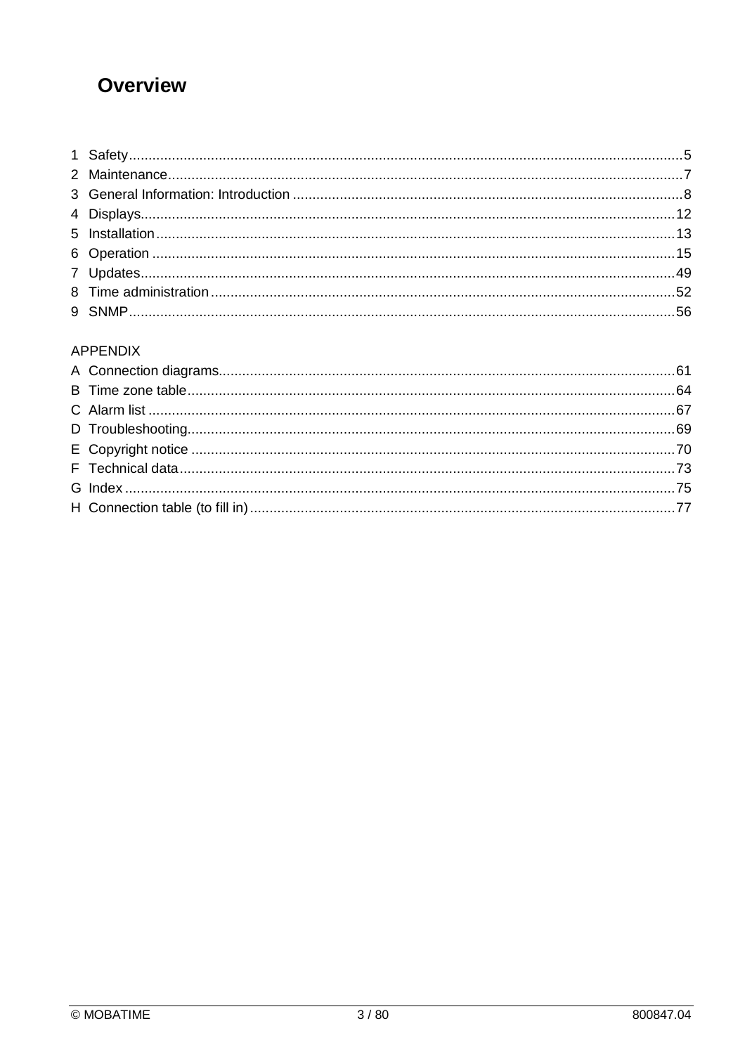# Overview

1 Safety........................................................................................................................................5
2 Maintenance..............................................................................................................................7
3 General Information: Introduction ...............................................................................................8
4 Displays....................................................................................................................................12
5 Installation................................................................................................................................13
6 Operation .................................................................................................................................15
7 Updates....................................................................................................................................49
8 Time administration..................................................................................................................52
9 SNMP.......................................................................................................................................56

APPENDIX

A Connection diagrams................................................................................................................61
B Time zone table........................................................................................................................64
C Alarm list ..................................................................................................................................67
D Troubleshooting........................................................................................................................69
E Copyright notice .......................................................................................................................70
F Technical data...........................................................................................................................73
G Index ........................................................................................................................................75
H Connection table (to fill in).........................................................................................................77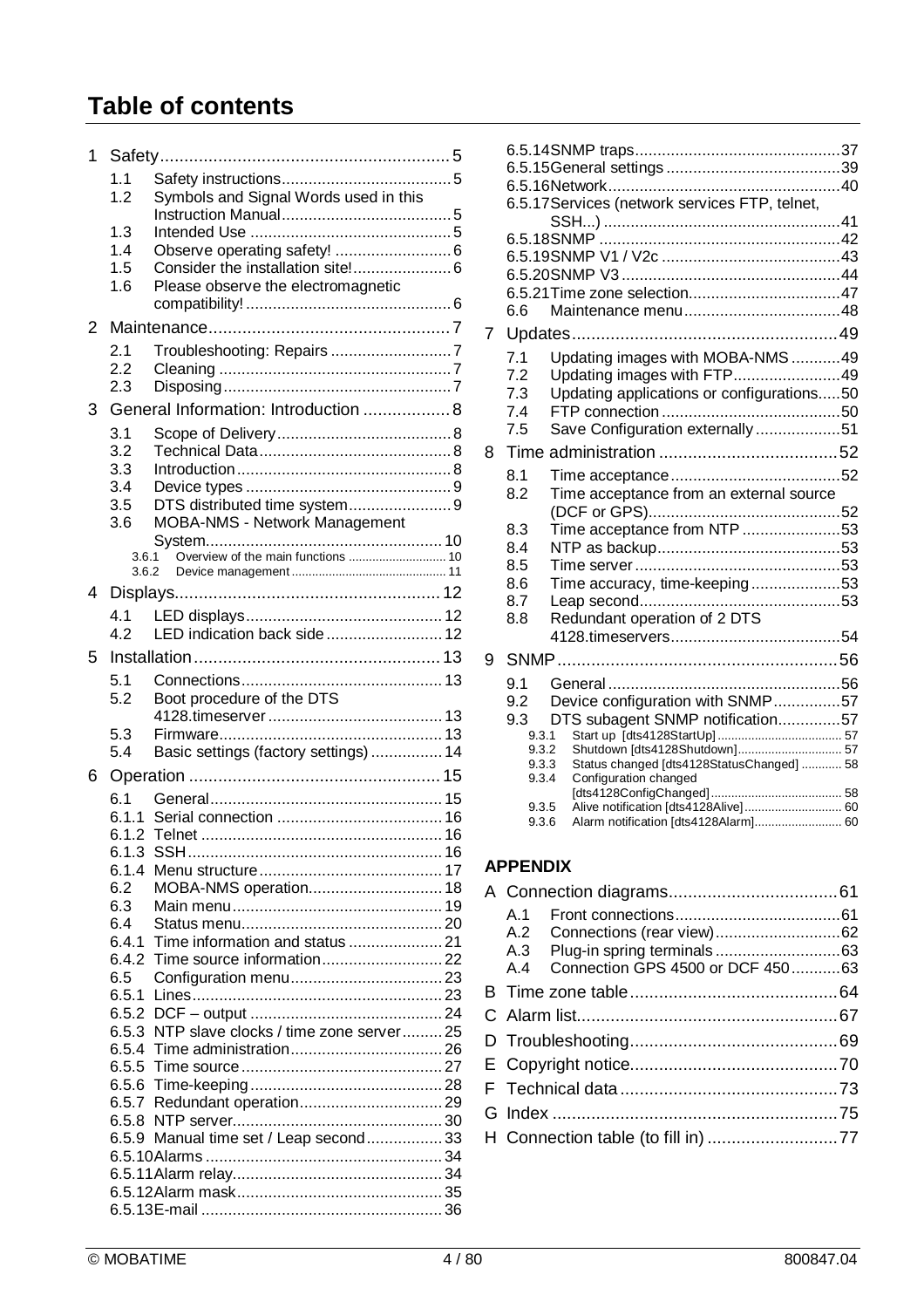# Table of contents

- 1 Safety ... 5
  - 1.1 Safety instructions ... 5
  - 1.2 Symbols and Signal Words used in this Instruction Manual ... 5
  - 1.3 Intended Use ... 5
  - 1.4 Observe operating safety! ... 6
  - 1.5 Consider the installation site! ... 6
  - 1.6 Please observe the electromagnetic compatibility! ... 6
- 2 Maintenance ... 7
  - 2.1 Troubleshooting: Repairs ... 7
  - 2.2 Cleaning ... 7
  - 2.3 Disposing ... 7
- 3 General Information: Introduction ... 8
  - 3.1 Scope of Delivery ... 8
  - 3.2 Technical Data ... 8
  - 3.3 Introduction ... 8
  - 3.4 Device types ... 9
  - 3.5 DTS distributed time system ... 9
  - 3.6 MOBA-NMS - Network Management System ... 10
    - 3.6.1 Overview of the main functions ... 10
    - 3.6.2 Device management ... 11
- 4 Displays ... 12
  - 4.1 LED displays ... 12
  - 4.2 LED indication back side ... 12
- 5 Installation ... 13
  - 5.1 Connections ... 13
  - 5.2 Boot procedure of the DTS 4128.timeserver ... 13
  - 5.3 Firmware ... 13
  - 5.4 Basic settings (factory settings) ... 14
- 6 Operation ... 15
  - 6.1 General ... 15
  - 6.1.1 Serial connection ... 16
  - 6.1.2 Telnet ... 16
  - 6.1.3 SSH ... 16
  - 6.1.4 Menu structure ... 17
  - 6.2 MOBA-NMS operation ... 18
  - 6.3 Main menu ... 19
  - 6.4 Status menu ... 20
  - 6.4.1 Time information and status ... 21
  - 6.4.2 Time source information ... 22
  - 6.5 Configuration menu ... 23
  - 6.5.1 Lines ... 23
  - 6.5.2 DCF – output ... 24
  - 6.5.3 NTP slave clocks / time zone server ... 25
  - 6.5.4 Time administration ... 26
  - 6.5.5 Time source ... 27
  - 6.5.6 Time-keeping ... 28
  - 6.5.7 Redundant operation ... 29
  - 6.5.8 NTP server ... 30
  - 6.5.9 Manual time set / Leap second ... 33
  - 6.5.10 Alarms ... 34
  - 6.5.11 Alarm relay ... 34
  - 6.5.12 Alarm mask ... 35
  - 6.5.13 E-mail ... 36
  - 6.5.14 SNMP traps ... 37
  - 6.5.15 General settings ... 39
  - 6.5.16 Network ... 40
  - 6.5.17 Services (network services FTP, telnet, SSH...) ... 41
  - 6.5.18 SNMP ... 42
  - 6.5.19 SNMP V1 / V2c ... 43
  - 6.5.20 SNMP V3 ... 44
  - 6.5.21 Time zone selection ... 47
  - 6.6 Maintenance menu ... 48
- 7 Updates ... 49
  - 7.1 Updating images with MOBA-NMS ... 49
  - 7.2 Updating images with FTP ... 49
  - 7.3 Updating applications or configurations ... 50
  - 7.4 FTP connection ... 50
  - 7.5 Save Configuration externally ... 51
- 8 Time administration ... 52
  - 8.1 Time acceptance ... 52
  - 8.2 Time acceptance from an external source (DCF or GPS) ... 52
  - 8.3 Time acceptance from NTP ... 53
  - 8.4 NTP as backup ... 53
  - 8.5 Time server ... 53
  - 8.6 Time accuracy, time-keeping ... 53
  - 8.7 Leap second ... 53
  - 8.8 Redundant operation of 2 DTS 4128.timeservers ... 54
- 9 SNMP ... 56
  - 9.1 General ... 56
  - 9.2 Device configuration with SNMP ... 57
  - 9.3 DTS subagent SNMP notification ... 57
    - 9.3.1 Start up [dts4128StartUp] ... 57
    - 9.3.2 Shutdown [dts4128Shutdown] ... 57
    - 9.3.3 Status changed [dts4128StatusChanged] ... 58
    - 9.3.4 Configuration changed [dts4128ConfigChanged] ... 58
    - 9.3.5 Alive notification [dts4128Alive] ... 60
    - 9.3.6 Alarm notification [dts4128Alarm] ... 60

## APPENDIX

- A Connection diagrams ... 61
  - A.1 Front connections ... 61
  - A.2 Connections (rear view) ... 62
  - A.3 Plug-in spring terminals ... 63
  - A.4 Connection GPS 4500 or DCF 450 ... 63
- B Time zone table ... 64
- C Alarm list ... 67
- D Troubleshooting ... 69
- E Copyright notice ... 70
- F Technical data ... 73
- G Index ... 75
- H Connection table (to fill in) ... 77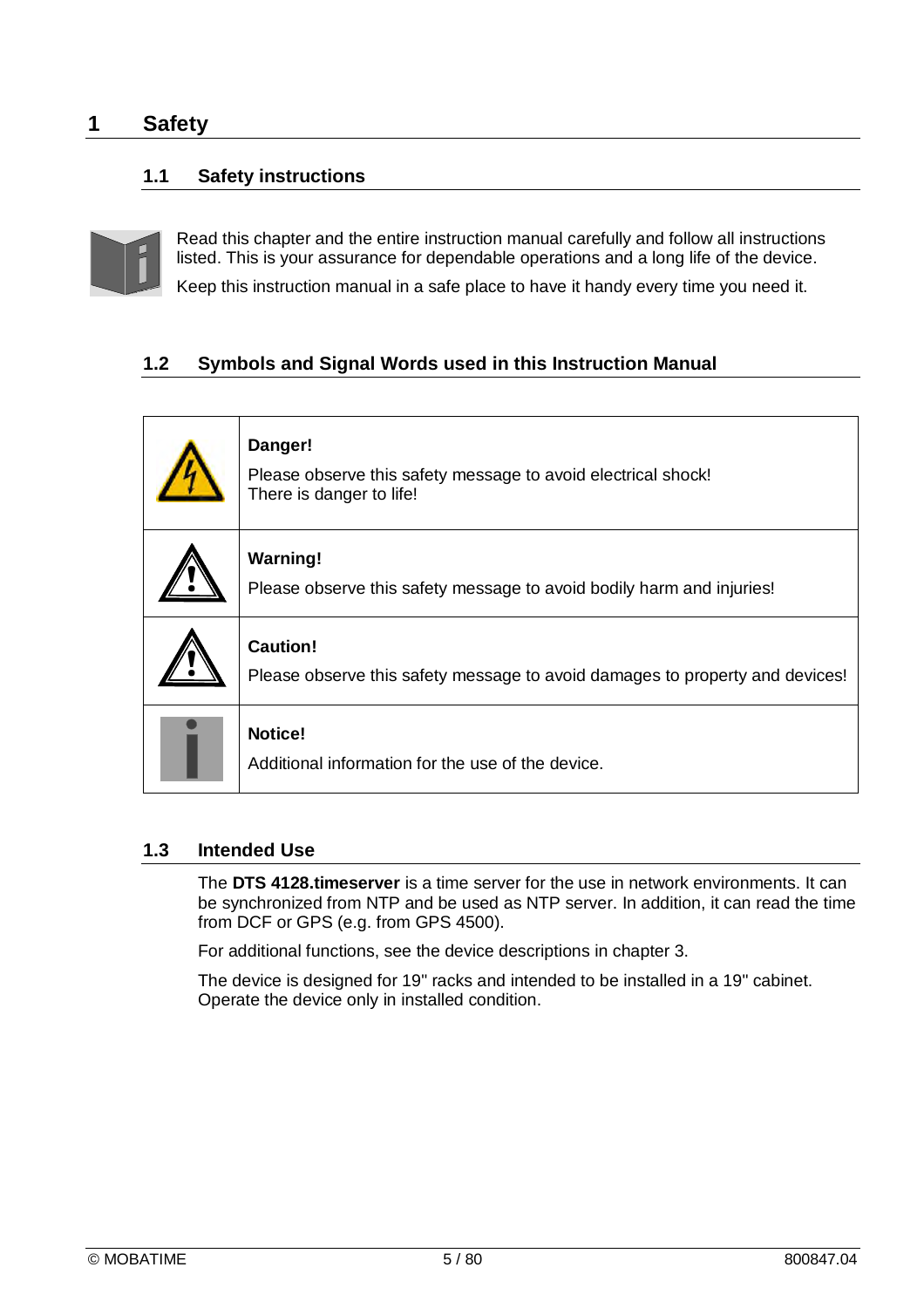# 1 Safety

## 1.1 Safety instructions

Read this chapter and the entire instruction manual carefully and follow all instructions listed. This is your assurance for dependable operations and a long life of the device.

Keep this instruction manual in a safe place to have it handy every time you need it.

## 1.2 Symbols and Signal Words used in this Instruction Manual

| | |
|---|---|
| | **Danger!**<br>Please observe this safety message to avoid electrical shock!<br>There is danger to life! |
| | **Warning!**<br>Please observe this safety message to avoid bodily harm and injuries! |
| | **Caution!**<br>Please observe this safety message to avoid damages to property and devices! |
| | **Notice!**<br>Additional information for the use of the device. |

## 1.3 Intended Use

The **DTS 4128.timeserver** is a time server for the use in network environments. It can be synchronized from NTP and be used as NTP server. In addition, it can read the time from DCF or GPS (e.g. from GPS 4500).

For additional functions, see the device descriptions in chapter 3.

The device is designed for 19" racks and intended to be installed in a 19" cabinet. Operate the device only in installed condition.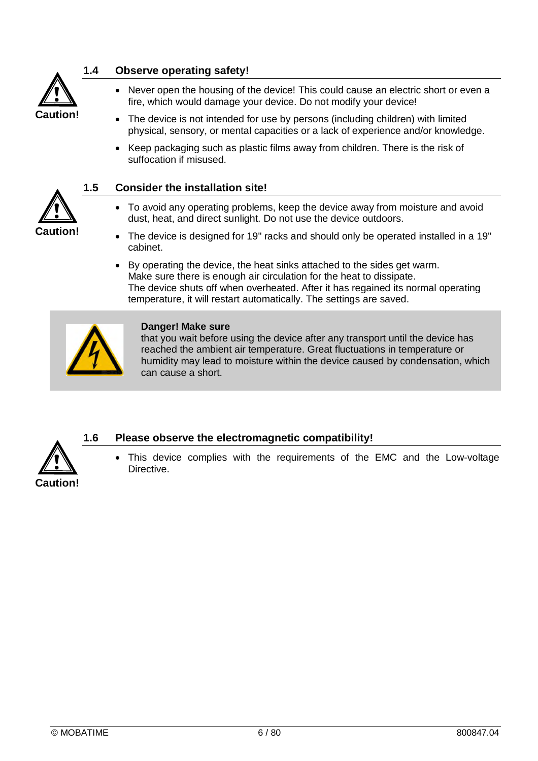## 1.4 Observe operating safety!

**Caution!**

- Never open the housing of the device! This could cause an electric short or even a fire, which would damage your device. Do not modify your device!
- The device is not intended for use by persons (including children) with limited physical, sensory, or mental capacities or a lack of experience and/or knowledge.
- Keep packaging such as plastic films away from children. There is the risk of suffocation if misused.

## 1.5 Consider the installation site!

**Caution!**

- To avoid any operating problems, keep the device away from moisture and avoid dust, heat, and direct sunlight. Do not use the device outdoors.
- The device is designed for 19" racks and should only be operated installed in a 19" cabinet.
- By operating the device, the heat sinks attached to the sides get warm. Make sure there is enough air circulation for the heat to dissipate. The device shuts off when overheated. After it has regained its normal operating temperature, it will restart automatically. The settings are saved.

**Danger! Make sure**
that you wait before using the device after any transport until the device has reached the ambient air temperature. Great fluctuations in temperature or humidity may lead to moisture within the device caused by condensation, which can cause a short.

## 1.6 Please observe the electromagnetic compatibility!

**Caution!**

- This device complies with the requirements of the EMC and the Low-voltage Directive.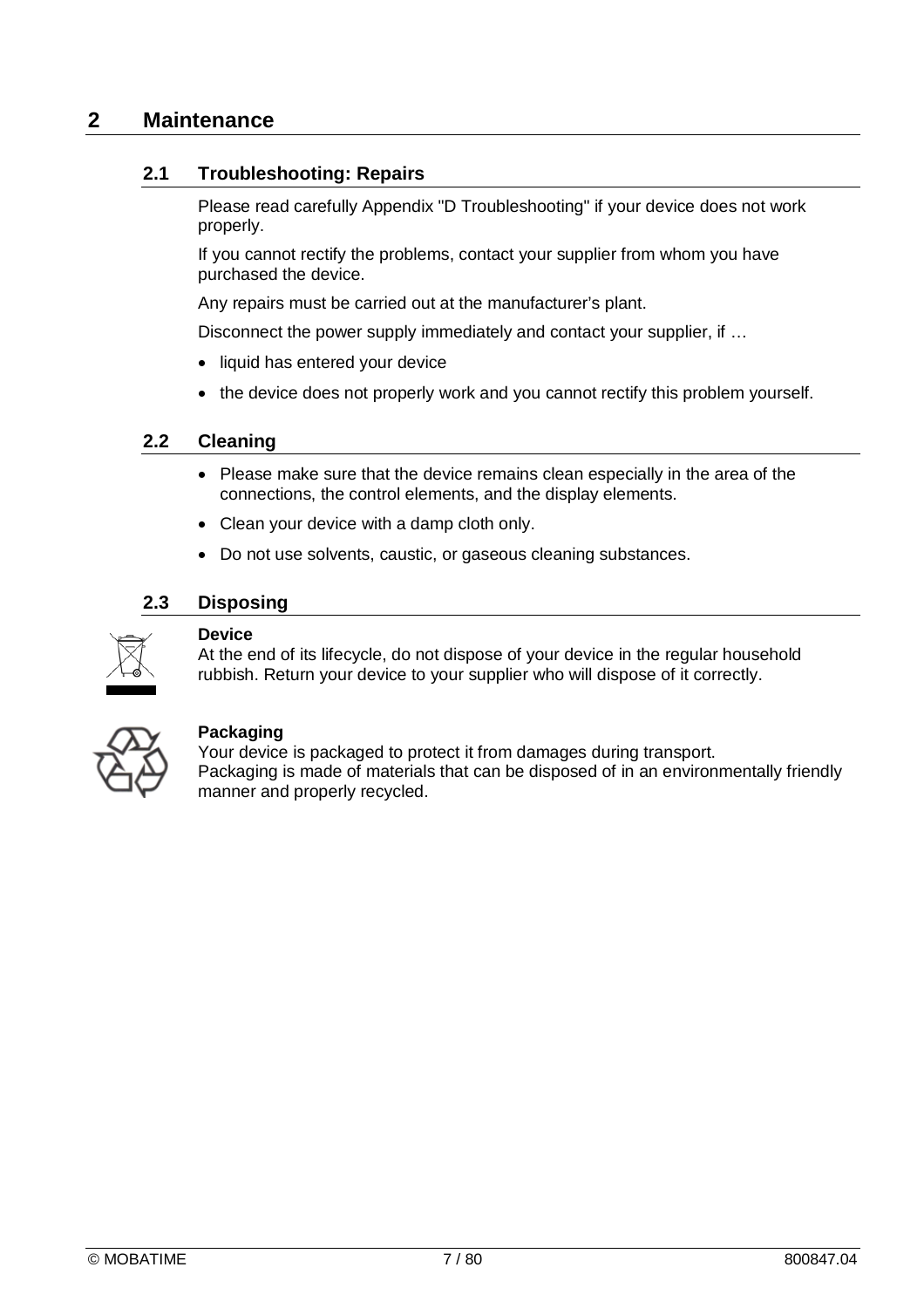# 2 Maintenance

## 2.1 Troubleshooting: Repairs

Please read carefully Appendix "D Troubleshooting" if your device does not work properly.

If you cannot rectify the problems, contact your supplier from whom you have purchased the device.

Any repairs must be carried out at the manufacturer's plant.

Disconnect the power supply immediately and contact your supplier, if …

- liquid has entered your device
- the device does not properly work and you cannot rectify this problem yourself.

## 2.2 Cleaning

- Please make sure that the device remains clean especially in the area of the connections, the control elements, and the display elements.
- Clean your device with a damp cloth only.
- Do not use solvents, caustic, or gaseous cleaning substances.

## 2.3 Disposing

**Device**
At the end of its lifecycle, do not dispose of your device in the regular household rubbish. Return your device to your supplier who will dispose of it correctly.

**Packaging**
Your device is packaged to protect it from damages during transport.
Packaging is made of materials that can be disposed of in an environmentally friendly manner and properly recycled.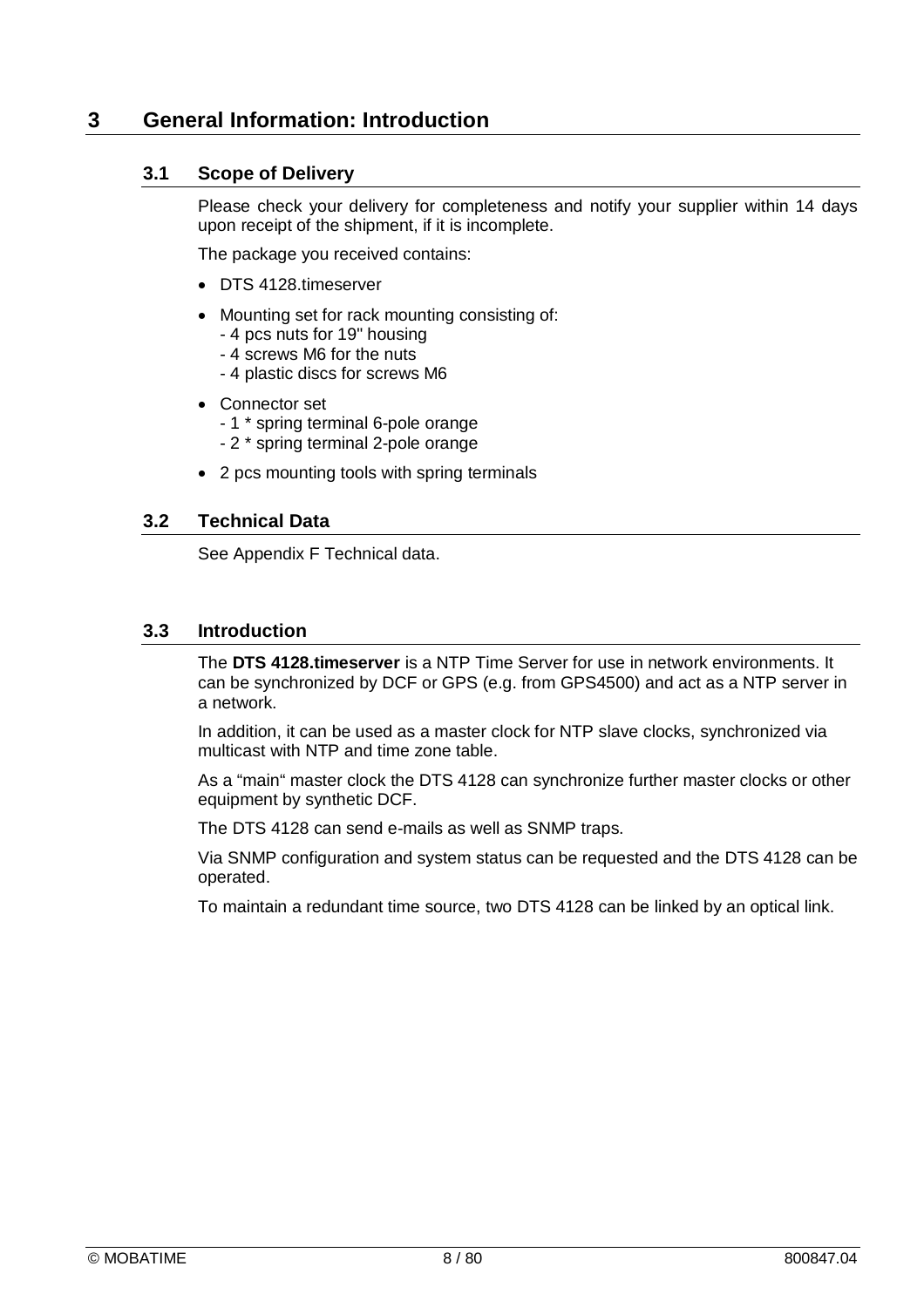# 3 General Information: Introduction

## 3.1 Scope of Delivery

Please check your delivery for completeness and notify your supplier within 14 days upon receipt of the shipment, if it is incomplete.

The package you received contains:

- DTS 4128.timeserver
- Mounting set for rack mounting consisting of:
  - 4 pcs nuts for 19" housing
  - 4 screws M6 for the nuts
  - 4 plastic discs for screws M6
- Connector set
  - 1 * spring terminal 6-pole orange
  - 2 * spring terminal 2-pole orange
- 2 pcs mounting tools with spring terminals

## 3.2 Technical Data

See Appendix F Technical data.

## 3.3 Introduction

The **DTS 4128.timeserver** is a NTP Time Server for use in network environments. It can be synchronized by DCF or GPS (e.g. from GPS4500) and act as a NTP server in a network.

In addition, it can be used as a master clock for NTP slave clocks, synchronized via multicast with NTP and time zone table.

As a "main" master clock the DTS 4128 can synchronize further master clocks or other equipment by synthetic DCF.

The DTS 4128 can send e-mails as well as SNMP traps.

Via SNMP configuration and system status can be requested and the DTS 4128 can be operated.

To maintain a redundant time source, two DTS 4128 can be linked by an optical link.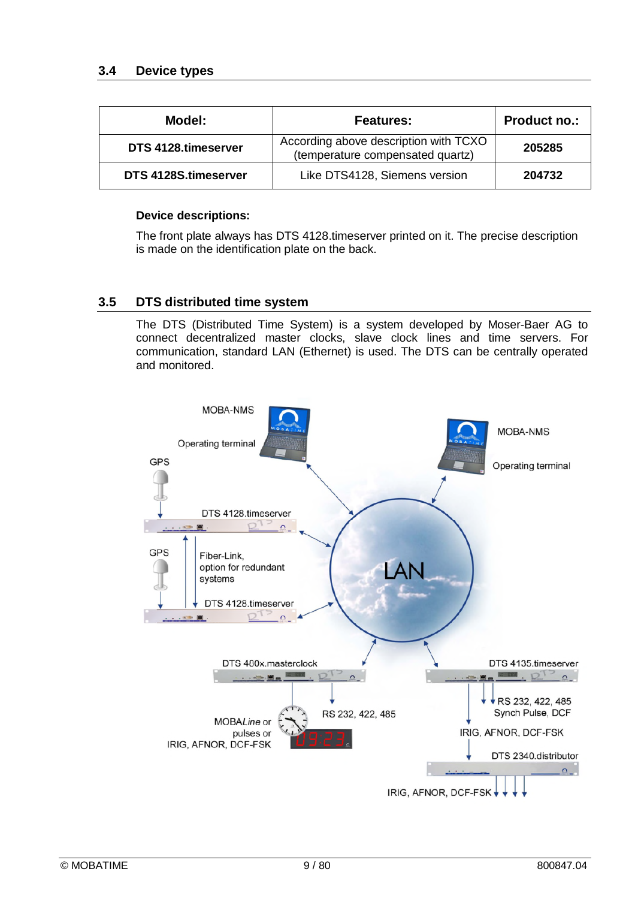## 3.4 Device types

| Model: | Features: | Product no.: |
|---|---|---|
| **DTS 4128.timeserver** | According above description with TCXO (temperature compensated quartz) | **205285** |
| **DTS 4128S.timeserver** | Like DTS4128, Siemens version | **204732** |

**Device descriptions:**

The front plate always has DTS 4128.timeserver printed on it. The precise description is made on the identification plate on the back.

## 3.5 DTS distributed time system

The DTS (Distributed Time System) is a system developed by Moser-Baer AG to connect decentralized master clocks, slave clock lines and time servers. For communication, standard LAN (Ethernet) is used. The DTS can be centrally operated and monitored.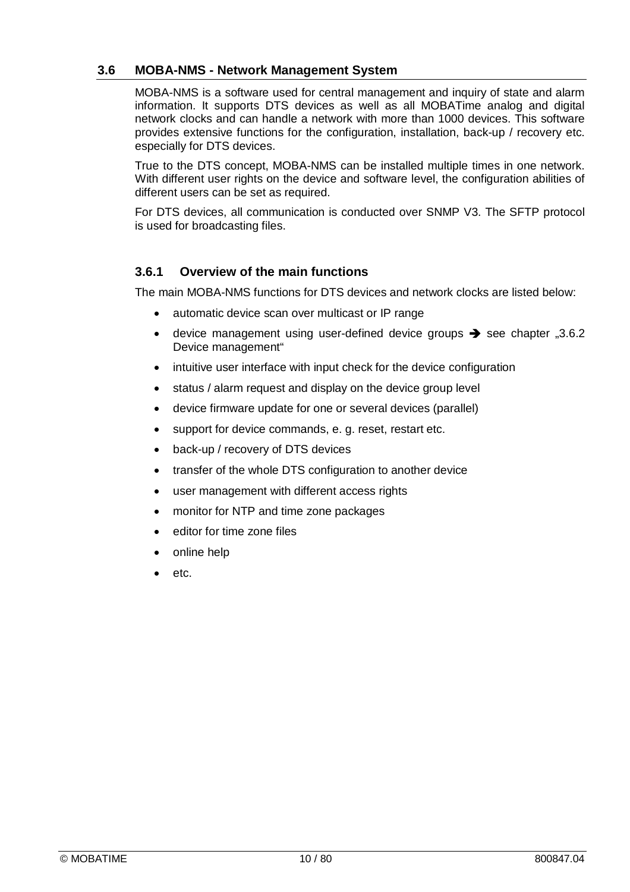## 3.6 MOBA-NMS - Network Management System

MOBA-NMS is a software used for central management and inquiry of state and alarm information. It supports DTS devices as well as all MOBATime analog and digital network clocks and can handle a network with more than 1000 devices. This software provides extensive functions for the configuration, installation, back-up / recovery etc. especially for DTS devices.

True to the DTS concept, MOBA-NMS can be installed multiple times in one network. With different user rights on the device and software level, the configuration abilities of different users can be set as required.

For DTS devices, all communication is conducted over SNMP V3. The SFTP protocol is used for broadcasting files.

### 3.6.1 Overview of the main functions

The main MOBA-NMS functions for DTS devices and network clocks are listed below:

- automatic device scan over multicast or IP range
- device management using user-defined device groups ➔ see chapter „3.6.2 Device management“
- intuitive user interface with input check for the device configuration
- status / alarm request and display on the device group level
- device firmware update for one or several devices (parallel)
- support for device commands, e. g. reset, restart etc.
- back-up / recovery of DTS devices
- transfer of the whole DTS configuration to another device
- user management with different access rights
- monitor for NTP and time zone packages
- editor for time zone files
- online help
- etc.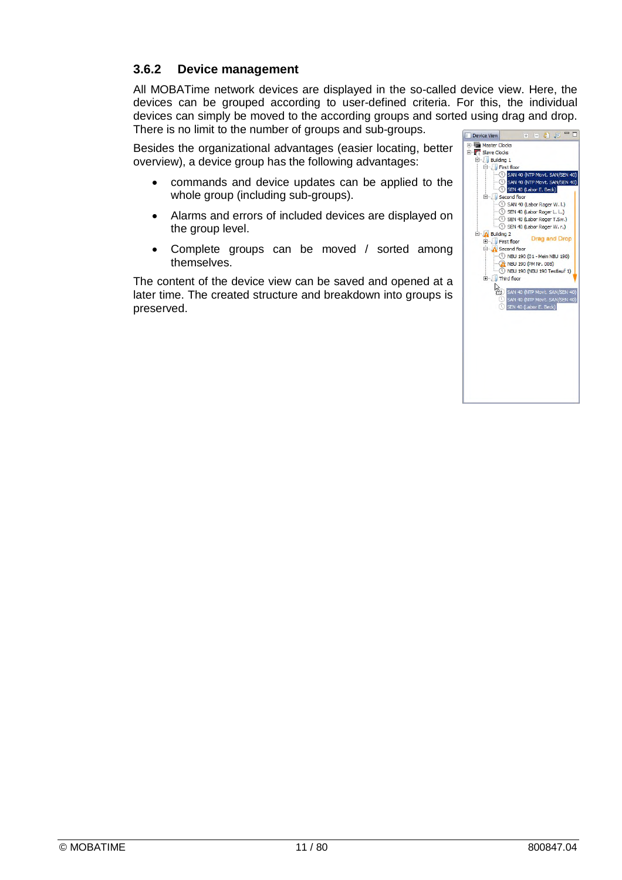### 3.6.2 Device management

All MOBATime network devices are displayed in the so-called device view. Here, the devices can be grouped according to user-defined criteria. For this, the individual devices can simply be moved to the according groups and sorted using drag and drop. There is no limit to the number of groups and sub-groups.

Besides the organizational advantages (easier locating, better overview), a device group has the following advantages:

- commands and device updates can be applied to the whole group (including sub-groups).
- Alarms and errors of included devices are displayed on the group level.
- Complete groups can be moved / sorted among themselves.

The content of the device view can be saved and opened at a later time. The created structure and breakdown into groups is preserved.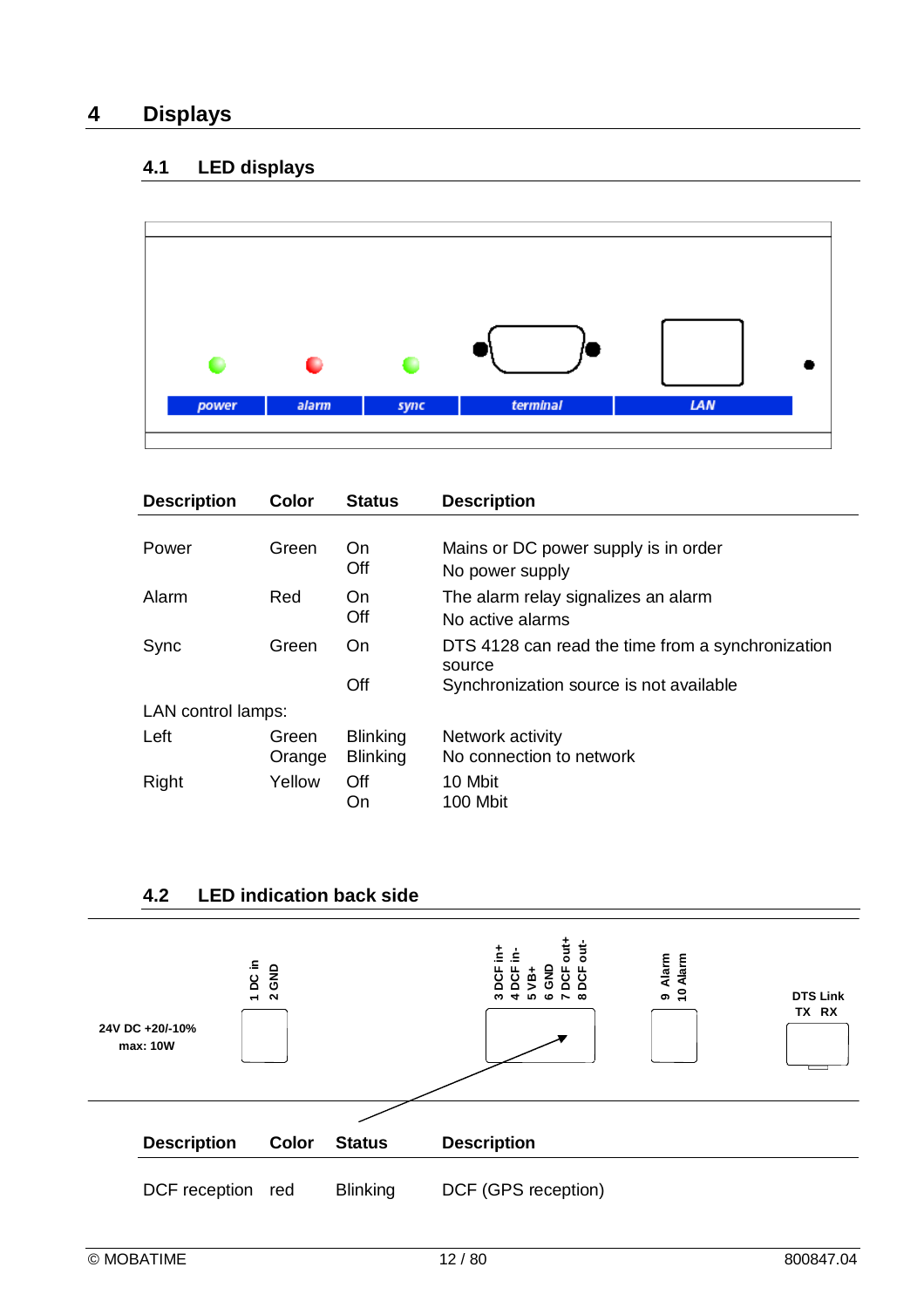# 4 Displays

## 4.1 LED displays

| Description | Color | Status | Description |
|---|---|---|---|
| Power | Green | On | Mains or DC power supply is in order |
| | | Off | No power supply |
| Alarm | Red | On | The alarm relay signalizes an alarm |
| | | Off | No active alarms |
| Sync | Green | On | DTS 4128 can read the time from a synchronization source |
| | | Off | Synchronization source is not available |
| LAN control lamps: | | | |
| Left | Green | Blinking | Network activity |
| | Orange | Blinking | No connection to network |
| Right | Yellow | Off | 10 Mbit |
| | | On | 100 Mbit |

## 4.2 LED indication back side

| Description | Color | Status | Description |
|---|---|---|---|
| DCF reception | red | Blinking | DCF (GPS reception) |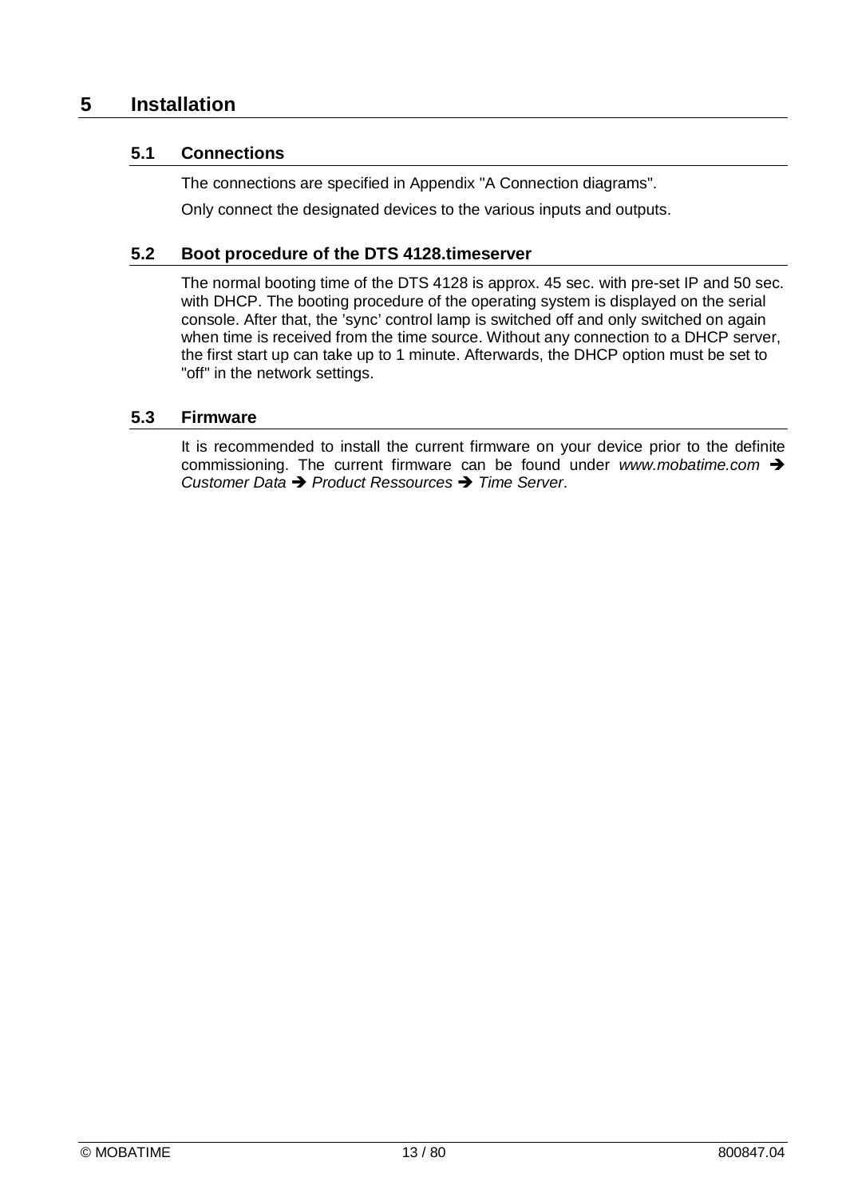# 5 Installation

## 5.1 Connections

The connections are specified in Appendix "A Connection diagrams".

Only connect the designated devices to the various inputs and outputs.

## 5.2 Boot procedure of the DTS 4128.timeserver

The normal booting time of the DTS 4128 is approx. 45 sec. with pre-set IP and 50 sec. with DHCP. The booting procedure of the operating system is displayed on the serial console. After that, the 'sync' control lamp is switched off and only switched on again when time is received from the time source. Without any connection to a DHCP server, the first start up can take up to 1 minute. Afterwards, the DHCP option must be set to "off" in the network settings.

## 5.3 Firmware

It is recommended to install the current firmware on your device prior to the definite commissioning. The current firmware can be found under *www.mobatime.com* ➔ *Customer Data* ➔ *Product Ressources* ➔ *Time Server*.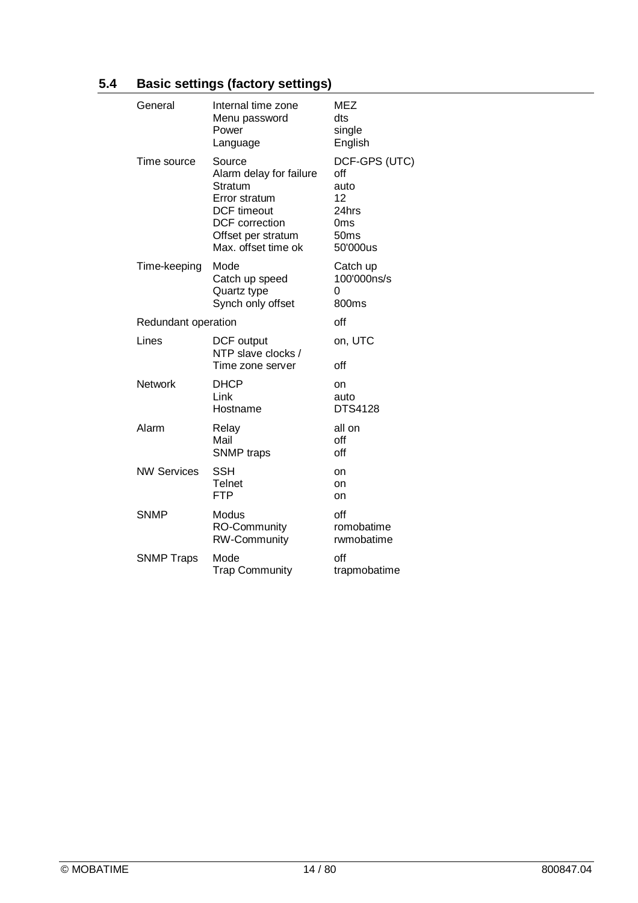## 5.4 Basic settings (factory settings)

| | | |
|---|---|---|
| General | Internal time zone | MEZ |
| | Menu password | dts |
| | Power | single |
| | Language | English |
| Time source | Source | DCF-GPS (UTC) |
| | Alarm delay for failure | off |
| | Stratum | auto |
| | Error stratum | 12 |
| | DCF timeout | 24hrs |
| | DCF correction | 0ms |
| | Offset per stratum | 50ms |
| | Max. offset time ok | 50'000us |
| Time-keeping | Mode | Catch up |
| | Catch up speed | 100'000ns/s |
| | Quartz type | 0 |
| | Synch only offset | 800ms |
| Redundant operation | | off |
| Lines | DCF output | on, UTC |
| | NTP slave clocks / Time zone server | off |
| Network | DHCP | on |
| | Link | auto |
| | Hostname | DTS4128 |
| Alarm | Relay | all on |
| | Mail | off |
| | SNMP traps | off |
| NW Services | SSH | on |
| | Telnet | on |
| | FTP | on |
| SNMP | Modus | off |
| | RO-Community | romobatime |
| | RW-Community | rwmobatime |
| SNMP Traps | Mode | off |
| | Trap Community | trapmobatime |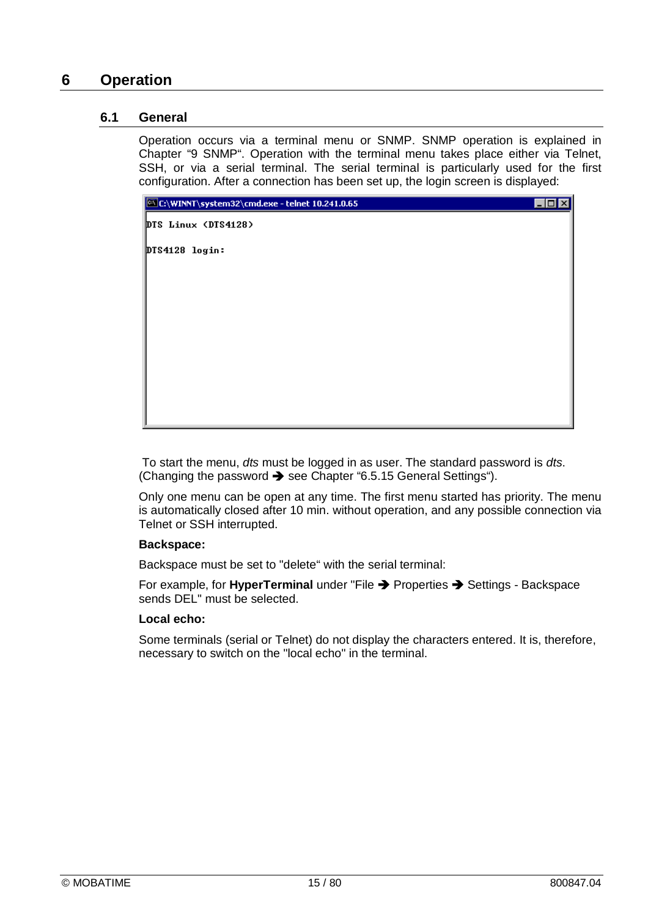# 6 Operation

## 6.1 General

Operation occurs via a terminal menu or SNMP. SNMP operation is explained in Chapter “9 SNMP“. Operation with the terminal menu takes place either via Telnet, SSH, or via a serial terminal. The serial terminal is particularly used for the first configuration. After a connection has been set up, the login screen is displayed:

```
C:\WINNT\system32\cmd.exe - telnet 10.241.0.65

DTS Linux (DTS4128)

DTS4128 login:
```

To start the menu, *dts* must be logged in as user. The standard password is *dts*. (Changing the password ➔ see Chapter “6.5.15 General Settings“).

Only one menu can be open at any time. The first menu started has priority. The menu is automatically closed after 10 min. without operation, and any possible connection via Telnet or SSH interrupted.

**Backspace:**

Backspace must be set to "delete“ with the serial terminal:

For example, for **HyperTerminal** under "File ➔ Properties ➔ Settings - Backspace sends DEL" must be selected.

**Local echo:**

Some terminals (serial or Telnet) do not display the characters entered. It is, therefore, necessary to switch on the "local echo" in the terminal.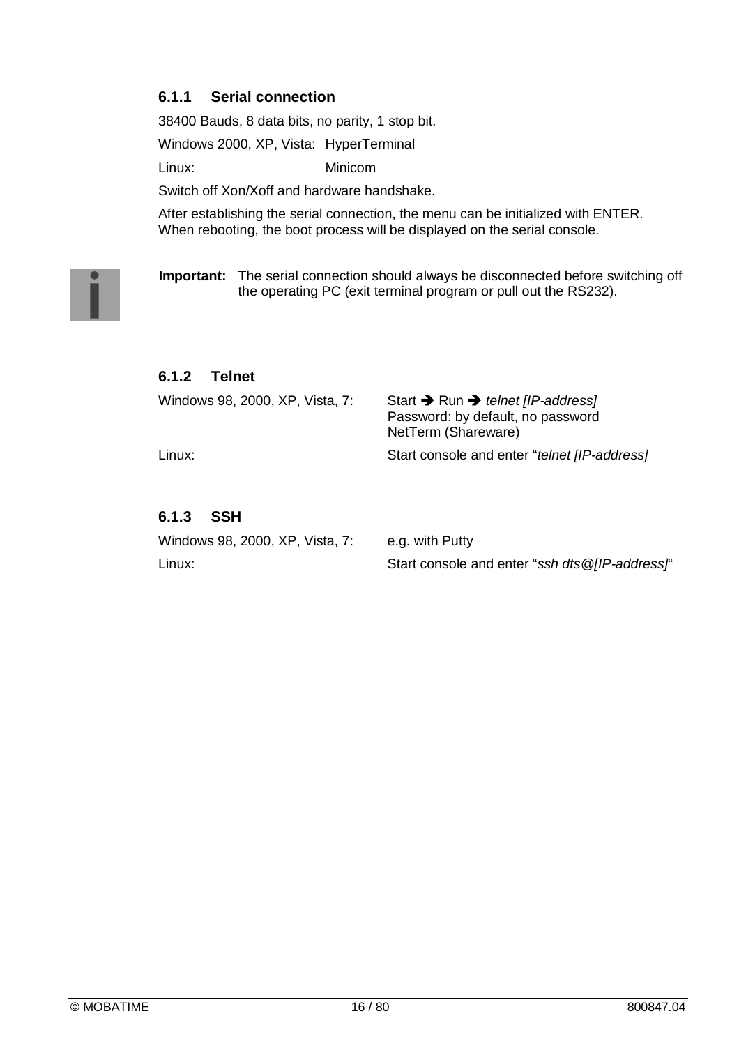### 6.1.1 Serial connection

38400 Bauds, 8 data bits, no parity, 1 stop bit.

Windows 2000, XP, Vista: HyperTerminal

Linux: Minicom

Switch off Xon/Xoff and hardware handshake.

After establishing the serial connection, the menu can be initialized with ENTER.
When rebooting, the boot process will be displayed on the serial console.

**Important:** The serial connection should always be disconnected before switching off the operating PC (exit terminal program or pull out the RS232).

### 6.1.2 Telnet

| | |
|---|---|
| Windows 98, 2000, XP, Vista, 7: | Start ➔ Run ➔ *telnet [IP-address]*<br>Password: by default, no password<br>NetTerm (Shareware) |
| Linux: | Start console and enter "*telnet [IP-address]* |

### 6.1.3 SSH

| | |
|---|---|
| Windows 98, 2000, XP, Vista, 7: | e.g. with Putty |
| Linux: | Start console and enter "*ssh dts@[IP-address]*" |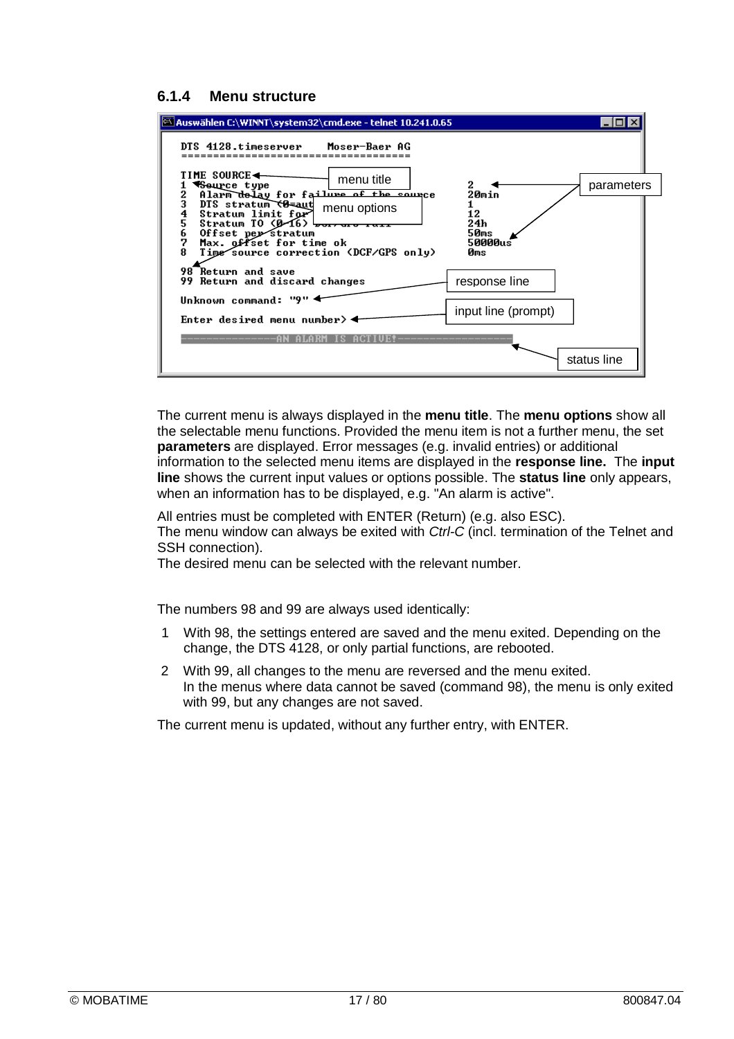### 6.1.4 Menu structure

```
Auswählen C:\WINNT\system32\cmd.exe - telnet 10.241.0.65

DTS 4128.timeserver     Moser-Baer AG
=====================================

TIME SOURCE                                    <- menu title
1  Source type                                     2        <- parameters
2  Alarm delay for failure of the source           20min
3  DTS stratum (0=auto)                            1
4  Stratum limit for ...                           12       <- menu options
5  Stratum TO (0-16) ...                           24h
6  Offset per stratum                              50ms
7  Max. offset for time ok                         50000us
8  Time source correction (DCF/GPS only)           0ms

98 Return and save
99 Return and discard changes

Unknown command: "9"                           <- response line

Enter desired menu number>                     <- input line (prompt)

---------------AN ALARM IS ACTIVE!-------------  <- status line
```

The current menu is always displayed in the **menu title**. The **menu options** show all the selectable menu functions. Provided the menu item is not a further menu, the set **parameters** are displayed. Error messages (e.g. invalid entries) or additional information to the selected menu items are displayed in the **response line.** The **input line** shows the current input values or options possible. The **status line** only appears, when an information has to be displayed, e.g. "An alarm is active".

All entries must be completed with ENTER (Return) (e.g. also ESC).
The menu window can always be exited with *Ctrl-C* (incl. termination of the Telnet and SSH connection).
The desired menu can be selected with the relevant number.

The numbers 98 and 99 are always used identically:

1. With 98, the settings entered are saved and the menu exited. Depending on the change, the DTS 4128, or only partial functions, are rebooted.
2. With 99, all changes to the menu are reversed and the menu exited.
   In the menus where data cannot be saved (command 98), the menu is only exited with 99, but any changes are not saved.

The current menu is updated, without any further entry, with ENTER.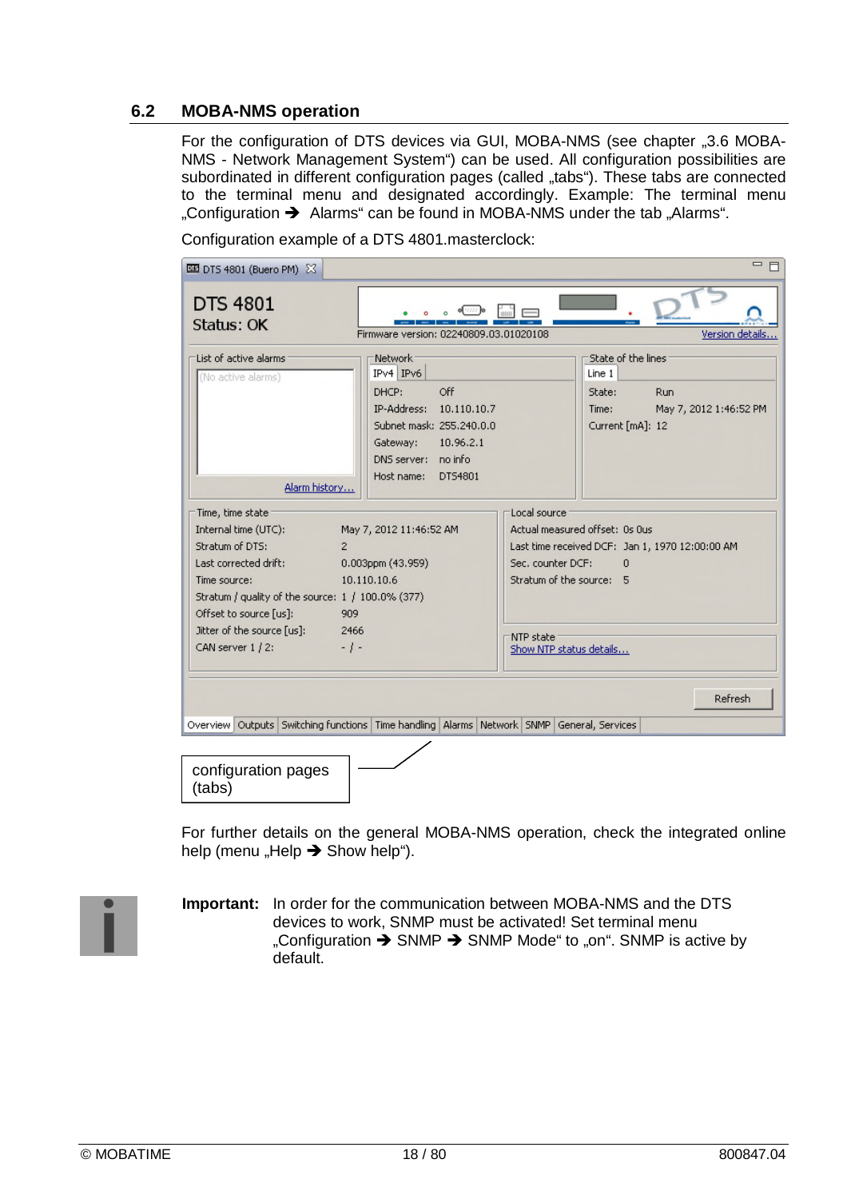## 6.2 MOBA-NMS operation

For the configuration of DTS devices via GUI, MOBA-NMS (see chapter „3.6 MOBA-NMS - Network Management System“) can be used. All configuration possibilities are subordinated in different configuration pages (called „tabs“). These tabs are connected to the terminal menu and designated accordingly. Example: The terminal menu „Configuration ➔ Alarms“ can be found in MOBA-NMS under the tab „Alarms“.

Configuration example of a DTS 4801.masterclock:

configuration pages (tabs)

For further details on the general MOBA-NMS operation, check the integrated online help (menu „Help ➔ Show help“).

**Important:** In order for the communication between MOBA-NMS and the DTS devices to work, SNMP must be activated! Set terminal menu „Configuration ➔ SNMP ➔ SNMP Mode“ to „on“. SNMP is active by default.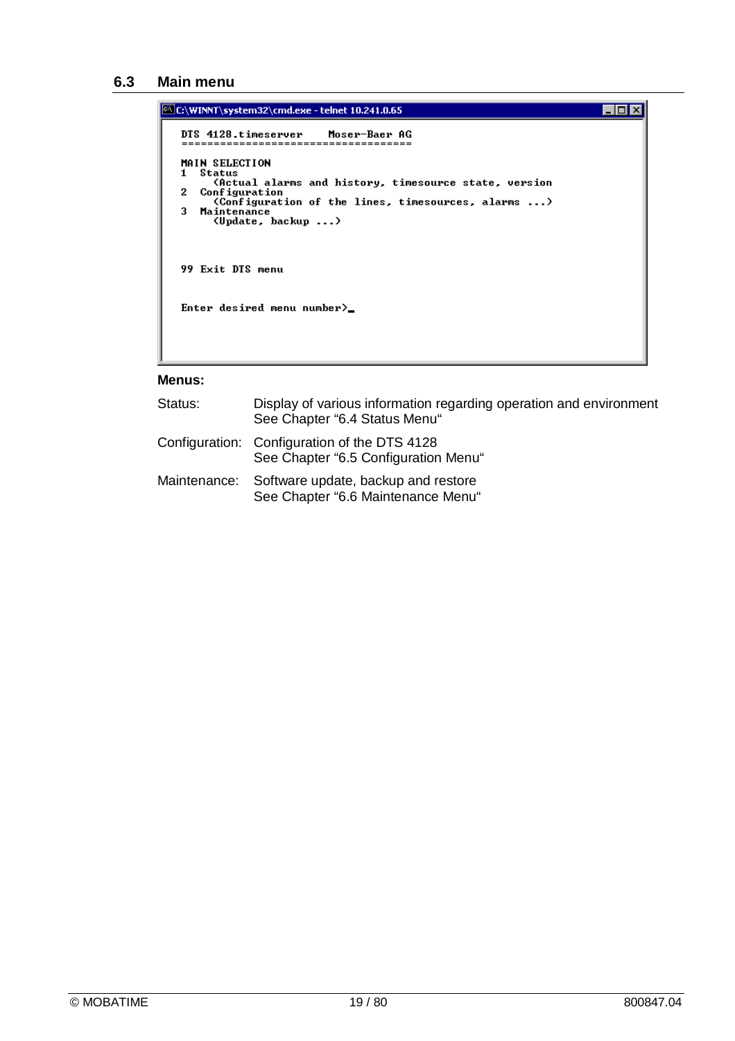## 6.3 Main menu

```
C:\WINNT\system32\cmd.exe - telnet 10.241.0.65

DTS 4128.timeserver     Moser-Baer AG
====================================

MAIN SELECTION
1  Status
     (Actual alarms and history, timesource state, version
2  Configuration
     (Configuration of the lines, timesources, alarms ...)
3  Maintenance
     (Update, backup ...)



99 Exit DTS menu


Enter desired menu number>_
```

**Menus:**

| | |
|---|---|
| Status: | Display of various information regarding operation and environment<br>See Chapter "6.4 Status Menu" |
| Configuration: | Configuration of the DTS 4128<br>See Chapter "6.5 Configuration Menu" |
| Maintenance: | Software update, backup and restore<br>See Chapter "6.6 Maintenance Menu" |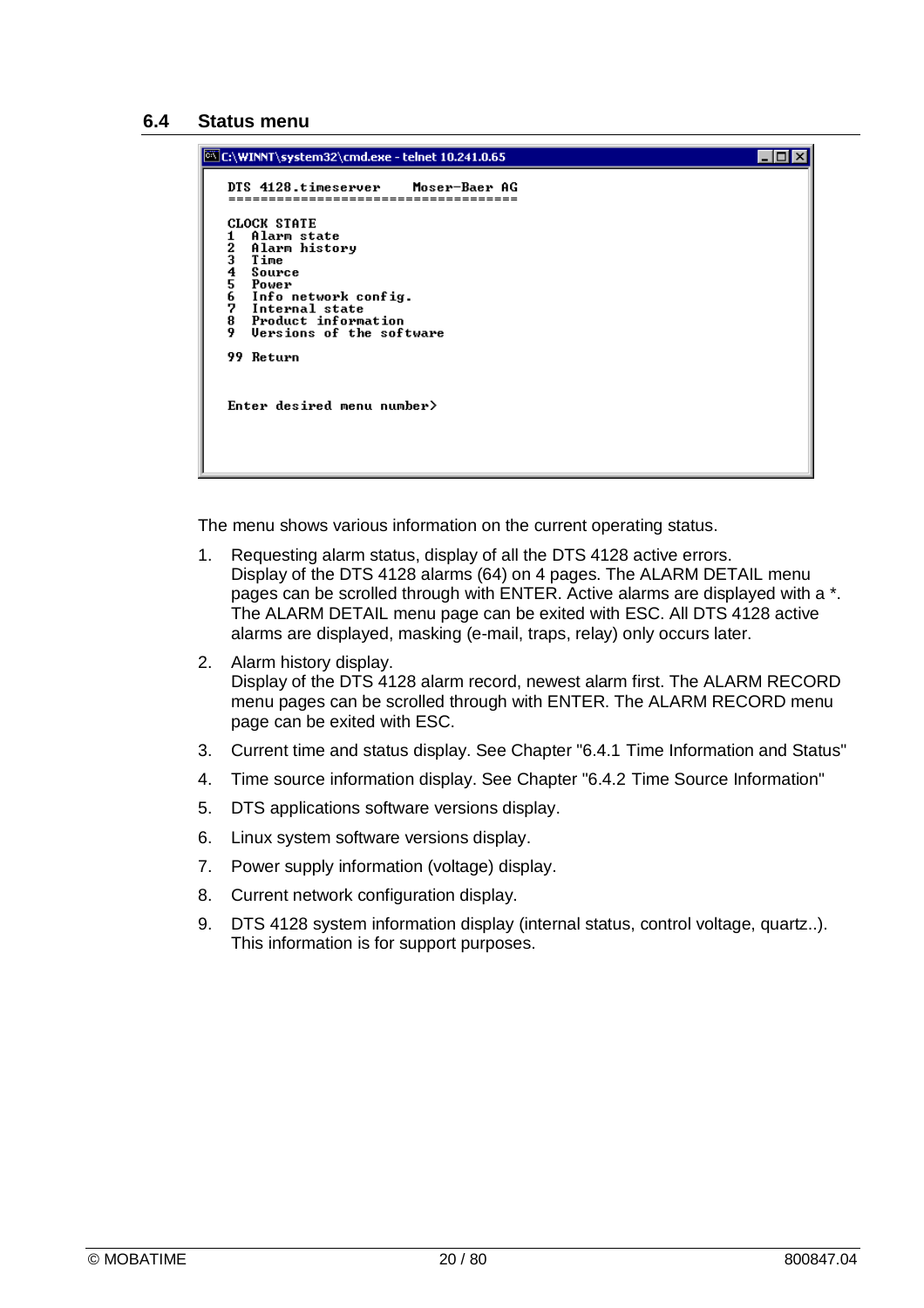## 6.4 Status menu

```
C:\WINNT\system32\cmd.exe - telnet 10.241.0.65

DTS 4128.timeserver     Moser-Baer AG
====================================

CLOCK STATE
1  Alarm state
2  Alarm history
3  Time
4  Source
5  Power
6  Info network config.
7  Internal state
8  Product information
9  Versions of the software

99 Return


Enter desired menu number>
```

The menu shows various information on the current operating status.

1. Requesting alarm status, display of all the DTS 4128 active errors.
   Display of the DTS 4128 alarms (64) on 4 pages. The ALARM DETAIL menu pages can be scrolled through with ENTER. Active alarms are displayed with a *. The ALARM DETAIL menu page can be exited with ESC. All DTS 4128 active alarms are displayed, masking (e-mail, traps, relay) only occurs later.
2. Alarm history display.
   Display of the DTS 4128 alarm record, newest alarm first. The ALARM RECORD menu pages can be scrolled through with ENTER. The ALARM RECORD menu page can be exited with ESC.
3. Current time and status display. See Chapter "6.4.1 Time Information and Status"
4. Time source information display. See Chapter "6.4.2 Time Source Information"
5. DTS applications software versions display.
6. Linux system software versions display.
7. Power supply information (voltage) display.
8. Current network configuration display.
9. DTS 4128 system information display (internal status, control voltage, quartz..). This information is for support purposes.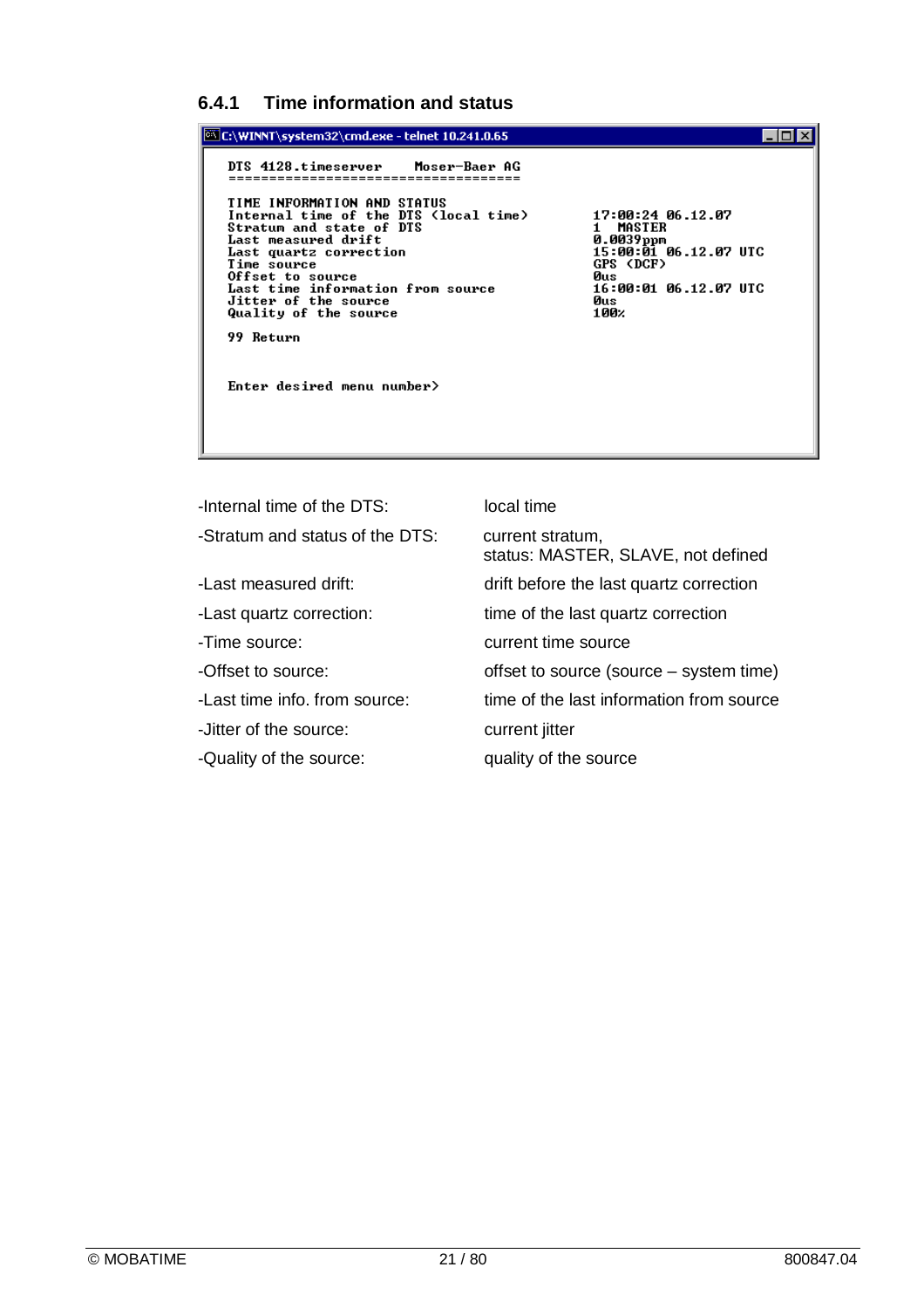### 6.4.1 Time information and status

```
C:\WINNT\system32\cmd.exe - telnet 10.241.0.65

DTS 4128.timeserver     Moser-Baer AG
====================================

TIME INFORMATION AND STATUS
Internal time of the DTS (local time)          17:00:24 06.12.07
Stratum and state of DTS                       1  MASTER
Last measured drift                            0.0039ppm
Last quartz correction                         15:00:01 06.12.07 UTC
Time source                                    GPS (DCF)
Offset to source                               0us
Last time information from source              16:00:01 06.12.07 UTC
Jitter of the source                           0us
Quality of the source                          100%

99 Return


Enter desired menu number>
```

| | |
|---|---|
| -Internal time of the DTS: | local time |
| -Stratum and status of the DTS: | current stratum,<br>status: MASTER, SLAVE, not defined |
| -Last measured drift: | drift before the last quartz correction |
| -Last quartz correction: | time of the last quartz correction |
| -Time source: | current time source |
| -Offset to source: | offset to source (source – system time) |
| -Last time info. from source: | time of the last information from source |
| -Jitter of the source: | current jitter |
| -Quality of the source: | quality of the source |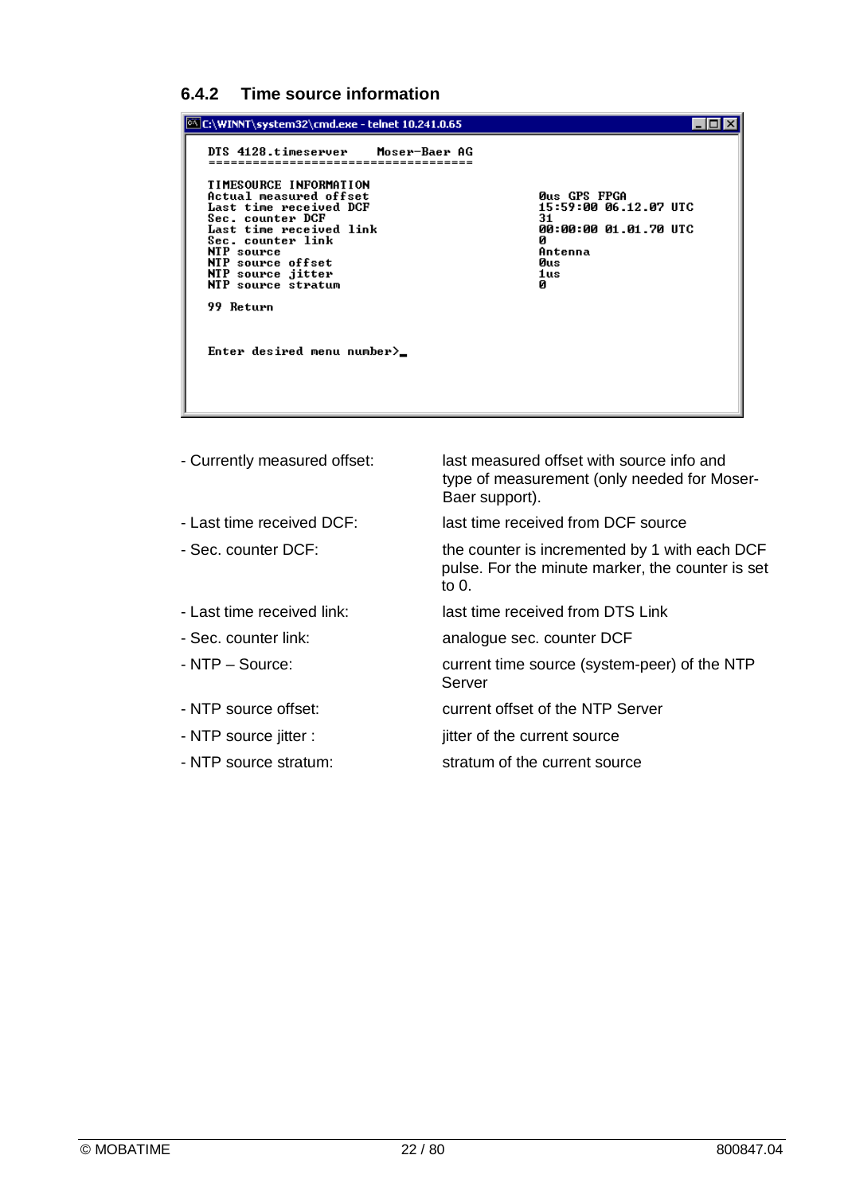### 6.4.2 Time source information

```
C:\WINNT\system32\cmd.exe - telnet 10.241.0.65

DTS 4128.timeserver     Moser-Baer AG
====================================

TIMESOURCE INFORMATION
Actual measured offset                          0us GPS FPGA
Last time received DCF                          15:59:00 06.12.07 UTC
Sec. counter DCF                                31
Last time received link                         00:00:00 01.01.70 UTC
Sec. counter link                               0
NTP source                                      Antenna
NTP source offset                               0us
NTP source jitter                               1us
NTP source stratum                              0

99 Return


Enter desired menu number>_
```

| | |
|---|---|
| - Currently measured offset: | last measured offset with source info and type of measurement (only needed for Moser-Baer support). |
| - Last time received DCF: | last time received from DCF source |
| - Sec. counter DCF: | the counter is incremented by 1 with each DCF pulse. For the minute marker, the counter is set to 0. |
| - Last time received link: | last time received from DTS Link |
| - Sec. counter link: | analogue sec. counter DCF |
| - NTP – Source: | current time source (system-peer) of the NTP Server |
| - NTP source offset: | current offset of the NTP Server |
| - NTP source jitter : | jitter of the current source |
| - NTP source stratum: | stratum of the current source |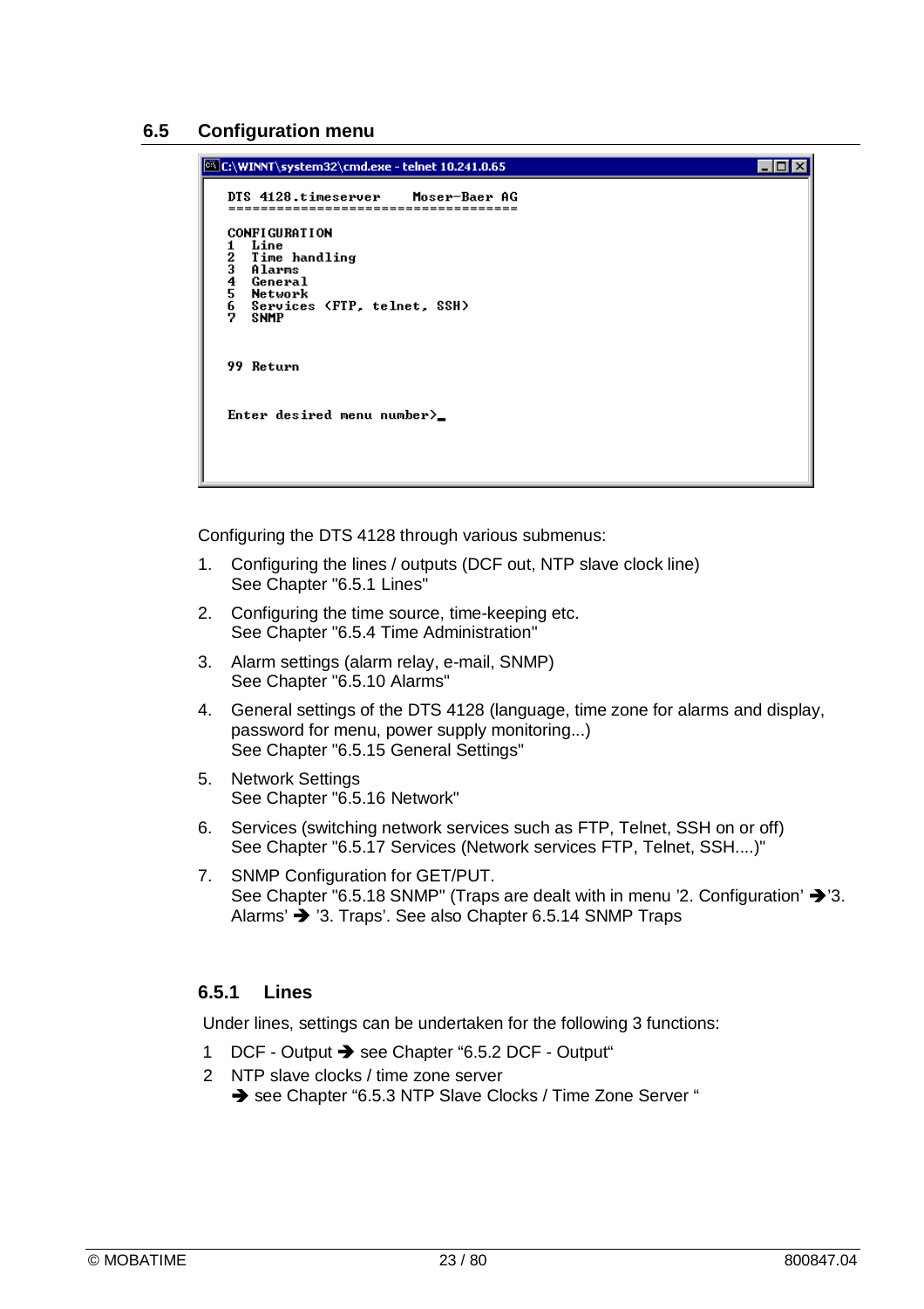## 6.5 Configuration menu

```
C:\WINNT\system32\cmd.exe - telnet 10.241.0.65

DTS 4128.timeserver    Moser-Baer AG
====================================

CONFIGURATION
1   Line
2   Time handling
3   Alarms
4   General
5   Network
6   Services (FTP, telnet, SSH)
7   SNMP


99  Return


Enter desired menu number>_
```

Configuring the DTS 4128 through various submenus:

1. Configuring the lines / outputs (DCF out, NTP slave clock line)
   See Chapter "6.5.1 Lines"
2. Configuring the time source, time-keeping etc.
   See Chapter "6.5.4 Time Administration"
3. Alarm settings (alarm relay, e-mail, SNMP)
   See Chapter "6.5.10 Alarms"
4. General settings of the DTS 4128 (language, time zone for alarms and display, password for menu, power supply monitoring...)
   See Chapter "6.5.15 General Settings"
5. Network Settings
   See Chapter "6.5.16 Network"
6. Services (switching network services such as FTP, Telnet, SSH on or off)
   See Chapter "6.5.17 Services (Network services FTP, Telnet, SSH....)"
7. SNMP Configuration for GET/PUT.
   See Chapter "6.5.18 SNMP" (Traps are dealt with in menu '2. Configuration' ➔'3. Alarms' ➔ '3. Traps'. See also Chapter 6.5.14 SNMP Traps

### 6.5.1 Lines

Under lines, settings can be undertaken for the following 3 functions:

1 DCF - Output ➔ see Chapter "6.5.2 DCF - Output"

2 NTP slave clocks / time zone server
  ➔ see Chapter "6.5.3 NTP Slave Clocks / Time Zone Server "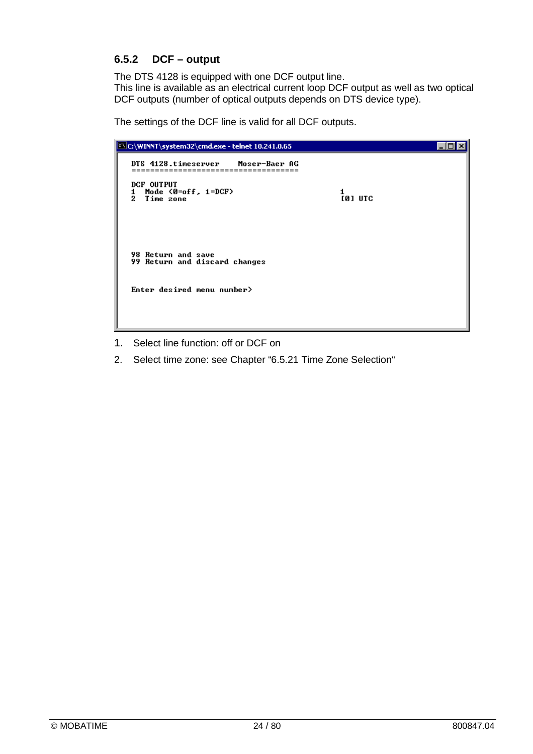### 6.5.2 DCF – output

The DTS 4128 is equipped with one DCF output line.
This line is available as an electrical current loop DCF output as well as two optical DCF outputs (number of optical outputs depends on DTS device type).

The settings of the DCF line is valid for all DCF outputs.

```
C:\WINNT\system32\cmd.exe - telnet 10.241.0.65

DTS 4128.timeserver     Moser-Baer AG
=====================================

DCF OUTPUT
1  Mode (0=off, 1=DCF)                          1
2  Time zone                                    [0] UTC




98 Return and save
99 Return and discard changes


Enter desired menu number>
```

1. Select line function: off or DCF on
2. Select time zone: see Chapter “6.5.21 Time Zone Selection“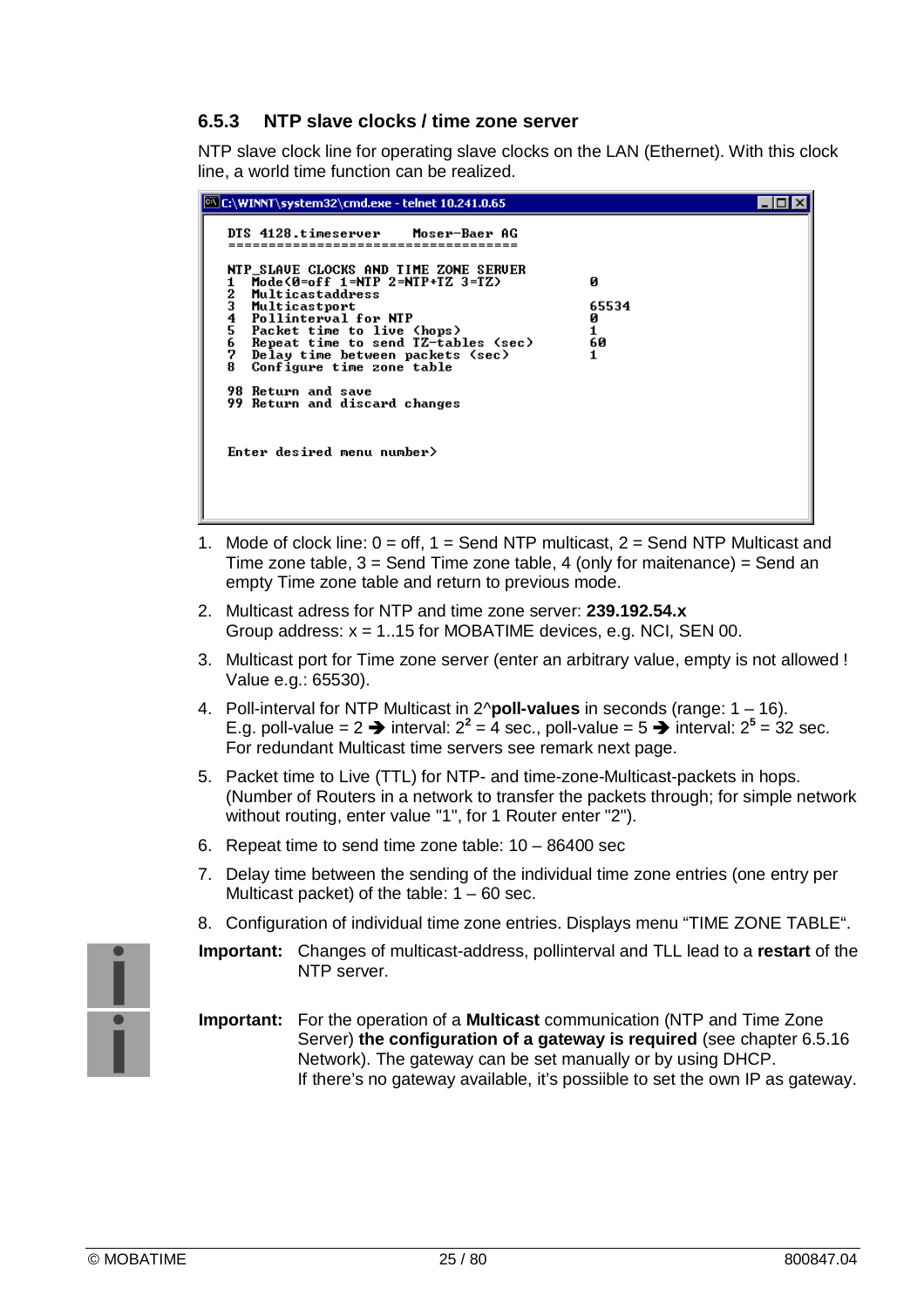### 6.5.3 NTP slave clocks / time zone server

NTP slave clock line for operating slave clocks on the LAN (Ethernet). With this clock line, a world time function can be realized.

```
C:\WINNT\system32\cmd.exe - telnet 10.241.0.65

DTS 4128.timeserver     Moser-Baer AG
=====================================

NTP_SLAVE CLOCKS AND TIME ZONE SERVER
1  Mode(0=off 1=NTP 2=NTP+TZ 3=TZ)          0
2  Multicastaddress
3  Multicastport                            65534
4  Pollinterval for NTP                     0
5  Packet time to live (hops)               1
6  Repeat time to send TZ-tables (sec)      60
7  Delay time between packets (sec)         1
8  Configure time zone table

98 Return and save
99 Return and discard changes


Enter desired menu number>
```

1. Mode of clock line: 0 = off, 1 = Send NTP multicast, 2 = Send NTP Multicast and Time zone table, 3 = Send Time zone table, 4 (only for maitenance) = Send an empty Time zone table and return to previous mode.
2. Multicast adress for NTP and time zone server: **239.192.54.x**
   Group address: x = 1..15 for MOBATIME devices, e.g. NCI, SEN 00.
3. Multicast port for Time zone server (enter an arbitrary value, empty is not allowed ! Value e.g.: 65530).
4. Poll-interval for NTP Multicast in 2^**poll-values** in seconds (range: 1 – 16).
   E.g. poll-value = 2 ➔ interval: $2^2$ = 4 sec., poll-value = 5 ➔ interval: $2^5$ = 32 sec.
   For redundant Multicast time servers see remark next page.
5. Packet time to Live (TTL) for NTP- and time-zone-Multicast-packets in hops. (Number of Routers in a network to transfer the packets through; for simple network without routing, enter value "1", for 1 Router enter "2").
6. Repeat time to send time zone table: 10 – 86400 sec
7. Delay time between the sending of the individual time zone entries (one entry per Multicast packet) of the table: 1 – 60 sec.
8. Configuration of individual time zone entries. Displays menu “TIME ZONE TABLE“.

**Important:** Changes of multicast-address, pollinterval and TLL lead to a **restart** of the NTP server.

**Important:** For the operation of a **Multicast** communication (NTP and Time Zone Server) **the configuration of a gateway is required** (see chapter 6.5.16 Network). The gateway can be set manually or by using DHCP.
If there’s no gateway available, it’s possiible to set the own IP as gateway.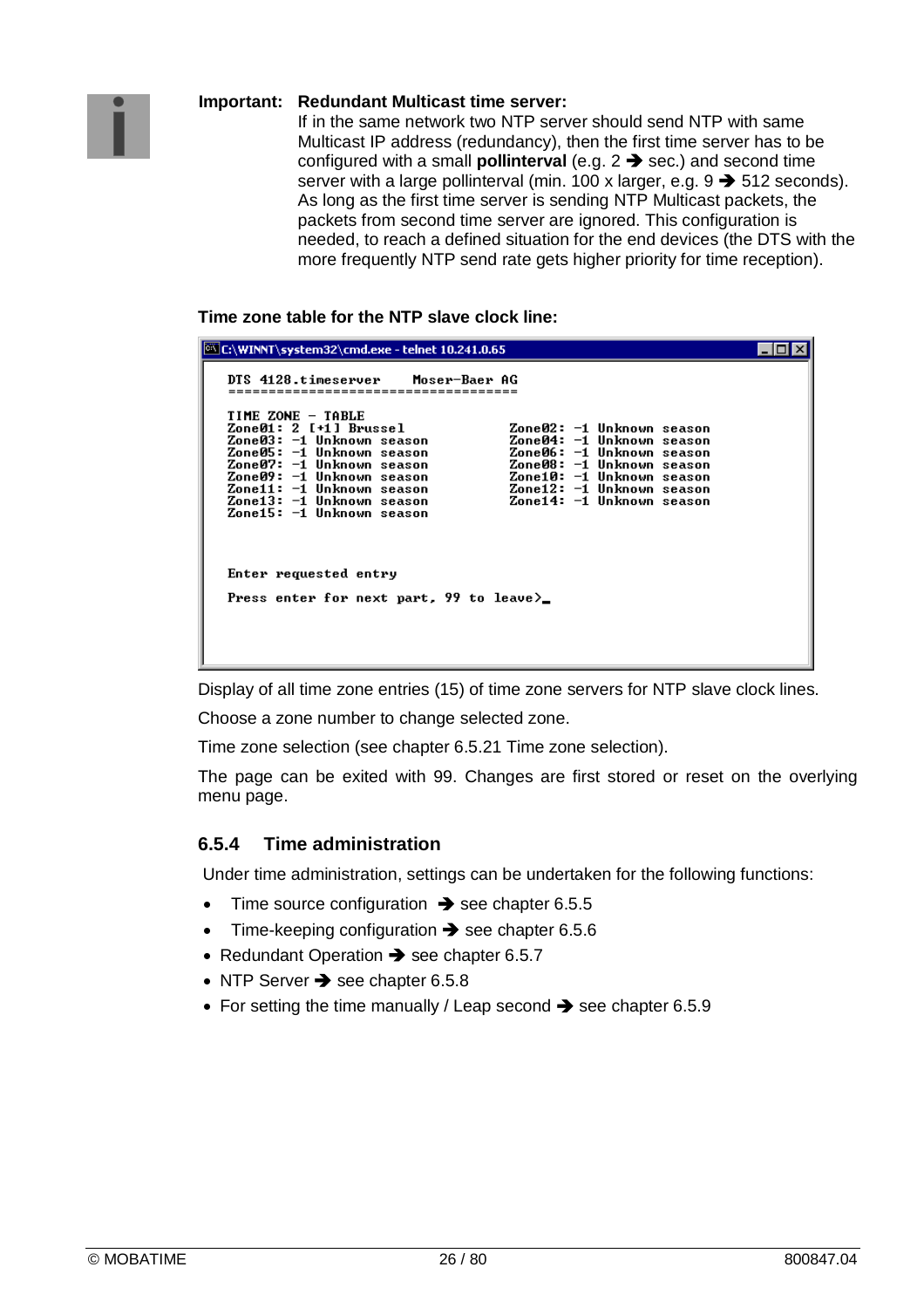**Important: Redundant Multicast time server:**
If in the same network two NTP server should send NTP with same Multicast IP address (redundancy), then the first time server has to be configured with a small **pollinterval** (e.g. 2 ➔ sec.) and second time server with a large pollinterval (min. 100 x larger, e.g. 9 ➔ 512 seconds). As long as the first time server is sending NTP Multicast packets, the packets from second time server are ignored. This configuration is needed, to reach a defined situation for the end devices (the DTS with the more frequently NTP send rate gets higher priority for time reception).

**Time zone table for the NTP slave clock line:**

```
C:\WINNT\system32\cmd.exe - telnet 10.241.0.65

DTS 4128.timeserver     Moser-Baer AG
====================================

TIME ZONE - TABLE
Zone01: 2 [+1] Brussel                      Zone02: -1 Unknown season
Zone03: -1 Unknown season                   Zone04: -1 Unknown season
Zone05: -1 Unknown season                   Zone06: -1 Unknown season
Zone07: -1 Unknown season                   Zone08: -1 Unknown season
Zone09: -1 Unknown season                   Zone10: -1 Unknown season
Zone11: -1 Unknown season                   Zone12: -1 Unknown season
Zone13: -1 Unknown season                   Zone14: -1 Unknown season
Zone15: -1 Unknown season



Enter requested entry

Press enter for next part, 99 to leave>_
```

Display of all time zone entries (15) of time zone servers for NTP slave clock lines.

Choose a zone number to change selected zone.

Time zone selection (see chapter 6.5.21 Time zone selection).

The page can be exited with 99. Changes are first stored or reset on the overlying menu page.

### 6.5.4 Time administration

Under time administration, settings can be undertaken for the following functions:

- Time source configuration ➔ see chapter 6.5.5
- Time-keeping configuration ➔ see chapter 6.5.6
- Redundant Operation ➔ see chapter 6.5.7
- NTP Server ➔ see chapter 6.5.8
- For setting the time manually / Leap second ➔ see chapter 6.5.9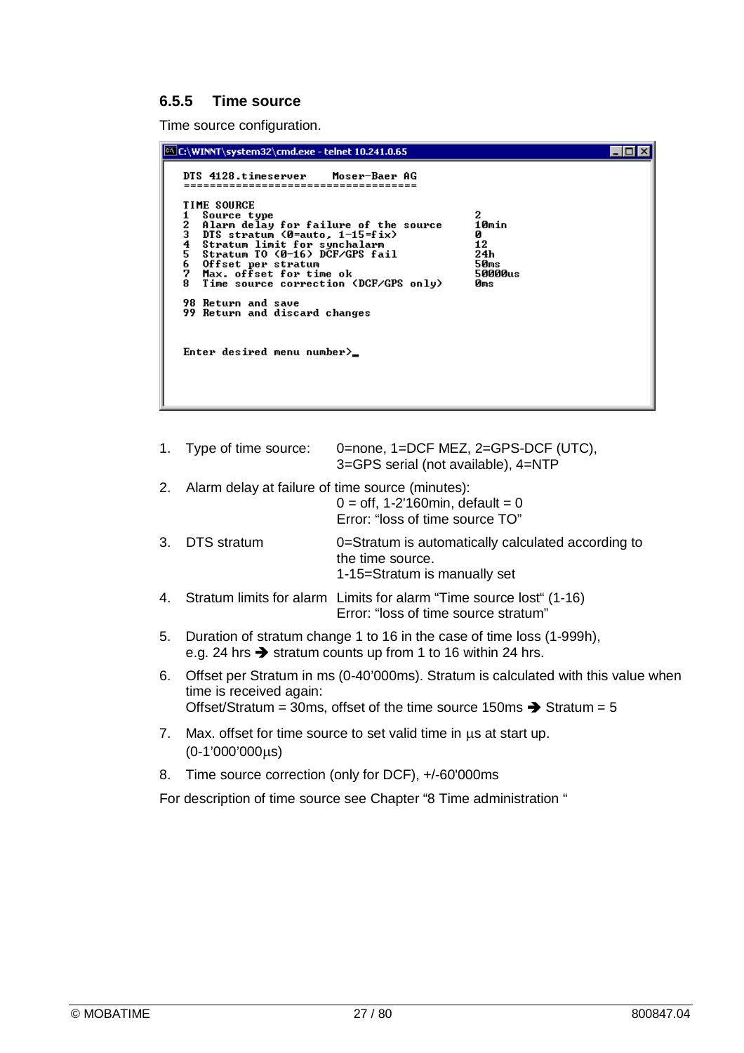### 6.5.5 Time source

Time source configuration.

```
C:\WINNT\system32\cmd.exe - telnet 10.241.0.65

DTS 4128.timeserver     Moser-Baer AG
====================================

TIME SOURCE
1  Source type                                   2
2  Alarm delay for failure of the source         10min
3  DTS stratum (0=auto, 1-15=fix)                0
4  Stratum limit for synchalarm                  12
5  Stratum TO (0-16) DCF/GPS fail                24h
6  Offset per stratum                            50ms
7  Max. offset for time ok                       50000us
8  Time source correction (DCF/GPS only)         0ms

98 Return and save
99 Return and discard changes


Enter desired menu number>_
```

1. Type of time source: 0=none, 1=DCF MEZ, 2=GPS-DCF (UTC), 3=GPS serial (not available), 4=NTP

2. Alarm delay at failure of time source (minutes):
   0 = off, 1-2'160min, default = 0
   Error: "loss of time source TO"

3. DTS stratum 0=Stratum is automatically calculated according to the time source.
   1-15=Stratum is manually set

4. Stratum limits for alarm Limits for alarm "Time source lost" (1-16)
   Error: "loss of time source stratum"

5. Duration of stratum change 1 to 16 in the case of time loss (1-999h), e.g. 24 hrs ➔ stratum counts up from 1 to 16 within 24 hrs.

6. Offset per Stratum in ms (0-40'000ms). Stratum is calculated with this value when time is received again:
   Offset/Stratum = 30ms, offset of the time source 150ms ➔ Stratum = 5

7. Max. offset for time source to set valid time in µs at start up.
   (0-1'000'000µs)

8. Time source correction (only for DCF), +/-60'000ms

For description of time source see Chapter "8 Time administration "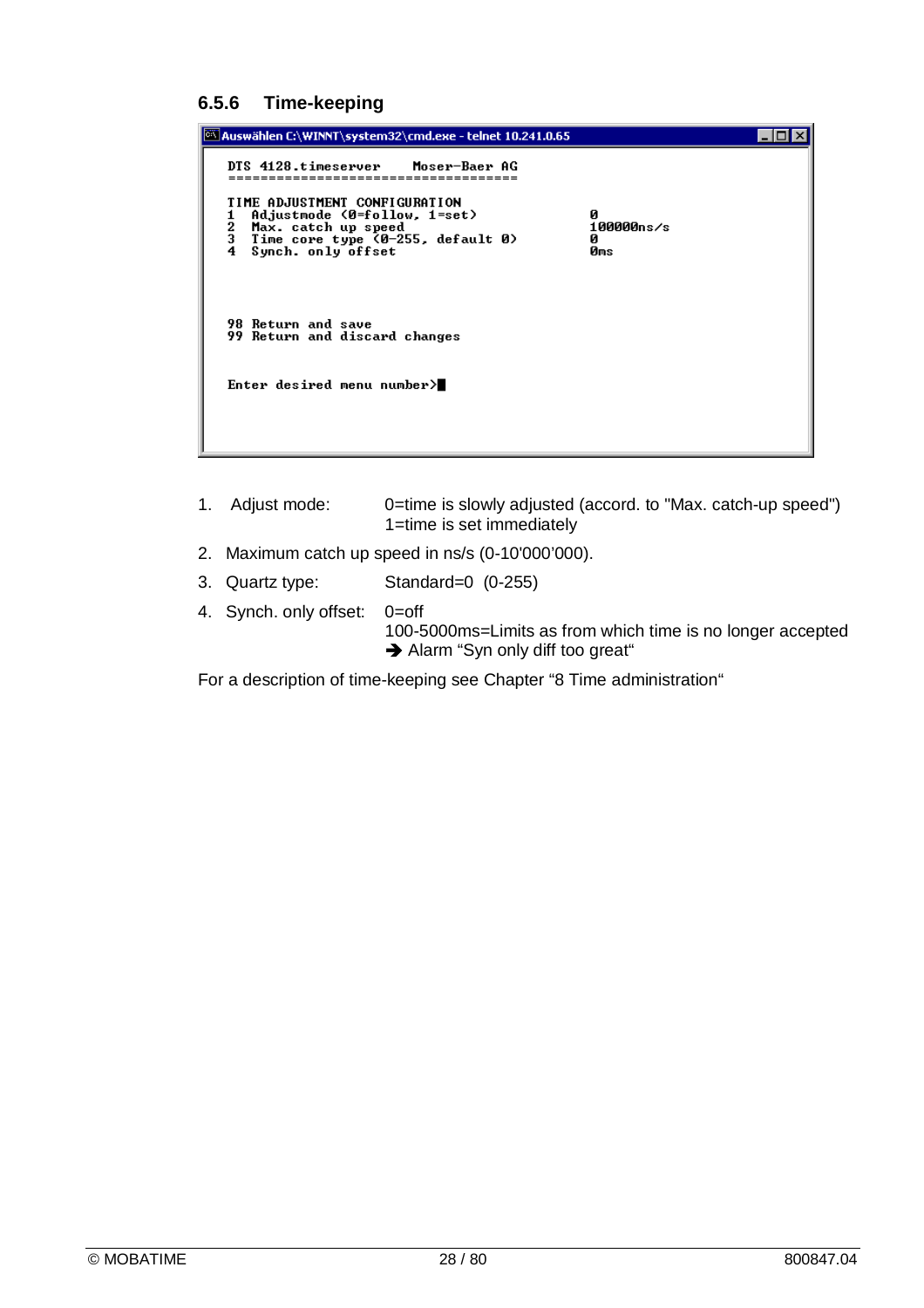### 6.5.6 Time-keeping

```
Auswählen C:\WINNT\system32\cmd.exe - telnet 10.241.0.65

  DTS 4128.timeserver     Moser-Baer AG
  ===================================

  TIME ADJUSTMENT CONFIGURATION
  1  Adjustmode (0=follow, 1=set)              0
  2  Max. catch up speed                       100000ns/s
  3  Time core type (0-255, default 0)         0
  4  Synch. only offset                        0ms



  98 Return and save
  99 Return and discard changes


  Enter desired menu number>
```

1. Adjust mode: 0=time is slowly adjusted (accord. to "Max. catch-up speed")
   1=time is set immediately
2. Maximum catch up speed in ns/s (0-10'000'000).
3. Quartz type: Standard=0 (0-255)
4. Synch. only offset: 0=off
   100-5000ms=Limits as from which time is no longer accepted
   ➔ Alarm "Syn only diff too great"

For a description of time-keeping see Chapter "8 Time administration"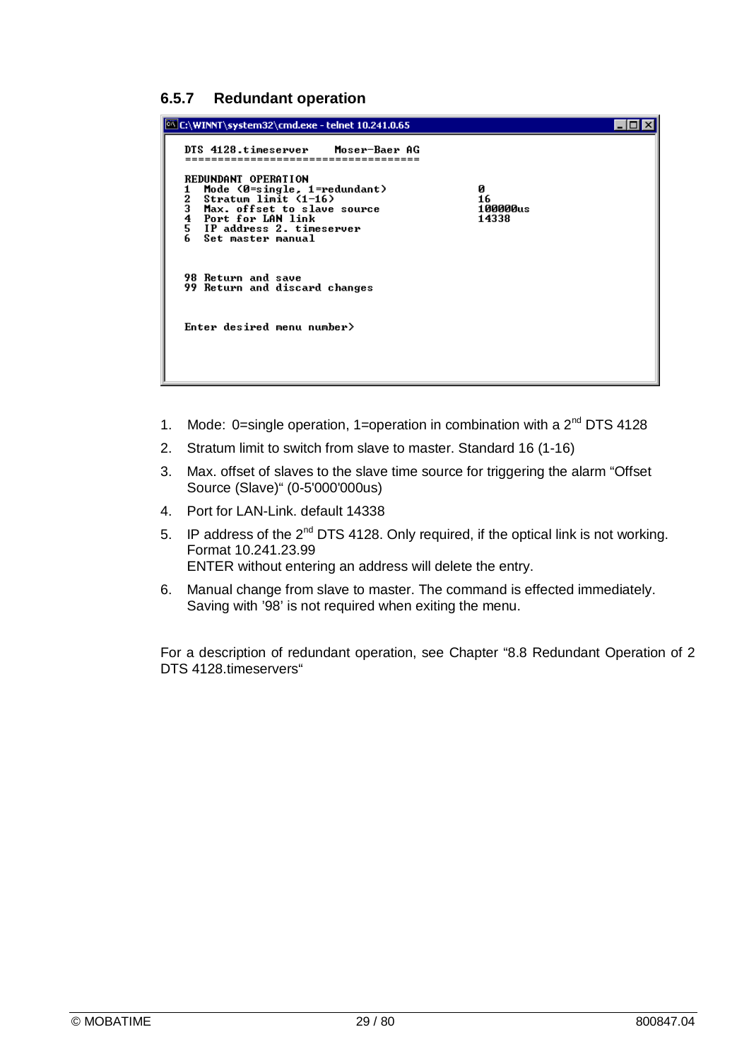### 6.5.7 Redundant operation

```
C:\WINNT\system32\cmd.exe - telnet 10.241.0.65

DTS 4128.timeserver     Moser-Baer AG
=====================================

REDUNDANT OPERATION
1   Mode (0=single, 1=redundant)                    0
2   Stratum limit (1-16)                            16
3   Max. offset to slave source                     100000us
4   Port for LAN link                               14338
5   IP address 2. timeserver
6   Set master manual


98 Return and save
99 Return and discard changes


Enter desired menu number>
```

1. Mode: 0=single operation, 1=operation in combination with a 2nd DTS 4128
2. Stratum limit to switch from slave to master. Standard 16 (1-16)
3. Max. offset of slaves to the slave time source for triggering the alarm “Offset Source (Slave)“ (0-5'000'000us)
4. Port for LAN-Link. default 14338
5. IP address of the 2nd DTS 4128. Only required, if the optical link is not working. Format 10.241.23.99
   ENTER without entering an address will delete the entry.
6. Manual change from slave to master. The command is effected immediately. Saving with '98' is not required when exiting the menu.

For a description of redundant operation, see Chapter “8.8 Redundant Operation of 2 DTS 4128.timeservers“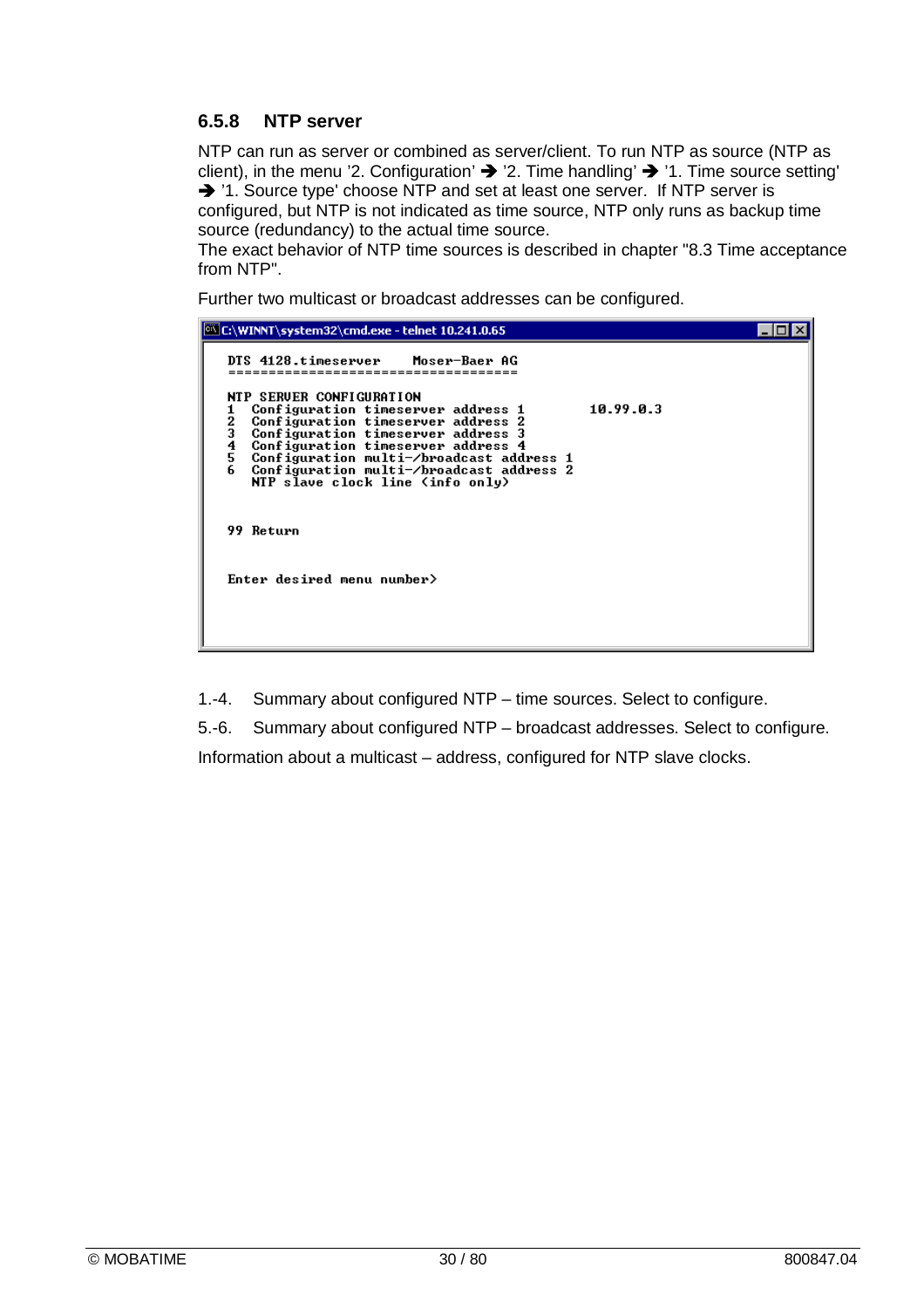### 6.5.8 NTP server

NTP can run as server or combined as server/client. To run NTP as source (NTP as client), in the menu '2. Configuration' ➔ '2. Time handling' ➔ '1. Time source setting' ➔ '1. Source type' choose NTP and set at least one server. If NTP server is configured, but NTP is not indicated as time source, NTP only runs as backup time source (redundancy) to the actual time source.
The exact behavior of NTP time sources is described in chapter "8.3 Time acceptance from NTP".

Further two multicast or broadcast addresses can be configured.

```
C:\WINNT\system32\cmd.exe - telnet 10.241.0.65

DTS 4128.timeserver    Moser-Baer AG
====================================

NTP SERVER CONFIGURATION
1  Configuration timeserver address 1        10.99.0.3
2  Configuration timeserver address 2
3  Configuration timeserver address 3
4  Configuration timeserver address 4
5  Configuration multi-/broadcast address 1
6  Configuration multi-/broadcast address 2
   NTP slave clock line (info only)


99 Return


Enter desired menu number>
```

1.-4. Summary about configured NTP – time sources. Select to configure.

5.-6. Summary about configured NTP – broadcast addresses. Select to configure.

Information about a multicast – address, configured for NTP slave clocks.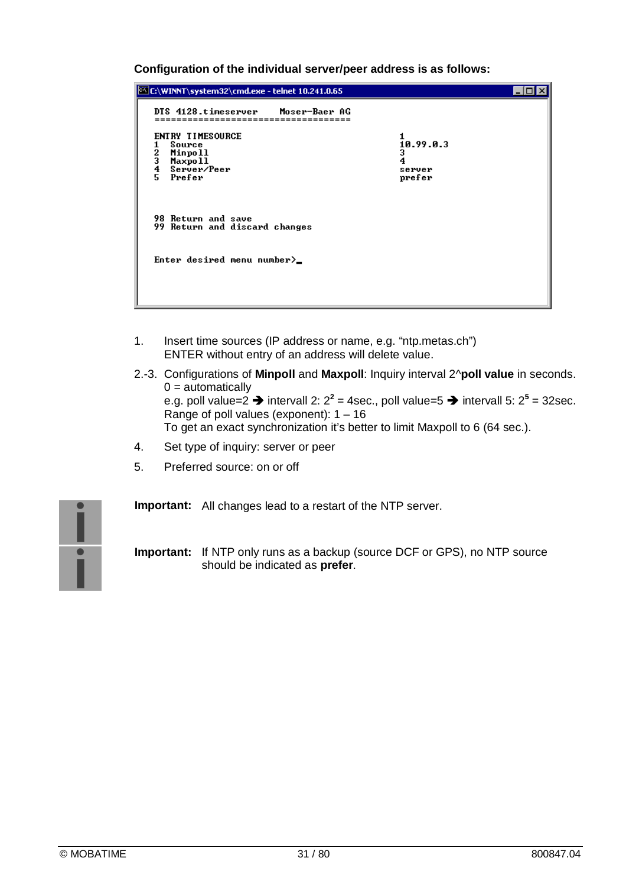**Configuration of the individual server/peer address is as follows:**

```
C:\WINNT\system32\cmd.exe - telnet 10.241.0.65

 DTS 4128.timeserver    Moser-Baer AG
 ==================================

 ENTRY TIMESOURCE                                   1
 1  Source                                          10.99.0.3
 2  Minpoll                                         3
 3  Maxpoll                                         4
 4  Server/Peer                                     server
 5  Prefer                                          prefer



 98 Return and save
 99 Return and discard changes


 Enter desired menu number>_
```

1. Insert time sources (IP address or name, e.g. "ntp.metas.ch")
   ENTER without entry of an address will delete value.

2.-3. Configurations of **Minpoll** and **Maxpoll**: Inquiry interval 2^**poll value** in seconds.
   0 = automatically
   e.g. poll value=2 ➔ intervall 2: $2^2$ = 4sec., poll value=5 ➔ intervall 5: $2^5$ = 32sec.
   Range of poll values (exponent): 1 – 16
   To get an exact synchronization it's better to limit Maxpoll to 6 (64 sec.).

4. Set type of inquiry: server or peer

5. Preferred source: on or off

**Important:** All changes lead to a restart of the NTP server.

**Important:** If NTP only runs as a backup (source DCF or GPS), no NTP source should be indicated as **prefer**.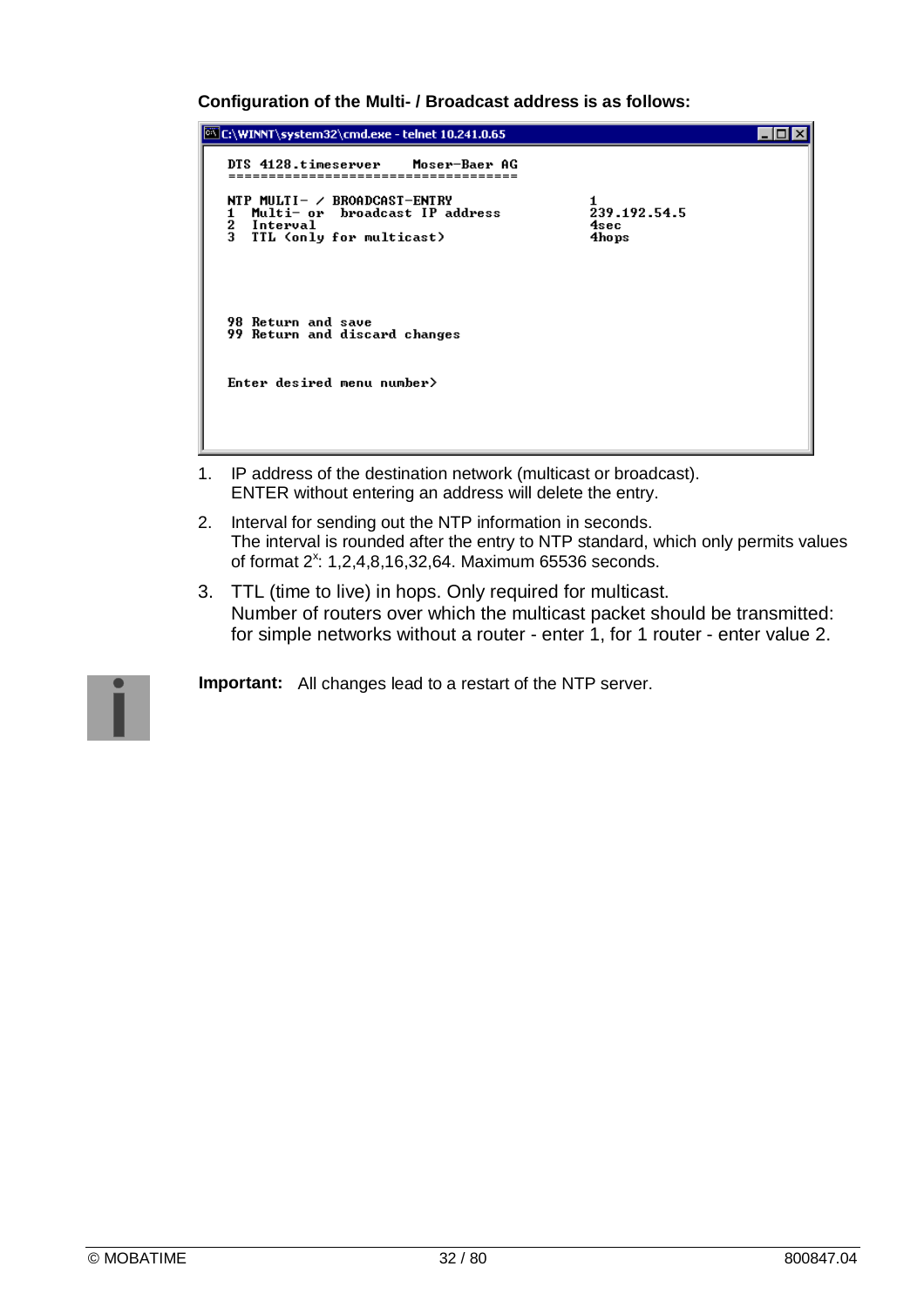**Configuration of the Multi- / Broadcast address is as follows:**

```
C:\WINNT\system32\cmd.exe - telnet 10.241.0.65

DTS 4128.timeserver     Moser-Baer AG
====================================

NTP MULTI- / BROADCAST-ENTRY                          1
1  Multi- or  broadcast IP address                    239.192.54.5
2  Interval                                           4sec
3  TTL (only for multicast)                           4hops




98 Return and save
99 Return and discard changes


Enter desired menu number>
```

1. IP address of the destination network (multicast or broadcast).
   ENTER without entering an address will delete the entry.
2. Interval for sending out the NTP information in seconds.
   The interval is rounded after the entry to NTP standard, which only permits values of format $2^x$: 1,2,4,8,16,32,64. Maximum 65536 seconds.
3. TTL (time to live) in hops. Only required for multicast.
   Number of routers over which the multicast packet should be transmitted: for simple networks without a router - enter 1, for 1 router - enter value 2.

**Important:** All changes lead to a restart of the NTP server.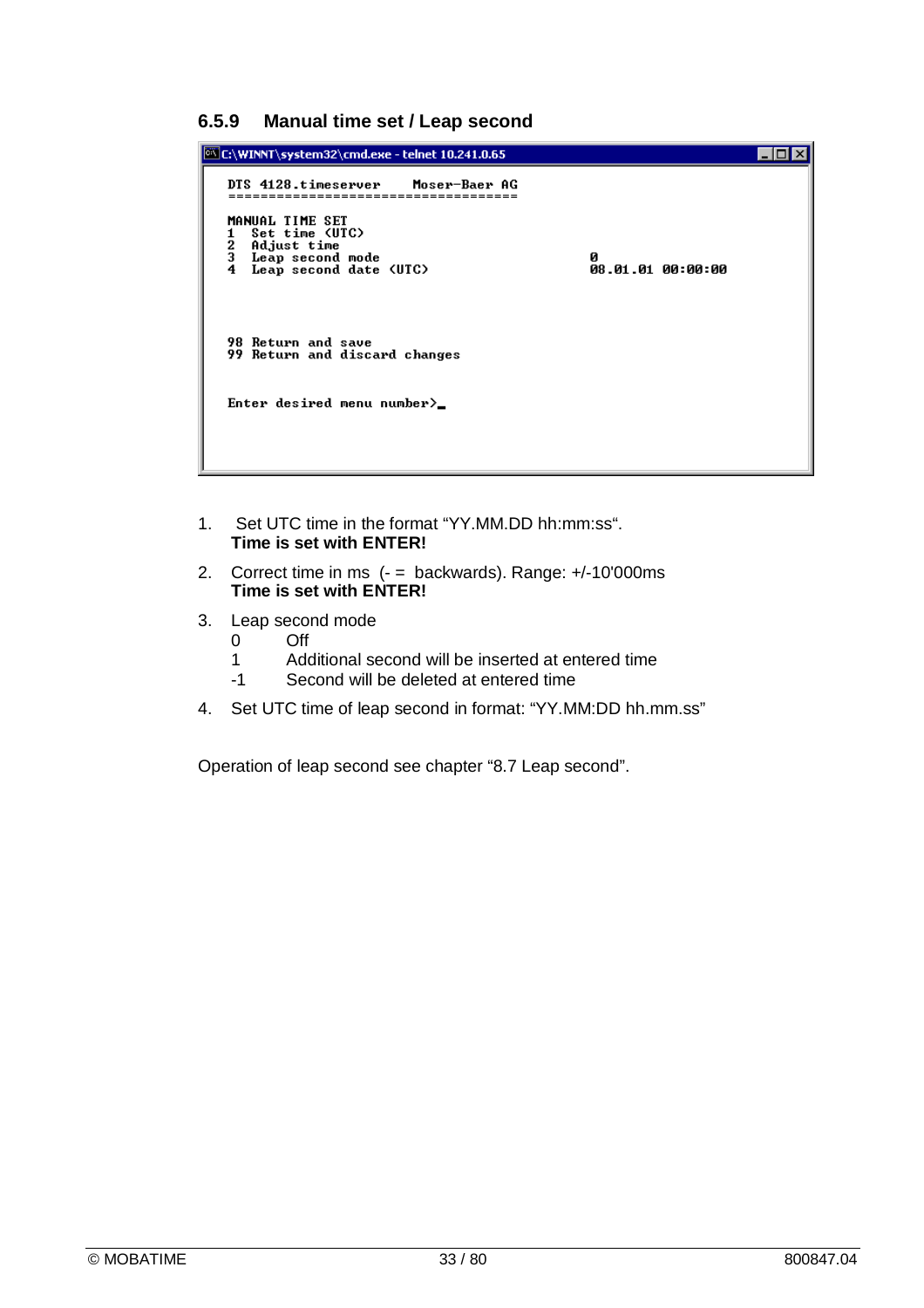### 6.5.9 Manual time set / Leap second

```
C:\WINNT\system32\cmd.exe - telnet 10.241.0.65

DTS 4128.timeserver     Moser-Baer AG
====================================

MANUAL TIME SET
1   Set time (UTC)
2   Adjust time
3   Leap second mode                                  0
4   Leap second date (UTC)                            08.01.01 00:00:00



98 Return and save
99 Return and discard changes


Enter desired menu number>_
```

1. Set UTC time in the format “YY.MM.DD hh:mm:ss“.
   **Time is set with ENTER!**
2. Correct time in ms (- = backwards). Range: +/-10'000ms
   **Time is set with ENTER!**
3. Leap second mode
   - 0 Off
   - 1 Additional second will be inserted at entered time
   - -1 Second will be deleted at entered time
4. Set UTC time of leap second in format: “YY.MM:DD hh.mm.ss”

Operation of leap second see chapter “8.7 Leap second”.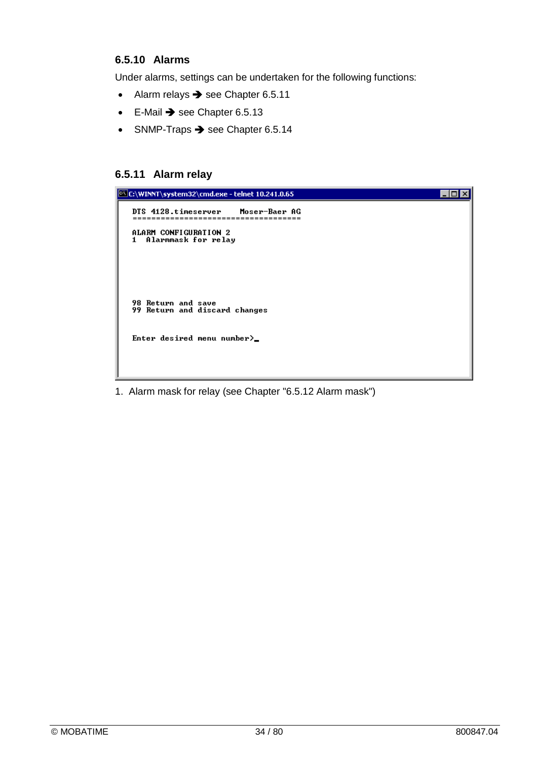### 6.5.10 Alarms

Under alarms, settings can be undertaken for the following functions:

- Alarm relays ➔ see Chapter 6.5.11
- E-Mail ➔ see Chapter 6.5.13
- SNMP-Traps ➔ see Chapter 6.5.14

### 6.5.11 Alarm relay

```
C:\WINNT\system32\cmd.exe - telnet 10.241.0.65

DTS 4128.timeserver    Moser-Baer AG
====================================

ALARM CONFIGURATION 2
1  Alarmmask for relay






98 Return and save
99 Return and discard changes


Enter desired menu number>_
```

1. Alarm mask for relay (see Chapter "6.5.12 Alarm mask")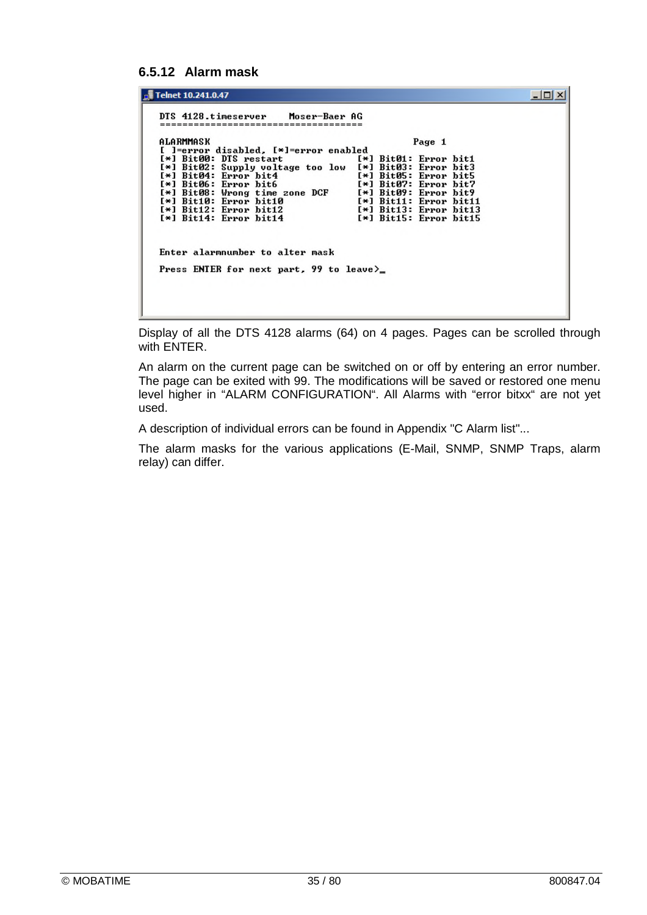### 6.5.12 Alarm mask

```
Telnet 10.241.0.47

DTS 4128.timeserver     Moser-Baer AG
====================================

ALARMMASK                                     Page 1
[ ]=error disabled, [*]=error enabled
[*] Bit00: DTS restart              [*] Bit01: Error bit1
[*] Bit02: Supply voltage too low   [*] Bit03: Error bit3
[*] Bit04: Error bit4               [*] Bit05: Error bit5
[*] Bit06: Error bit6               [*] Bit07: Error bit7
[*] Bit08: Wrong time zone DCF      [*] Bit09: Error bit9
[*] Bit10: Error bit10              [*] Bit11: Error bit11
[*] Bit12: Error bit12              [*] Bit13: Error bit13
[*] Bit14: Error bit14              [*] Bit15: Error bit15


Enter alarmnumber to alter mask

Press ENTER for next part, 99 to leave>_
```

Display of all the DTS 4128 alarms (64) on 4 pages. Pages can be scrolled through with ENTER.

An alarm on the current page can be switched on or off by entering an error number. The page can be exited with 99. The modifications will be saved or restored one menu level higher in “ALARM CONFIGURATION“. All Alarms with “error bitxx“ are not yet used.

A description of individual errors can be found in Appendix "C Alarm list"...

The alarm masks for the various applications (E-Mail, SNMP, SNMP Traps, alarm relay) can differ.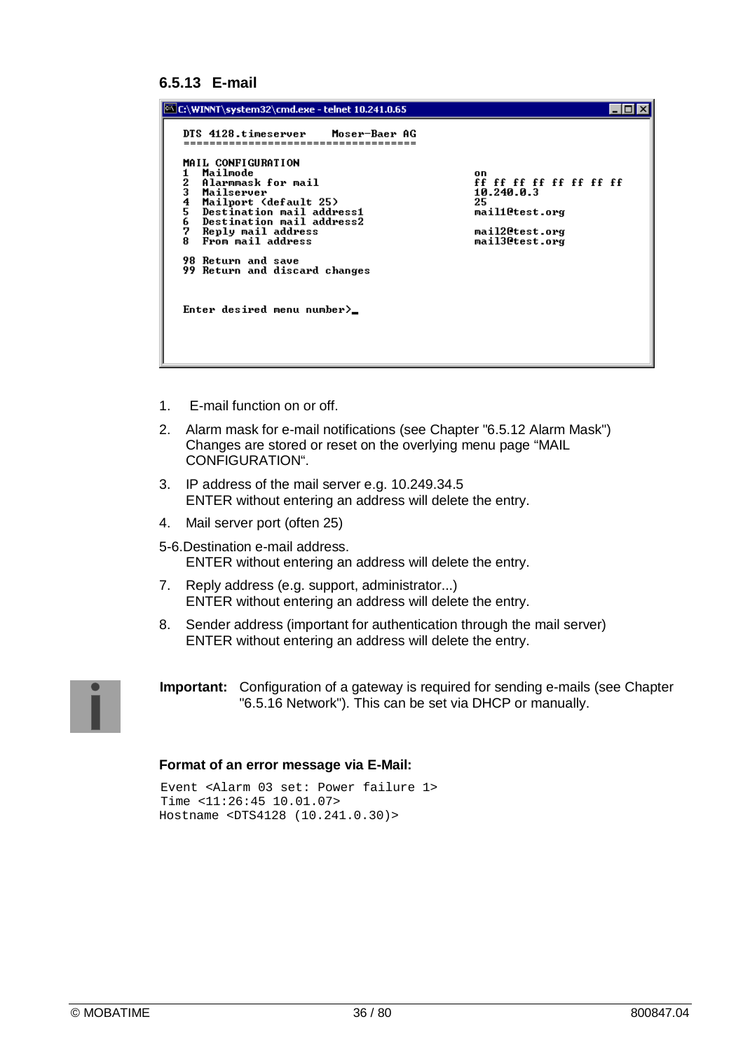### 6.5.13 E-mail

```
C:\WINNT\system32\cmd.exe - telnet 10.241.0.65

DTS 4128.timeserver     Moser-Baer AG
====================================

MAIL CONFIGURATION
1  Mailmode                                          on
2  Alarmmask for mail                                ff ff ff ff ff ff ff ff
3  Mailserver                                        10.240.0.3
4  Mailport (default 25)                             25
5  Destination mail address1                         mail1@test.org
6  Destination mail address2
7  Reply mail address                                mail2@test.org
8  From mail address                                 mail3@test.org

98 Return and save
99 Return and discard changes


Enter desired menu number>_
```

1. E-mail function on or off.
2. Alarm mask for e-mail notifications (see Chapter "6.5.12 Alarm Mask")
   Changes are stored or reset on the overlying menu page “MAIL CONFIGURATION“.
3. IP address of the mail server e.g. 10.249.34.5
   ENTER without entering an address will delete the entry.
4. Mail server port (often 25)

5-6. Destination e-mail address.
   ENTER without entering an address will delete the entry.

7. Reply address (e.g. support, administrator...)
   ENTER without entering an address will delete the entry.
8. Sender address (important for authentication through the mail server)
   ENTER without entering an address will delete the entry.

**Important:** Configuration of a gateway is required for sending e-mails (see Chapter "6.5.16 Network"). This can be set via DHCP or manually.

**Format of an error message via E-Mail:**

```
Event <Alarm 03 set: Power failure 1>
Time <11:26:45 10.01.07>
Hostname <DTS4128 (10.241.0.30)>
```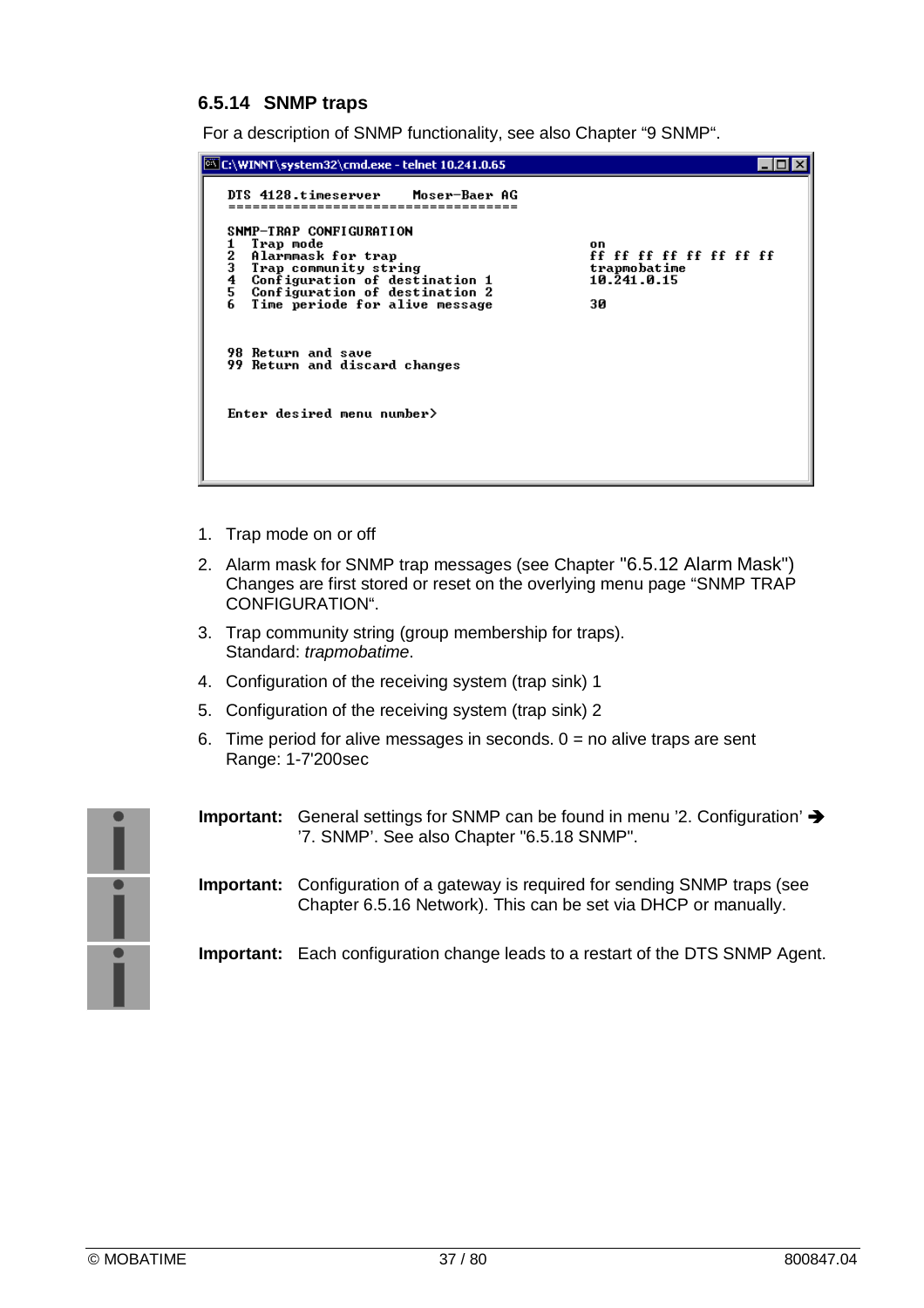### 6.5.14 SNMP traps

For a description of SNMP functionality, see also Chapter “9 SNMP“.

```
C:\WINNT\system32\cmd.exe - telnet 10.241.0.65

DTS 4128.timeserver     Moser-Baer AG
====================================

SNMP-TRAP CONFIGURATION
1  Trap mode                                     on
2  Alarmmask for trap                            ff ff ff ff ff ff ff ff
3  Trap community string                         trapmobatime
4  Configuration of destination 1               10.241.0.15
5  Configuration of destination 2
6  Time periode for alive message               30


98 Return and save
99 Return and discard changes


Enter desired menu number>
```

1. Trap mode on or off
2. Alarm mask for SNMP trap messages (see Chapter "6.5.12 Alarm Mask")
   Changes are first stored or reset on the overlying menu page “SNMP TRAP CONFIGURATION“.
3. Trap community string (group membership for traps).
   Standard: *trapmobatime*.
4. Configuration of the receiving system (trap sink) 1
5. Configuration of the receiving system (trap sink) 2
6. Time period for alive messages in seconds. 0 = no alive traps are sent
   Range: 1-7'200sec

**Important:** General settings for SNMP can be found in menu '2. Configuration' ➔ '7. SNMP'. See also Chapter "6.5.18 SNMP".

**Important:** Configuration of a gateway is required for sending SNMP traps (see Chapter 6.5.16 Network). This can be set via DHCP or manually.

**Important:** Each configuration change leads to a restart of the DTS SNMP Agent.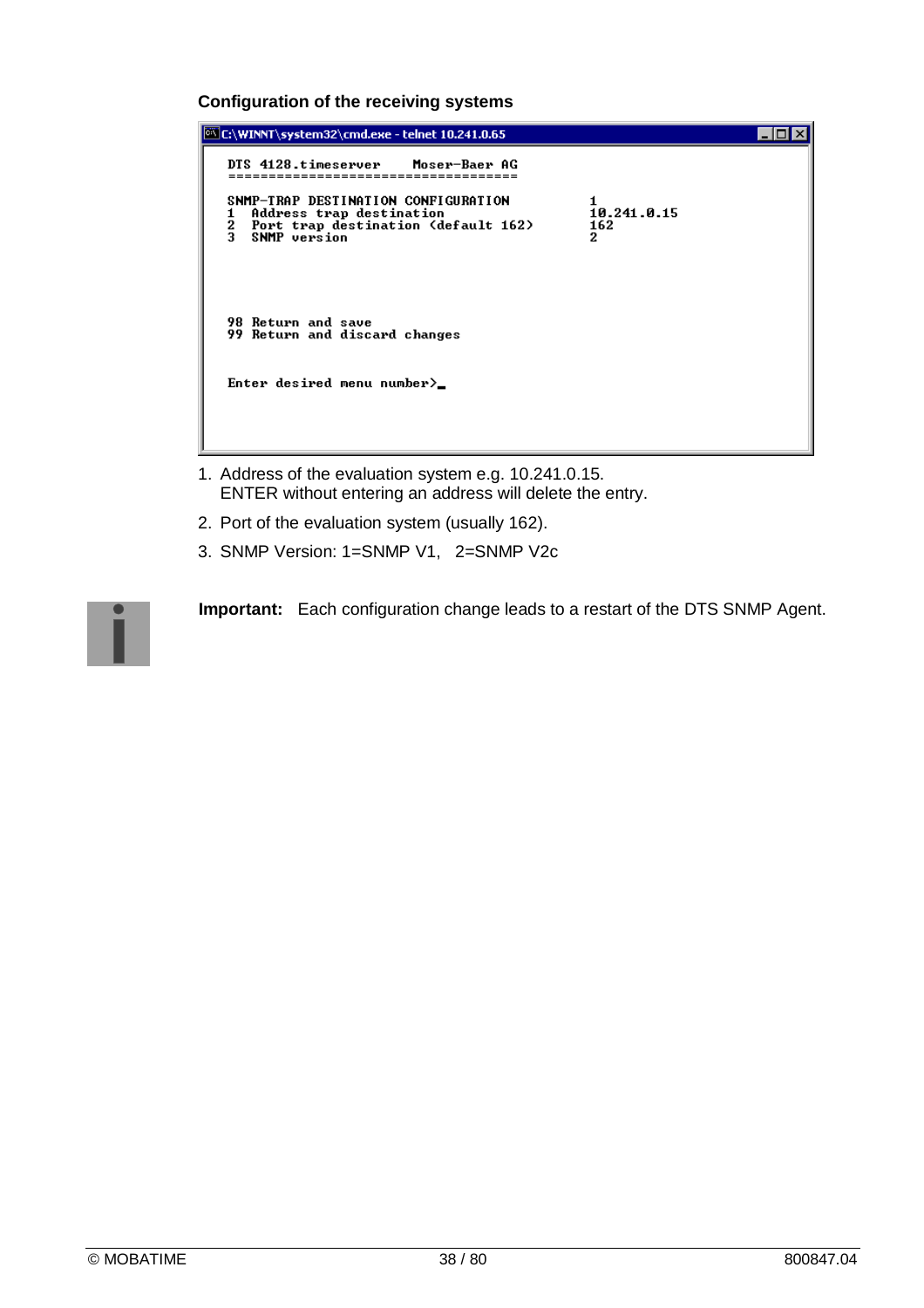**Configuration of the receiving systems**

```
C:\WINNT\system32\cmd.exe - telnet 10.241.0.65

DTS 4128.timeserver    Moser-Baer AG
====================================

SNMP-TRAP DESTINATION CONFIGURATION            1
1  Address trap destination                    10.241.0.15
2  Port trap destination (default 162)         162
3  SNMP version                                2




98 Return and save
99 Return and discard changes


Enter desired menu number>_
```

1. Address of the evaluation system e.g. 10.241.0.15.
   ENTER without entering an address will delete the entry.
2. Port of the evaluation system (usually 162).
3. SNMP Version: 1=SNMP V1, 2=SNMP V2c

**Important:** Each configuration change leads to a restart of the DTS SNMP Agent.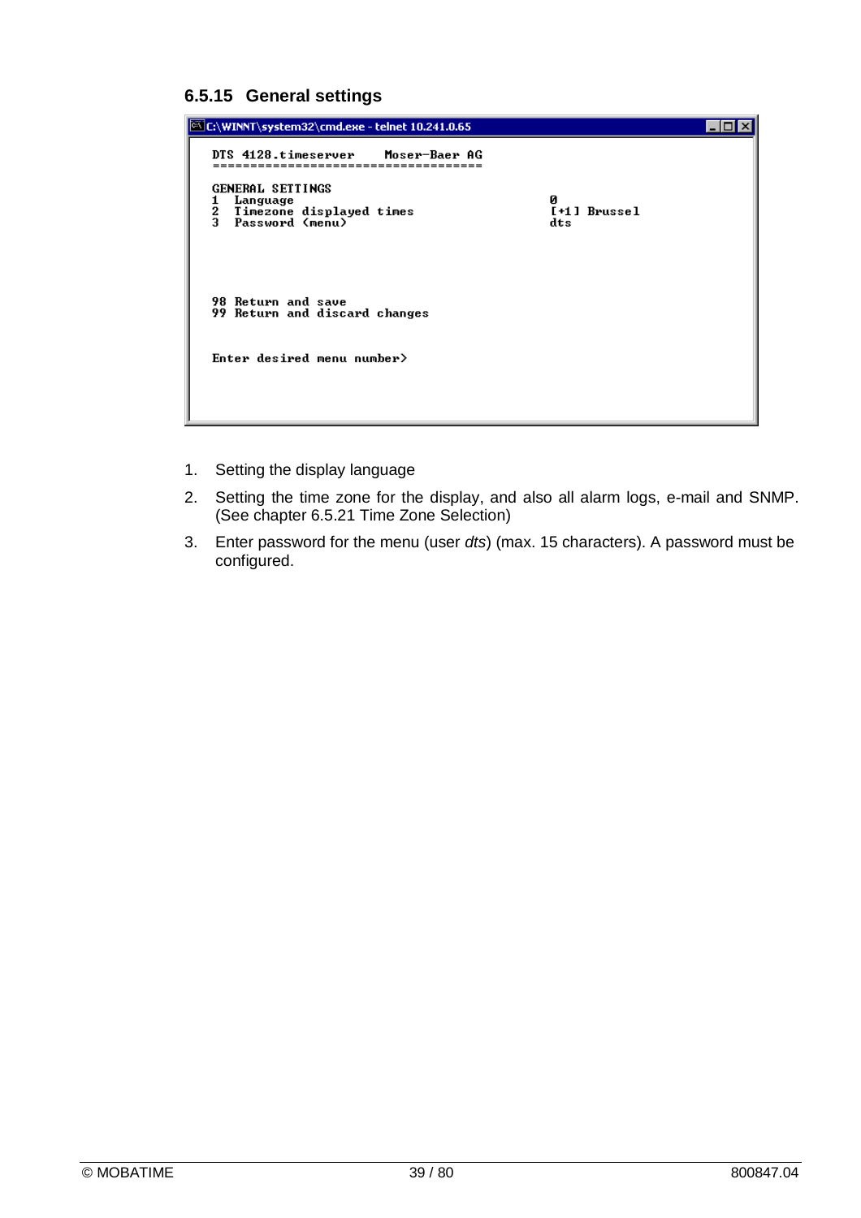### 6.5.15 General settings

```
C:\WINNT\system32\cmd.exe - telnet 10.241.0.65

DTS 4128.timeserver     Moser-Baer AG
====================================

GENERAL SETTINGS
1  Language                                          0
2  Timezone displayed times                          [+1] Brussel
3  Password (menu)                                   dts




98 Return and save
99 Return and discard changes


Enter desired menu number>
```

1. Setting the display language
2. Setting the time zone for the display, and also all alarm logs, e-mail and SNMP. (See chapter 6.5.21 Time Zone Selection)
3. Enter password for the menu (user *dts*) (max. 15 characters). A password must be configured.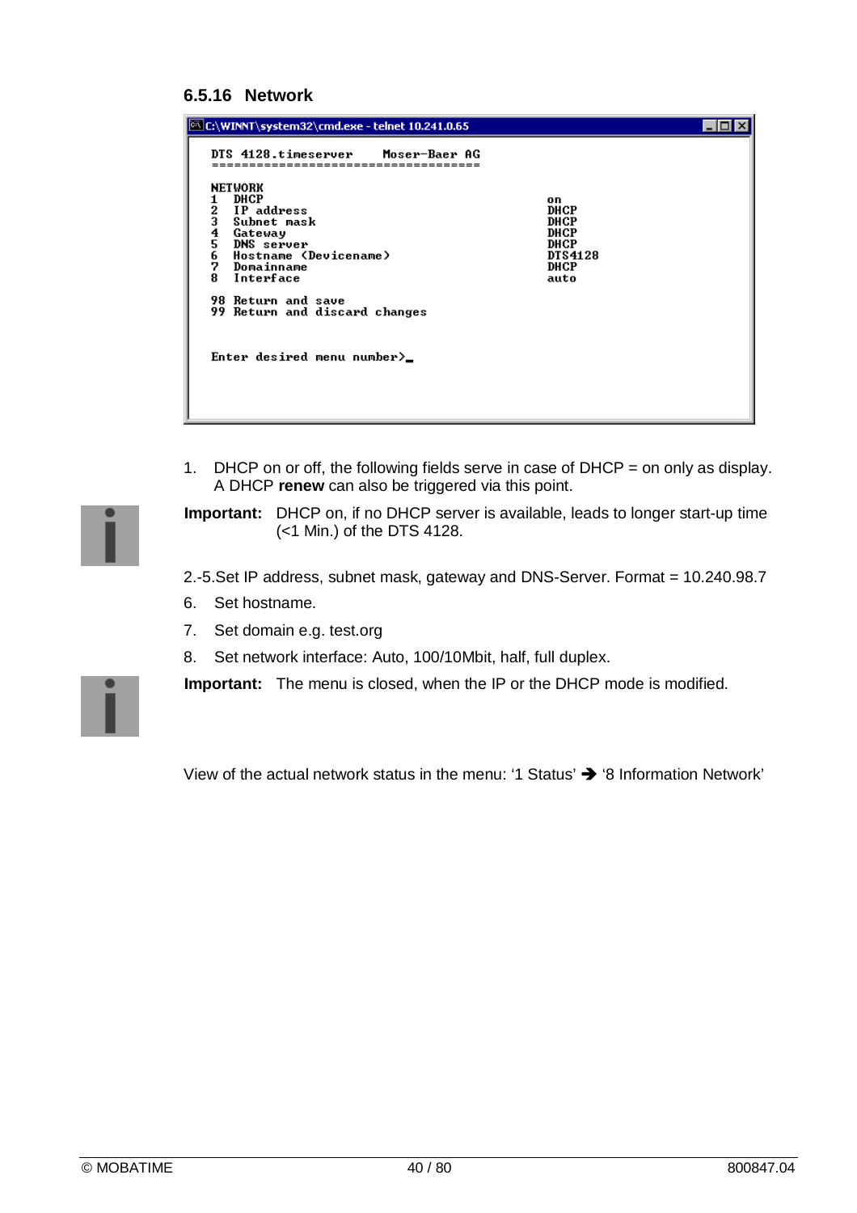### 6.5.16 Network

```
C:\WINNT\system32\cmd.exe - telnet 10.241.0.65

 DTS 4128.timeserver     Moser-Baer AG
 ===================================

 NETWORK
 1   DHCP                                              on
 2   IP address                                        DHCP
 3   Subnet mask                                       DHCP
 4   Gateway                                           DHCP
 5   DNS server                                        DHCP
 6   Hostname (Devicename)                             DTS4128
 7   Domainname                                        DHCP
 8   Interface                                         auto

 98 Return and save
 99 Return and discard changes


 Enter desired menu number>_
```

1. DHCP on or off, the following fields serve in case of DHCP = on only as display. A DHCP **renew** can also be triggered via this point.

**Important:** DHCP on, if no DHCP server is available, leads to longer start-up time (<1 Min.) of the DTS 4128.

2.-5.Set IP address, subnet mask, gateway and DNS-Server. Format = 10.240.98.7

6. Set hostname.
7. Set domain e.g. test.org
8. Set network interface: Auto, 100/10Mbit, half, full duplex.

**Important:** The menu is closed, when the IP or the DHCP mode is modified.

View of the actual network status in the menu: '1 Status' ➔ '8 Information Network'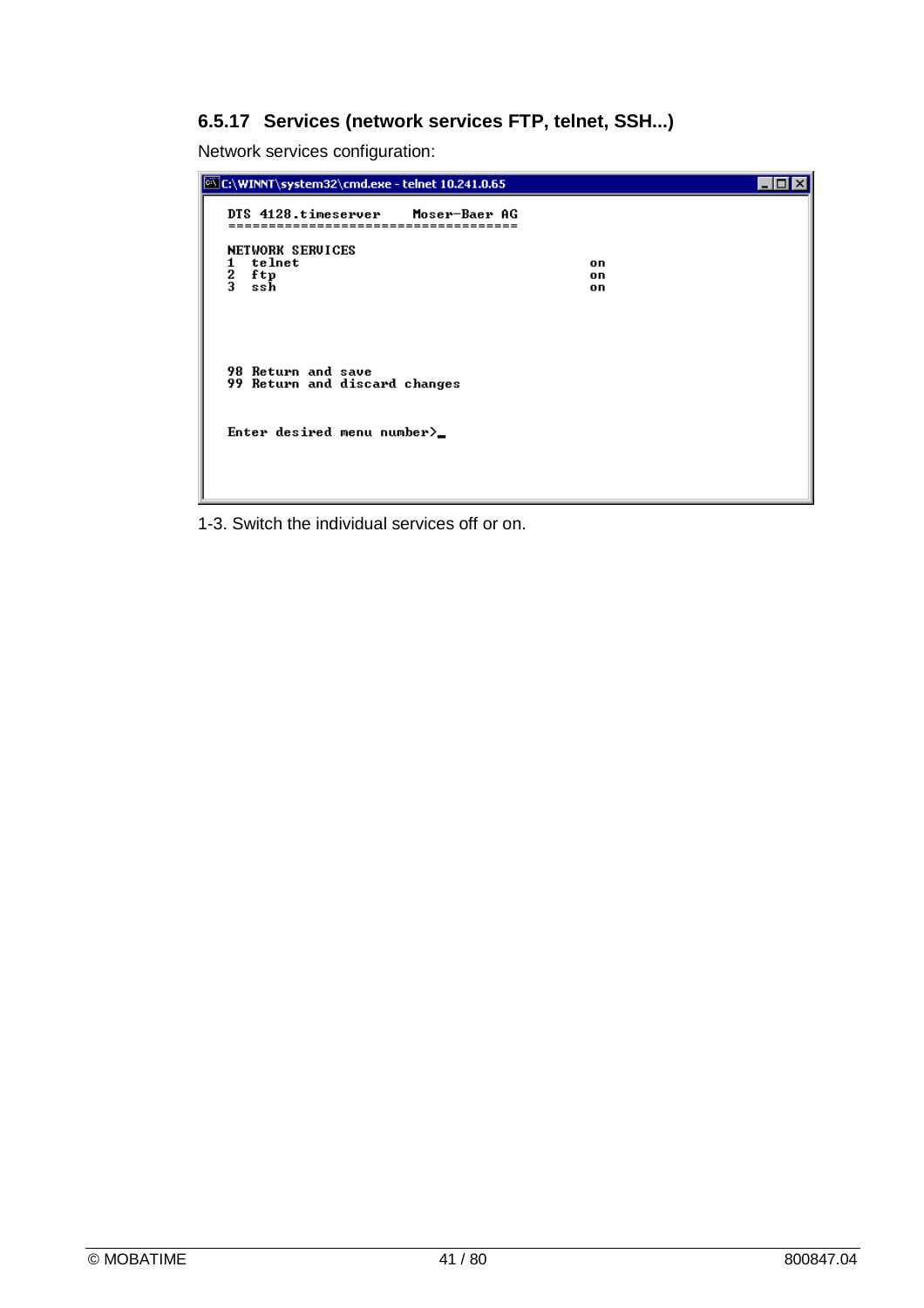### 6.5.17 Services (network services FTP, telnet, SSH...)

Network services configuration:

```
C:\WINNT\system32\cmd.exe - telnet 10.241.0.65

DTS 4128.timeserver    Moser-Baer AG
====================================

NETWORK SERVICES
1  telnet                                             on
2  ftp                                                on
3  ssh                                                on




98 Return and save
99 Return and discard changes


Enter desired menu number>_
```

1-3. Switch the individual services off or on.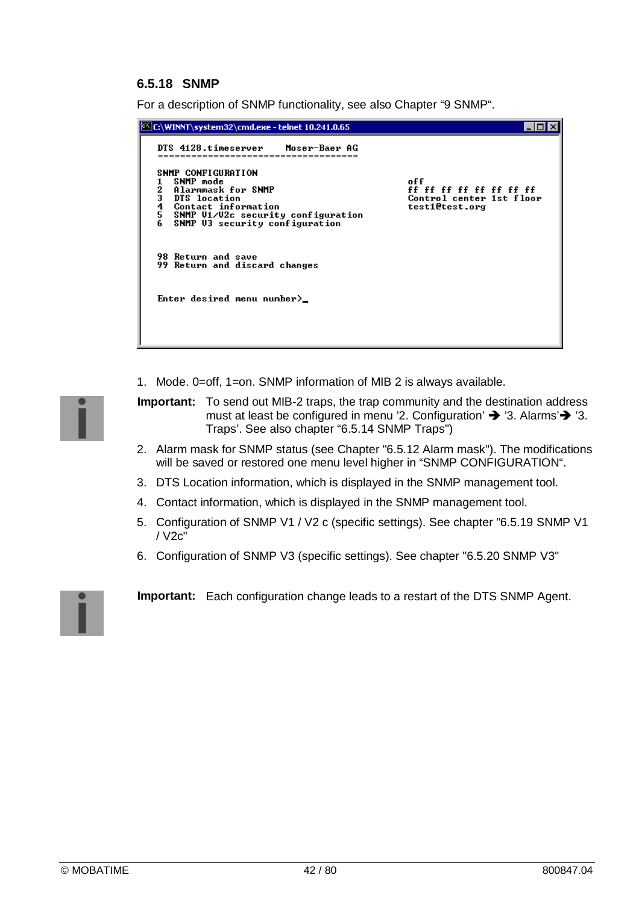### 6.5.18 SNMP

For a description of SNMP functionality, see also Chapter "9 SNMP".

```
C:\WINNT\system32\cmd.exe - telnet 10.241.0.65

 DTS 4128.timeserver    Moser-Baer AG
 ====================================

 SNMP CONFIGURATION
 1  SNMP mode                                        off
 2  Alarmmask for SNMP                               ff ff ff ff ff ff ff ff
 3  DTS location                                     Control center 1st floor
 4  Contact information                              test1@test.org
 5  SNMP V1/V2c security configuration
 6  SNMP V3 security configuration


 98 Return and save
 99 Return and discard changes


 Enter desired menu number>_
```

1. Mode. 0=off, 1=on. SNMP information of MIB 2 is always available.

**Important:** To send out MIB-2 traps, the trap community and the destination address must at least be configured in menu '2. Configuration' ➔ '3. Alarms'➔ '3. Traps'. See also chapter "6.5.14 SNMP Traps")

2. Alarm mask for SNMP status (see Chapter "6.5.12 Alarm mask"). The modifications will be saved or restored one menu level higher in "SNMP CONFIGURATION".
3. DTS Location information, which is displayed in the SNMP management tool.
4. Contact information, which is displayed in the SNMP management tool.
5. Configuration of SNMP V1 / V2 c (specific settings). See chapter "6.5.19 SNMP V1 / V2c"
6. Configuration of SNMP V3 (specific settings). See chapter "6.5.20 SNMP V3"

**Important:** Each configuration change leads to a restart of the DTS SNMP Agent.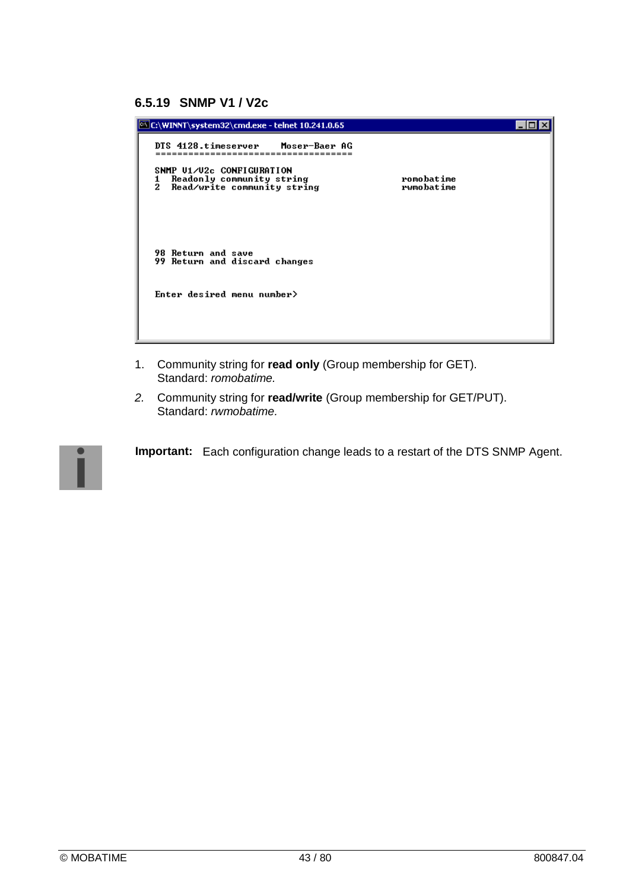### 6.5.19 SNMP V1 / V2c

```
C:\WINNT\system32\cmd.exe - telnet 10.241.0.65

DTS 4128.timeserver     Moser-Baer AG
=====================================

SNMP V1/V2c CONFIGURATION
1  Readonly community string                    romobatime
2  Read/write community string                  rwmobatime




98 Return and save
99 Return and discard changes


Enter desired menu number>
```

1. Community string for **read only** (Group membership for GET).
   Standard: *romobatime.*
2. Community string for **read/write** (Group membership for GET/PUT).
   Standard: *rwmobatime.*

**Important:** Each configuration change leads to a restart of the DTS SNMP Agent.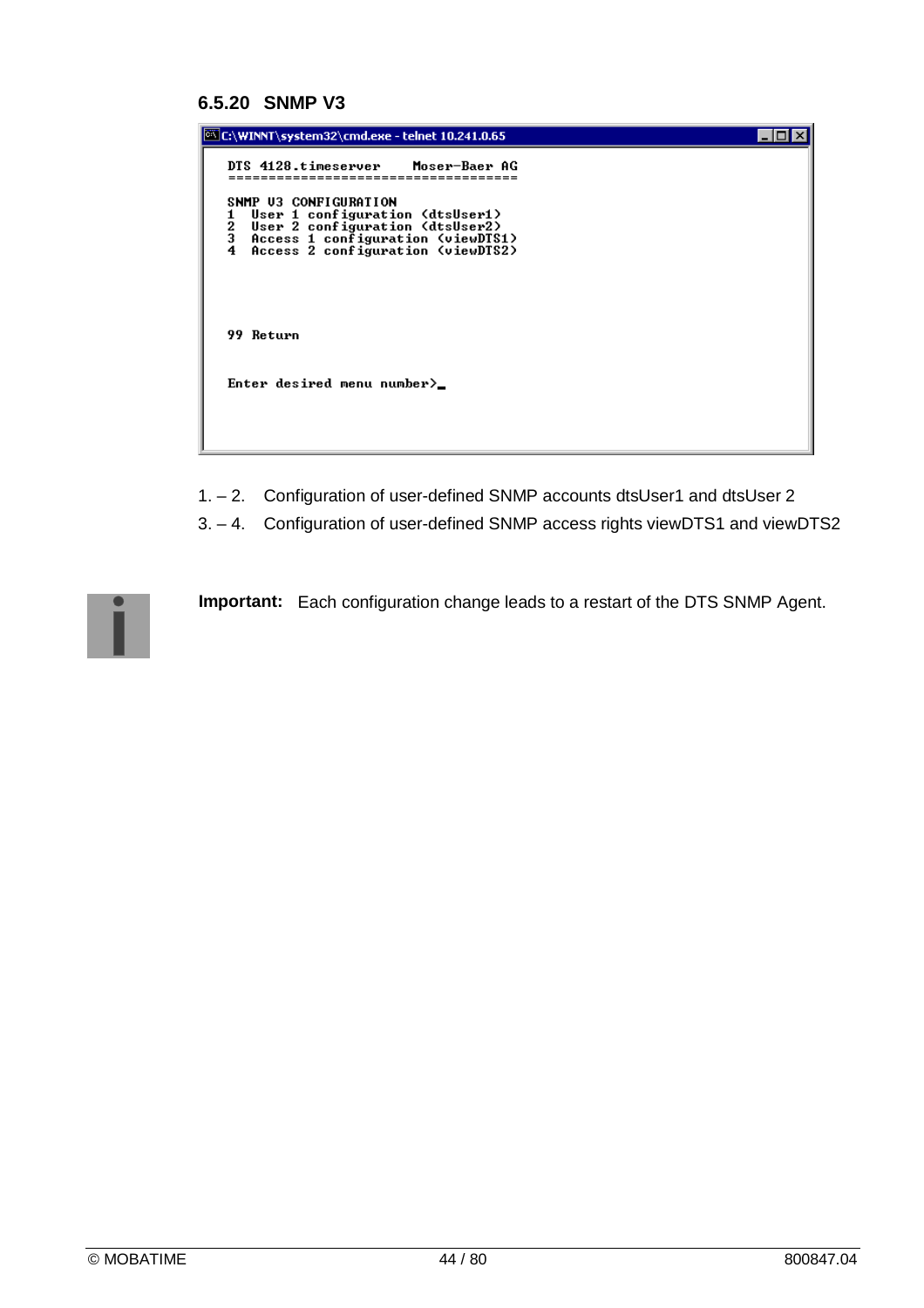### 6.5.20 SNMP V3

```
C:\WINNT\system32\cmd.exe - telnet 10.241.0.65

DTS 4128.timeserver    Moser-Baer AG
====================================

SNMP V3 CONFIGURATION
1  User 1 configuration (dtsUser1)
2  User 2 configuration (dtsUser2)
3  Access 1 configuration (viewDTS1)
4  Access 2 configuration (viewDTS2)




99 Return


Enter desired menu number>_
```

1. – 2. Configuration of user-defined SNMP accounts dtsUser1 and dtsUser 2

3. – 4. Configuration of user-defined SNMP access rights viewDTS1 and viewDTS2

**Important:** Each configuration change leads to a restart of the DTS SNMP Agent.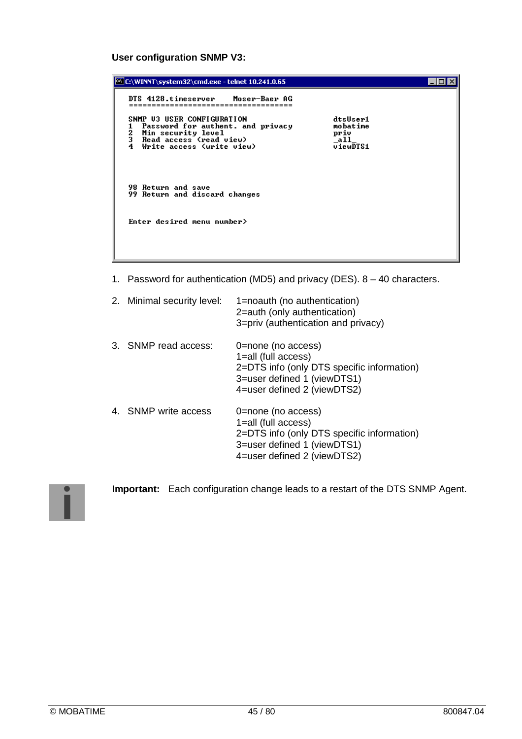**User configuration SNMP V3:**

```
C:\WINNT\system32\cmd.exe - telnet 10.241.0.65

 DTS 4128.timeserver     Moser-Baer AG
 ===================================

 SNMP V3 USER CONFIGURATION                        dtsUser1
 1  Password for authent. and privacy              mobatime
 2  Min security level                             priv
 3  Read access (read view)                        _all_
 4  Write access (write view)                      viewDTS1



 98 Return and save
 99 Return and discard changes


 Enter desired menu number>
```

1. Password for authentication (MD5) and privacy (DES). 8 – 40 characters.

2. Minimal security level:
   - 1=noauth (no authentication)
   - 2=auth (only authentication)
   - 3=priv (authentication and privacy)

3. SNMP read access:
   - 0=none (no access)
   - 1=all (full access)
   - 2=DTS info (only DTS specific information)
   - 3=user defined 1 (viewDTS1)
   - 4=user defined 2 (viewDTS2)

4. SNMP write access
   - 0=none (no access)
   - 1=all (full access)
   - 2=DTS info (only DTS specific information)
   - 3=user defined 1 (viewDTS1)
   - 4=user defined 2 (viewDTS2)

**Important:** Each configuration change leads to a restart of the DTS SNMP Agent.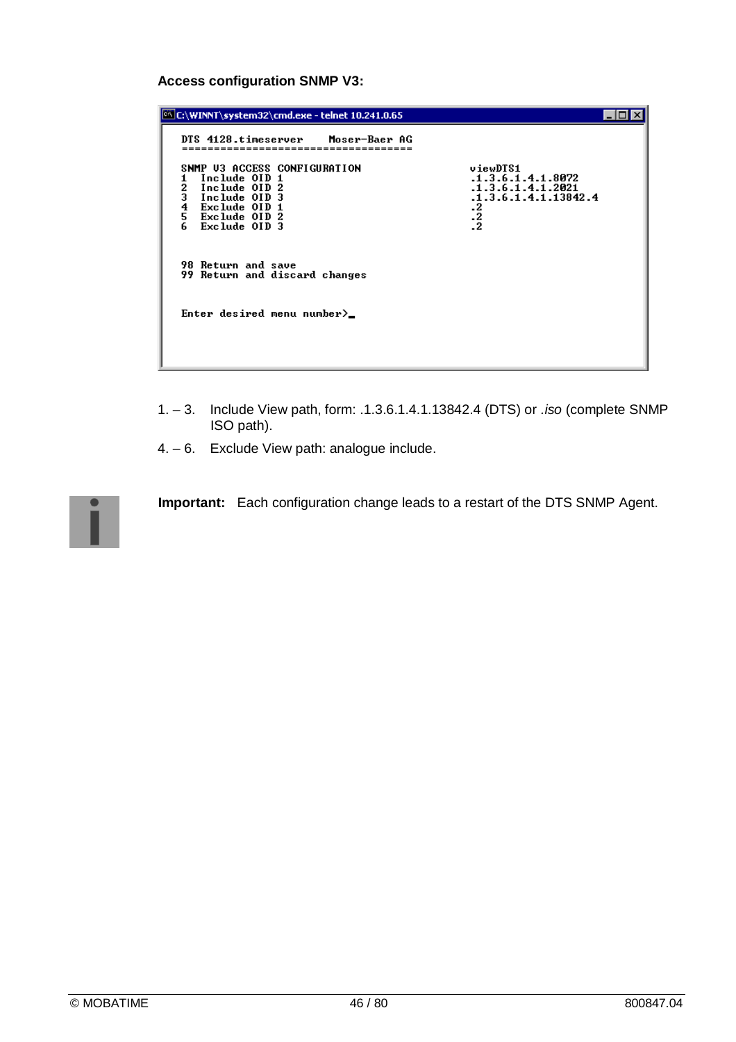**Access configuration SNMP V3:**

```
C:\WINNT\system32\cmd.exe - telnet 10.241.0.65

DTS 4128.timeserver     Moser-Baer AG
====================================

SNMP V3 ACCESS CONFIGURATION                    viewDTS1
1   Include OID 1                               .1.3.6.1.4.1.8072
2   Include OID 2                               .1.3.6.1.4.1.2021
3   Include OID 3                               .1.3.6.1.4.1.13842.4
4   Exclude OID 1                               .2
5   Exclude OID 2                               .2
6   Exclude OID 3                               .2


98 Return and save
99 Return and discard changes


Enter desired menu number>_
```

1. – 3. Include View path, form: .1.3.6.1.4.1.13842.4 (DTS) or *.iso* (complete SNMP ISO path).

4. – 6. Exclude View path: analogue include.

**Important:** Each configuration change leads to a restart of the DTS SNMP Agent.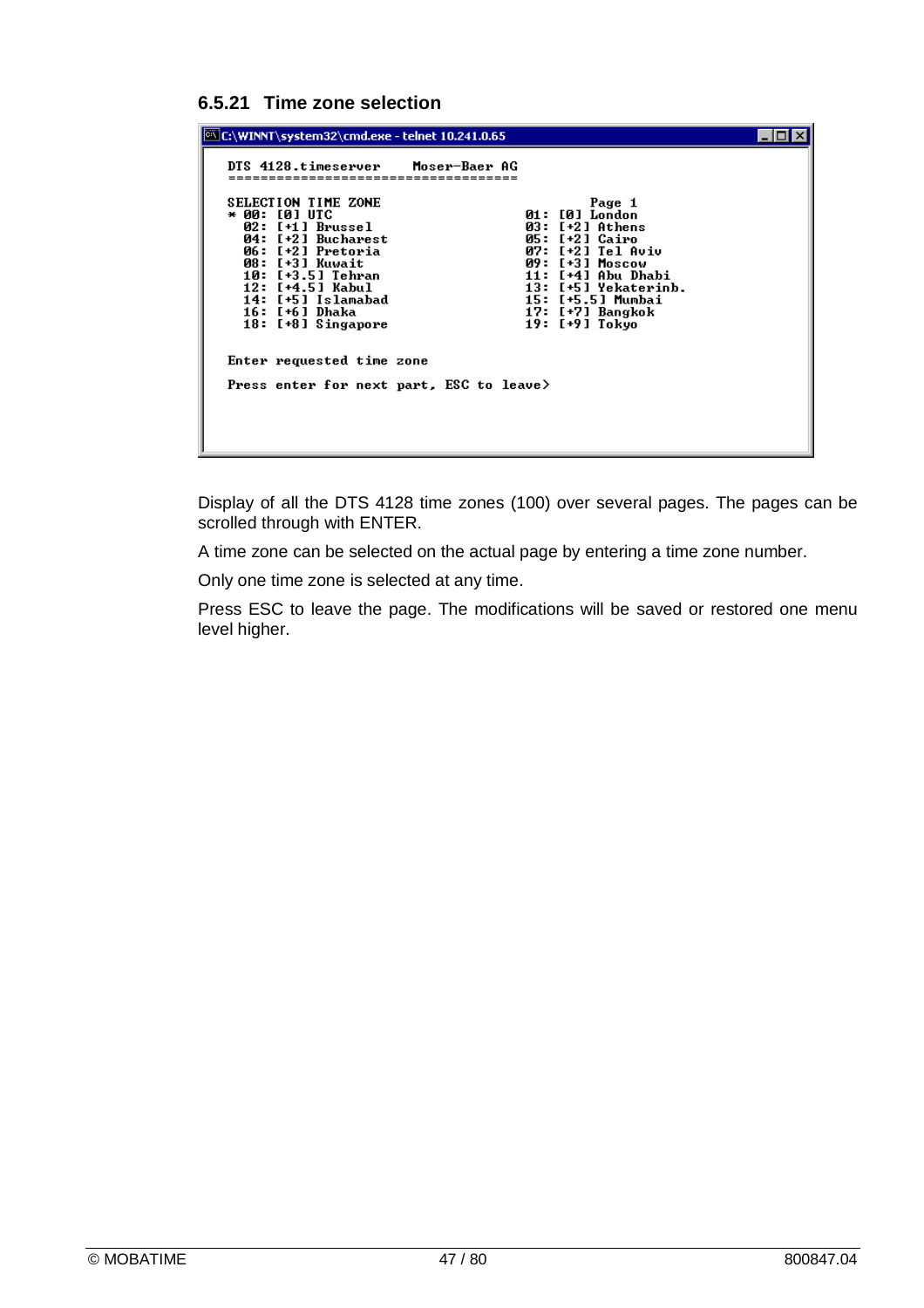### 6.5.21 Time zone selection

```
C:\WINNT\system32\cmd.exe - telnet 10.241.0.65

DTS 4128.timeserver     Moser-Baer AG
====================================

SELECTION TIME ZONE                          Page 1
* 00: [0] UTC                          01: [0] London
  02: [+1] Brussel                     03: [+2] Athens
  04: [+2] Bucharest                   05: [+2] Cairo
  06: [+2] Pretoria                    07: [+2] Tel Aviv
  08: [+3] Kuwait                      09: [+3] Moscow
  10: [+3.5] Tehran                    11: [+4] Abu Dhabi
  12: [+4.5] Kabul                     13: [+5] Yekaterinb.
  14: [+5] Islamabad                   15: [+5.5] Mumbai
  16: [+6] Dhaka                       17: [+7] Bangkok
  18: [+8] Singapore                   19: [+9] Tokyo

Enter requested time zone

Press enter for next part, ESC to leave>
```

Display of all the DTS 4128 time zones (100) over several pages. The pages can be scrolled through with ENTER.

A time zone can be selected on the actual page by entering a time zone number.

Only one time zone is selected at any time.

Press ESC to leave the page. The modifications will be saved or restored one menu level higher.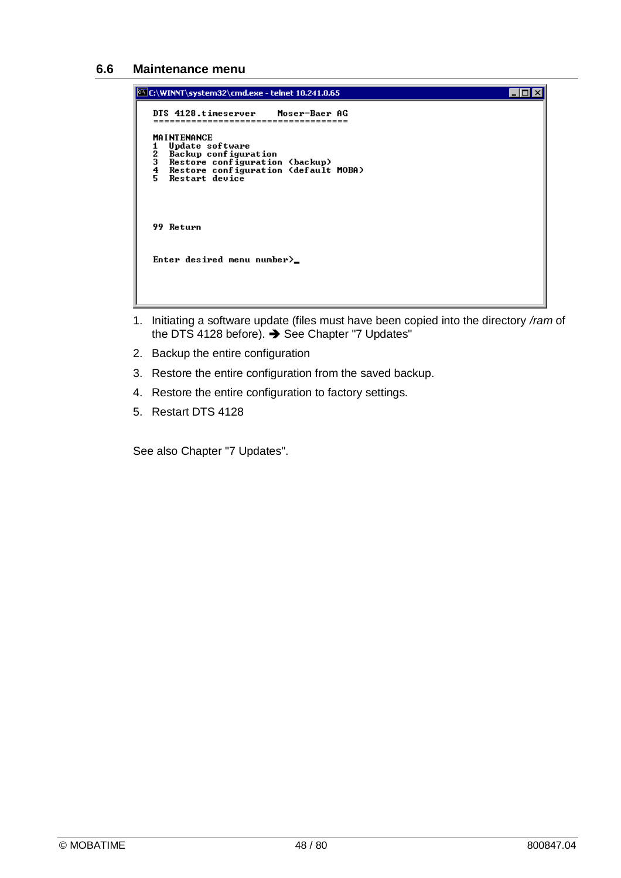## 6.6 Maintenance menu

```
C:\WINNT\system32\cmd.exe - telnet 10.241.0.65

DTS 4128.timeserver     Moser-Baer AG
====================================

MAINTENANCE
1  Update software
2  Backup configuration
3  Restore configuration (backup)
4  Restore configuration (default MOBA)
5  Restart device




99 Return


Enter desired menu number>_
```

1. Initiating a software update (files must have been copied into the directory */ram* of the DTS 4128 before). ➔ See Chapter "7 Updates"
2. Backup the entire configuration
3. Restore the entire configuration from the saved backup.
4. Restore the entire configuration to factory settings.
5. Restart DTS 4128

See also Chapter "7 Updates".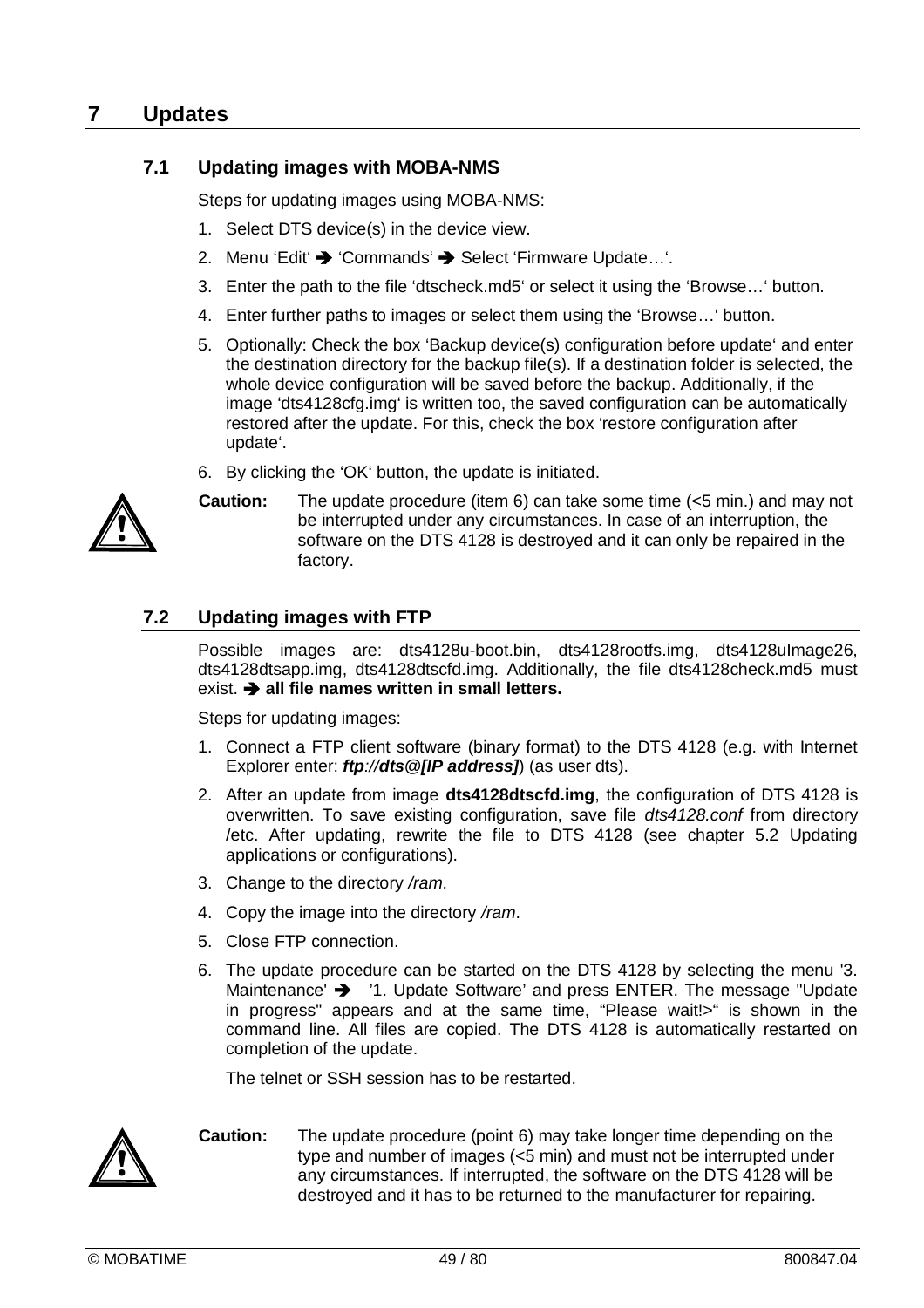# 7 Updates

## 7.1 Updating images with MOBA-NMS

Steps for updating images using MOBA-NMS:

1. Select DTS device(s) in the device view.
2. Menu 'Edit' ➔ 'Commands' ➔ Select 'Firmware Update…'.
3. Enter the path to the file 'dtscheck.md5' or select it using the 'Browse…' button.
4. Enter further paths to images or select them using the 'Browse…' button.
5. Optionally: Check the box 'Backup device(s) configuration before update' and enter the destination directory for the backup file(s). If a destination folder is selected, the whole device configuration will be saved before the backup. Additionally, if the image 'dts4128cfg.img' is written too, the saved configuration can be automatically restored after the update. For this, check the box 'restore configuration after update'.
6. By clicking the 'OK' button, the update is initiated.

**Caution:** The update procedure (item 6) can take some time (<5 min.) and may not be interrupted under any circumstances. In case of an interruption, the software on the DTS 4128 is destroyed and it can only be repaired in the factory.

## 7.2 Updating images with FTP

Possible images are: dts4128u-boot.bin, dts4128rootfs.img, dts4128uImage26, dts4128dtsapp.img, dts4128dtscfd.img. Additionally, the file dts4128check.md5 must exist. ➔ **all file names written in small letters.**

Steps for updating images:

1. Connect a FTP client software (binary format) to the DTS 4128 (e.g. with Internet Explorer enter: ***ftp://dts@[IP address]***) (as user dts).
2. After an update from image **dts4128dtscfd.img**, the configuration of DTS 4128 is overwritten. To save existing configuration, save file *dts4128.conf* from directory /etc. After updating, rewrite the file to DTS 4128 (see chapter 5.2 Updating applications or configurations).
3. Change to the directory */ram*.
4. Copy the image into the directory */ram*.
5. Close FTP connection.
6. The update procedure can be started on the DTS 4128 by selecting the menu '3. Maintenance' ➔ '1. Update Software' and press ENTER. The message "Update in progress" appears and at the same time, "Please wait!>" is shown in the command line. All files are copied. The DTS 4128 is automatically restarted on completion of the update.

   The telnet or SSH session has to be restarted.

**Caution:** The update procedure (point 6) may take longer time depending on the type and number of images (<5 min) and must not be interrupted under any circumstances. If interrupted, the software on the DTS 4128 will be destroyed and it has to be returned to the manufacturer for repairing.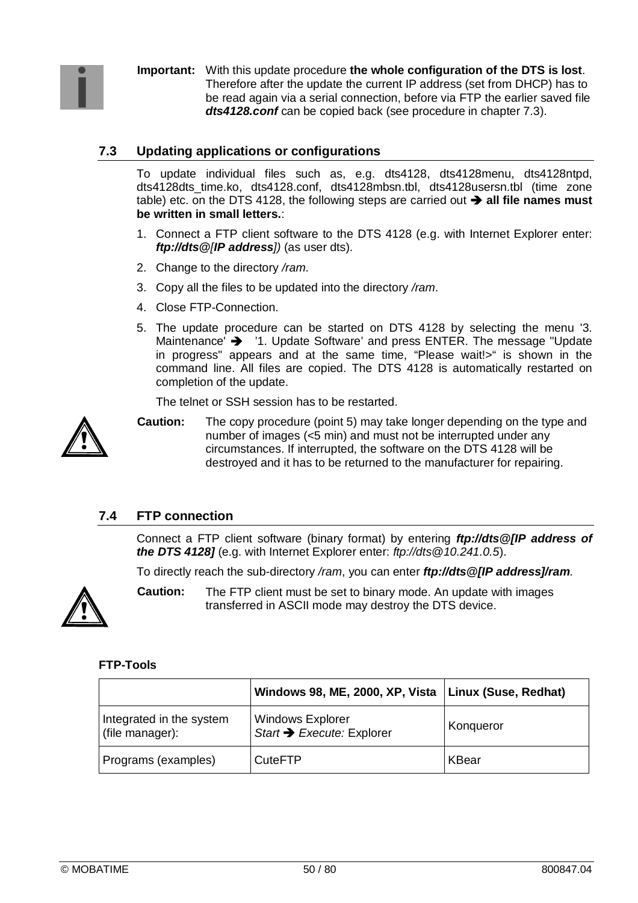**Important:** With this update procedure **the whole configuration of the DTS is lost**. Therefore after the update the current IP address (set from DHCP) has to be read again via a serial connection, before via FTP the earlier saved file ***dts4128.conf*** can be copied back (see procedure in chapter 7.3).

## 7.3 Updating applications or configurations

To update individual files such as, e.g. dts4128, dts4128menu, dts4128ntpd, dts4128dts_time.ko, dts4128.conf, dts4128mbsn.tbl, dts4128usersn.tbl (time zone table) etc. on the DTS 4128, the following steps are carried out ➔ **all file names must be written in small letters.**:

1. Connect a FTP client software to the DTS 4128 (e.g. with Internet Explorer enter: ***ftp://dts@[IP address]****)* (as user dts).
2. Change to the directory */ram*.
3. Copy all the files to be updated into the directory */ram*.
4. Close FTP-Connection.
5. The update procedure can be started on DTS 4128 by selecting the menu '3. Maintenance' ➔ '1. Update Software' and press ENTER. The message "Update in progress" appears and at the same time, "Please wait!>" is shown in the command line. All files are copied. The DTS 4128 is automatically restarted on completion of the update.

   The telnet or SSH session has to be restarted.

**Caution:** The copy procedure (point 5) may take longer depending on the type and number of images (<5 min) and must not be interrupted under any circumstances. If interrupted, the software on the DTS 4128 will be destroyed and it has to be returned to the manufacturer for repairing.

## 7.4 FTP connection

Connect a FTP client software (binary format) by entering ***ftp://dts@[IP address of the DTS 4128]*** (e.g. with Internet Explorer enter: *ftp://dts@10.241.0.5*).

To directly reach the sub-directory */ram*, you can enter ***ftp://dts@[IP address]/ram****.*

**Caution:** The FTP client must be set to binary mode. An update with images transferred in ASCII mode may destroy the DTS device.

**FTP-Tools**

| | **Windows 98, ME, 2000, XP, Vista** | **Linux (Suse, Redhat)** |
|---|---|---|
| Integrated in the system (file manager): | Windows Explorer<br>*Start* ➔ *Execute:* Explorer | Konqueror |
| Programs (examples) | CuteFTP | KBear |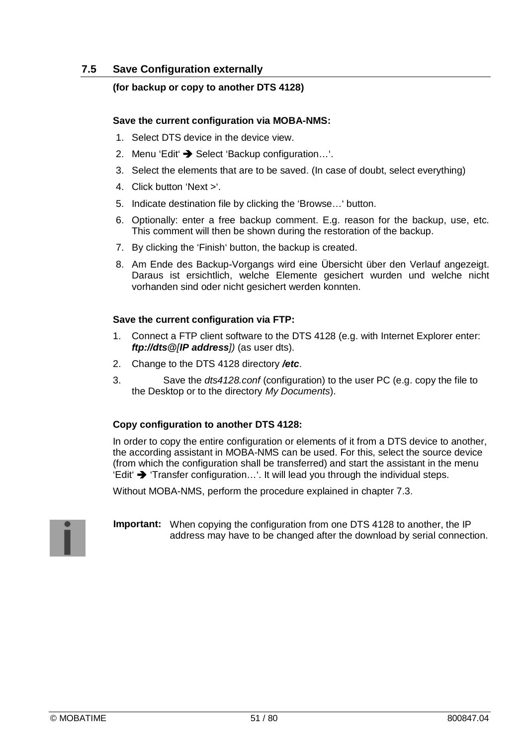## 7.5 Save Configuration externally

**(for backup or copy to another DTS 4128)**

**Save the current configuration via MOBA-NMS:**

1. Select DTS device in the device view.
2. Menu ‘Edit‘ ➔ Select ‘Backup configuration…‘.
3. Select the elements that are to be saved. (In case of doubt, select everything)
4. Click button ‘Next >‘.
5. Indicate destination file by clicking the ‘Browse…‘ button.
6. Optionally: enter a free backup comment. E.g. reason for the backup, use, etc. This comment will then be shown during the restoration of the backup.
7. By clicking the ‘Finish‘ button, the backup is created.
8. Am Ende des Backup-Vorgangs wird eine Übersicht über den Verlauf angezeigt. Daraus ist ersichtlich, welche Elemente gesichert wurden und welche nicht vorhanden sind oder nicht gesichert werden konnten.

**Save the current configuration via FTP:**

1. Connect a FTP client software to the DTS 4128 (e.g. with Internet Explorer enter: ***ftp://dts@[IP address]**)* (as user dts).
2. Change to the DTS 4128 directory ***/etc***.
3. Save the *dts4128.conf* (configuration) to the user PC (e.g. copy the file to the Desktop or to the directory *My Documents*).

**Copy configuration to another DTS 4128:**

In order to copy the entire configuration or elements of it from a DTS device to another, the according assistant in MOBA-NMS can be used. For this, select the source device (from which the configuration shall be transferred) and start the assistant in the menu ‘Edit‘ ➔ ‘Transfer configuration…‘. It will lead you through the individual steps.

Without MOBA-NMS, perform the procedure explained in chapter 7.3.

**Important:** When copying the configuration from one DTS 4128 to another, the IP address may have to be changed after the download by serial connection.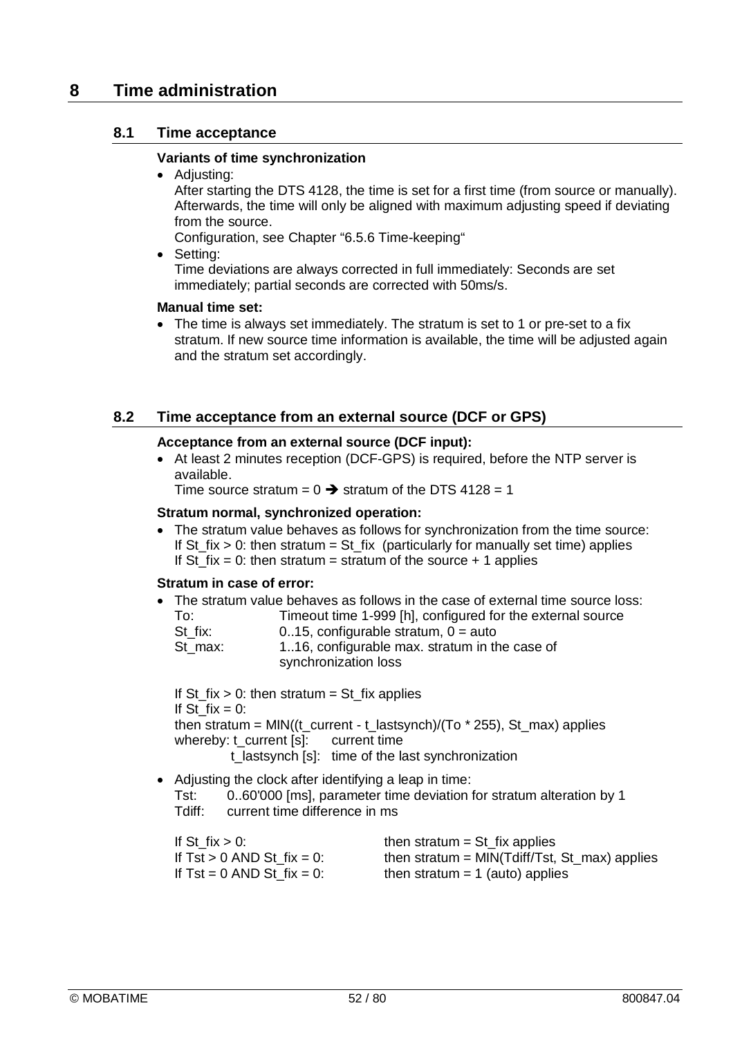# 8 Time administration

## 8.1 Time acceptance

**Variants of time synchronization**

- Adjusting:
  After starting the DTS 4128, the time is set for a first time (from source or manually). Afterwards, the time will only be aligned with maximum adjusting speed if deviating from the source.
  Configuration, see Chapter "6.5.6 Time-keeping"
- Setting:
  Time deviations are always corrected in full immediately: Seconds are set immediately; partial seconds are corrected with 50ms/s.

**Manual time set:**

- The time is always set immediately. The stratum is set to 1 or pre-set to a fix stratum. If new source time information is available, the time will be adjusted again and the stratum set accordingly.

## 8.2 Time acceptance from an external source (DCF or GPS)

**Acceptance from an external source (DCF input):**

- At least 2 minutes reception (DCF-GPS) is required, before the NTP server is available.
  Time source stratum = 0 ➔ stratum of the DTS 4128 = 1

**Stratum normal, synchronized operation:**

- The stratum value behaves as follows for synchronization from the time source:
  If St_fix > 0: then stratum = St_fix (particularly for manually set time) applies
  If St_fix = 0: then stratum = stratum of the source + 1 applies

**Stratum in case of error:**

- The stratum value behaves as follows in the case of external time source loss:

  | | |
  |---|---|
  | To: | Timeout time 1-999 [h], configured for the external source |
  | St_fix: | 0..15, configurable stratum, 0 = auto |
  | St_max: | 1..16, configurable max. stratum in the case of synchronization loss |

  If St_fix > 0: then stratum = St_fix applies
  If St_fix = 0:
  then stratum = MIN((t_current - t_lastsynch)/(To * 255), St_max) applies
  whereby: t_current [s]: current time
  t_lastsynch [s]: time of the last synchronization

- Adjusting the clock after identifying a leap in time:
  Tst: 0..60'000 [ms], parameter time deviation for stratum alteration by 1
  Tdiff: current time difference in ms

  | | |
  |---|---|
  | If St_fix > 0: | then stratum = St_fix applies |
  | If Tst > 0 AND St_fix = 0: | then stratum = MIN(Tdiff/Tst, St_max) applies |
  | If Tst = 0 AND St_fix = 0: | then stratum = 1 (auto) applies |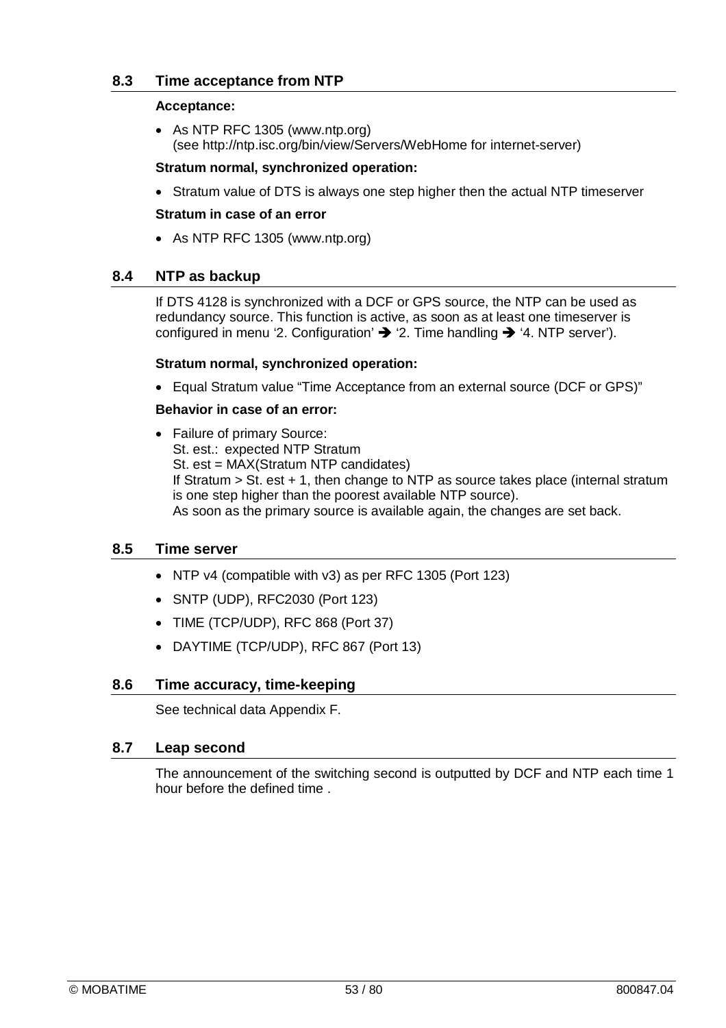## 8.3 Time acceptance from NTP

**Acceptance:**

- As NTP RFC 1305 (www.ntp.org)
  (see http://ntp.isc.org/bin/view/Servers/WebHome for internet-server)

**Stratum normal, synchronized operation:**

- Stratum value of DTS is always one step higher then the actual NTP timeserver

**Stratum in case of an error**

- As NTP RFC 1305 (www.ntp.org)

## 8.4 NTP as backup

If DTS 4128 is synchronized with a DCF or GPS source, the NTP can be used as redundancy source. This function is active, as soon as at least one timeserver is configured in menu '2. Configuration' ➔ '2. Time handling ➔ '4. NTP server').

**Stratum normal, synchronized operation:**

- Equal Stratum value "Time Acceptance from an external source (DCF or GPS)"

**Behavior in case of an error:**

- Failure of primary Source:
  St. est.: expected NTP Stratum
  St. est = MAX(Stratum NTP candidates)
  If Stratum > St. est + 1, then change to NTP as source takes place (internal stratum is one step higher than the poorest available NTP source).
  As soon as the primary source is available again, the changes are set back.

## 8.5 Time server

- NTP v4 (compatible with v3) as per RFC 1305 (Port 123)
- SNTP (UDP), RFC2030 (Port 123)
- TIME (TCP/UDP), RFC 868 (Port 37)
- DAYTIME (TCP/UDP), RFC 867 (Port 13)

## 8.6 Time accuracy, time-keeping

See technical data Appendix F.

## 8.7 Leap second

The announcement of the switching second is outputted by DCF and NTP each time 1 hour before the defined time .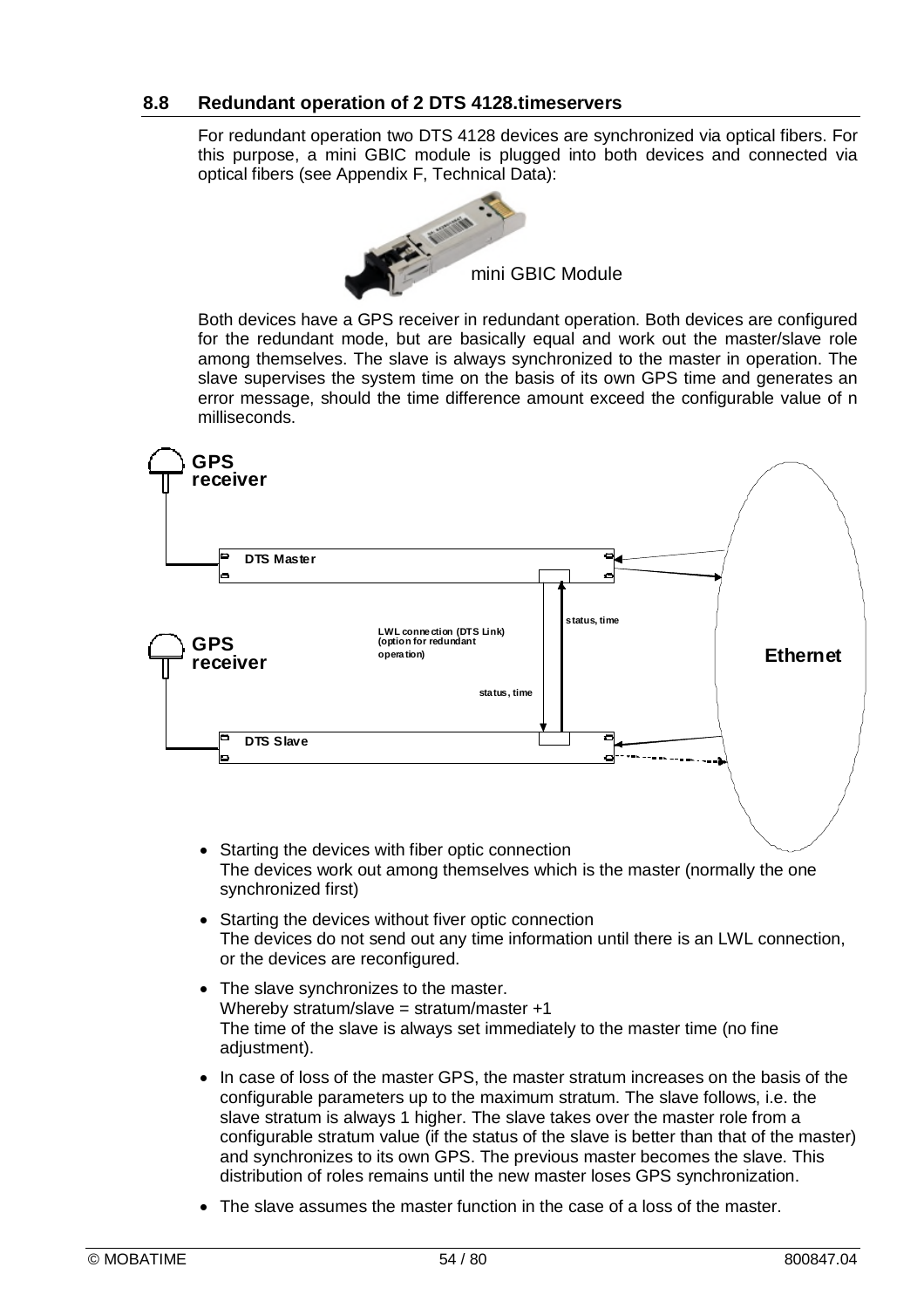## 8.8 Redundant operation of 2 DTS 4128.timeservers

For redundant operation two DTS 4128 devices are synchronized via optical fibers. For this purpose, a mini GBIC module is plugged into both devices and connected via optical fibers (see Appendix F, Technical Data):

mini GBIC Module

Both devices have a GPS receiver in redundant operation. Both devices are configured for the redundant mode, but are basically equal and work out the master/slave role among themselves. The slave is always synchronized to the master in operation. The slave supervises the system time on the basis of its own GPS time and generates an error message, should the time difference amount exceed the configurable value of n milliseconds.

- Starting the devices with fiber optic connection
  The devices work out among themselves which is the master (normally the one synchronized first)
- Starting the devices without fiver optic connection
  The devices do not send out any time information until there is an LWL connection, or the devices are reconfigured.
- The slave synchronizes to the master.
  Whereby stratum/slave = stratum/master +1
  The time of the slave is always set immediately to the master time (no fine adjustment).
- In case of loss of the master GPS, the master stratum increases on the basis of the configurable parameters up to the maximum stratum. The slave follows, i.e. the slave stratum is always 1 higher. The slave takes over the master role from a configurable stratum value (if the status of the slave is better than that of the master) and synchronizes to its own GPS. The previous master becomes the slave. This distribution of roles remains until the new master loses GPS synchronization.
- The slave assumes the master function in the case of a loss of the master.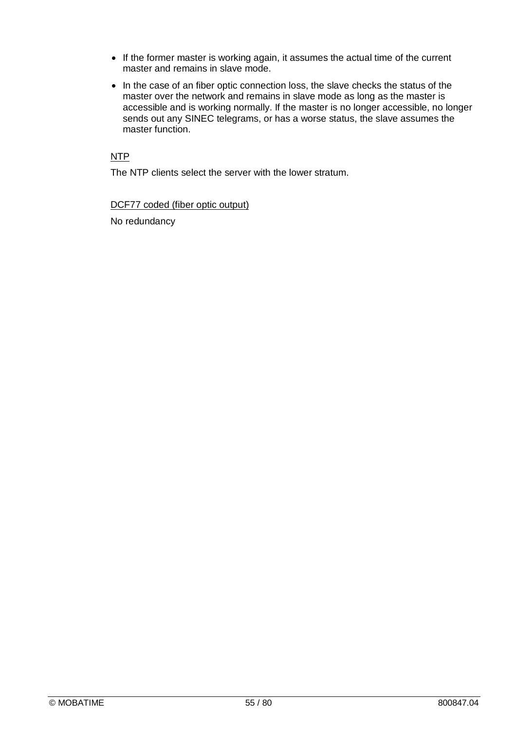- If the former master is working again, it assumes the actual time of the current master and remains in slave mode.
- In the case of an fiber optic connection loss, the slave checks the status of the master over the network and remains in slave mode as long as the master is accessible and is working normally. If the master is no longer accessible, no longer sends out any SINEC telegrams, or has a worse status, the slave assumes the master function.

<u>NTP</u>

The NTP clients select the server with the lower stratum.

<u>DCF77 coded (fiber optic output)</u>

No redundancy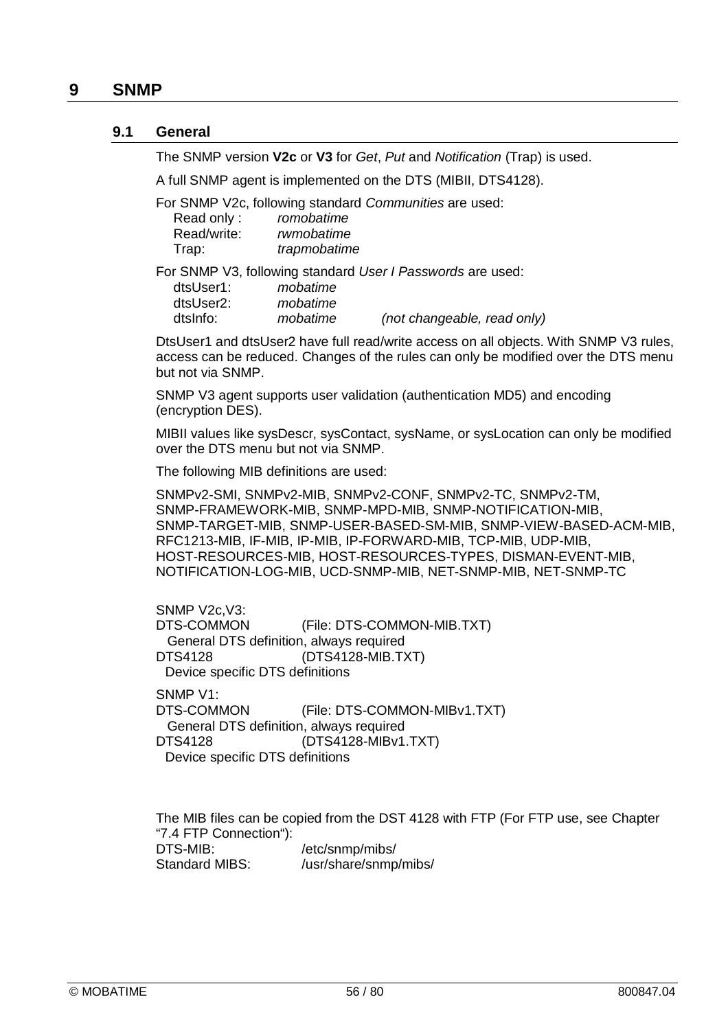# 9 SNMP

## 9.1 General

The SNMP version **V2c** or **V3** for *Get*, *Put* and *Notification* (Trap) is used.

A full SNMP agent is implemented on the DTS (MIBII, DTS4128).

For SNMP V2c, following standard *Communities* are used:

| | |
|---|---|
| Read only : | *romobatime* |
| Read/write: | *rwmobatime* |
| Trap: | *trapmobatime* |

For SNMP V3, following standard *User I Passwords* are used:

| | | |
|---|---|---|
| dtsUser1: | *mobatime* | |
| dtsUser2: | *mobatime* | |
| dtsInfo: | *mobatime* | *(not changeable, read only)* |

DtsUser1 and dtsUser2 have full read/write access on all objects. With SNMP V3 rules, access can be reduced. Changes of the rules can only be modified over the DTS menu but not via SNMP.

SNMP V3 agent supports user validation (authentication MD5) and encoding (encryption DES).

MIBII values like sysDescr, sysContact, sysName, or sysLocation can only be modified over the DTS menu but not via SNMP.

The following MIB definitions are used:

SNMPv2-SMI, SNMPv2-MIB, SNMPv2-CONF, SNMPv2-TC, SNMPv2-TM, SNMP-FRAMEWORK-MIB, SNMP-MPD-MIB, SNMP-NOTIFICATION-MIB, SNMP-TARGET-MIB, SNMP-USER-BASED-SM-MIB, SNMP-VIEW-BASED-ACM-MIB, RFC1213-MIB, IF-MIB, IP-MIB, IP-FORWARD-MIB, TCP-MIB, UDP-MIB, HOST-RESOURCES-MIB, HOST-RESOURCES-TYPES, DISMAN-EVENT-MIB, NOTIFICATION-LOG-MIB, UCD-SNMP-MIB, NET-SNMP-MIB, NET-SNMP-TC

SNMP V2c,V3:
DTS-COMMON (File: DTS-COMMON-MIB.TXT)
General DTS definition, always required
DTS4128 (DTS4128-MIB.TXT)
Device specific DTS definitions

SNMP V1:
DTS-COMMON (File: DTS-COMMON-MIBv1.TXT)
General DTS definition, always required
DTS4128 (DTS4128-MIBv1.TXT)
Device specific DTS definitions

The MIB files can be copied from the DST 4128 with FTP (For FTP use, see Chapter "7.4 FTP Connection"):

| | |
|---|---|
| DTS-MIB: | /etc/snmp/mibs/ |
| Standard MIBS: | /usr/share/snmp/mibs/ |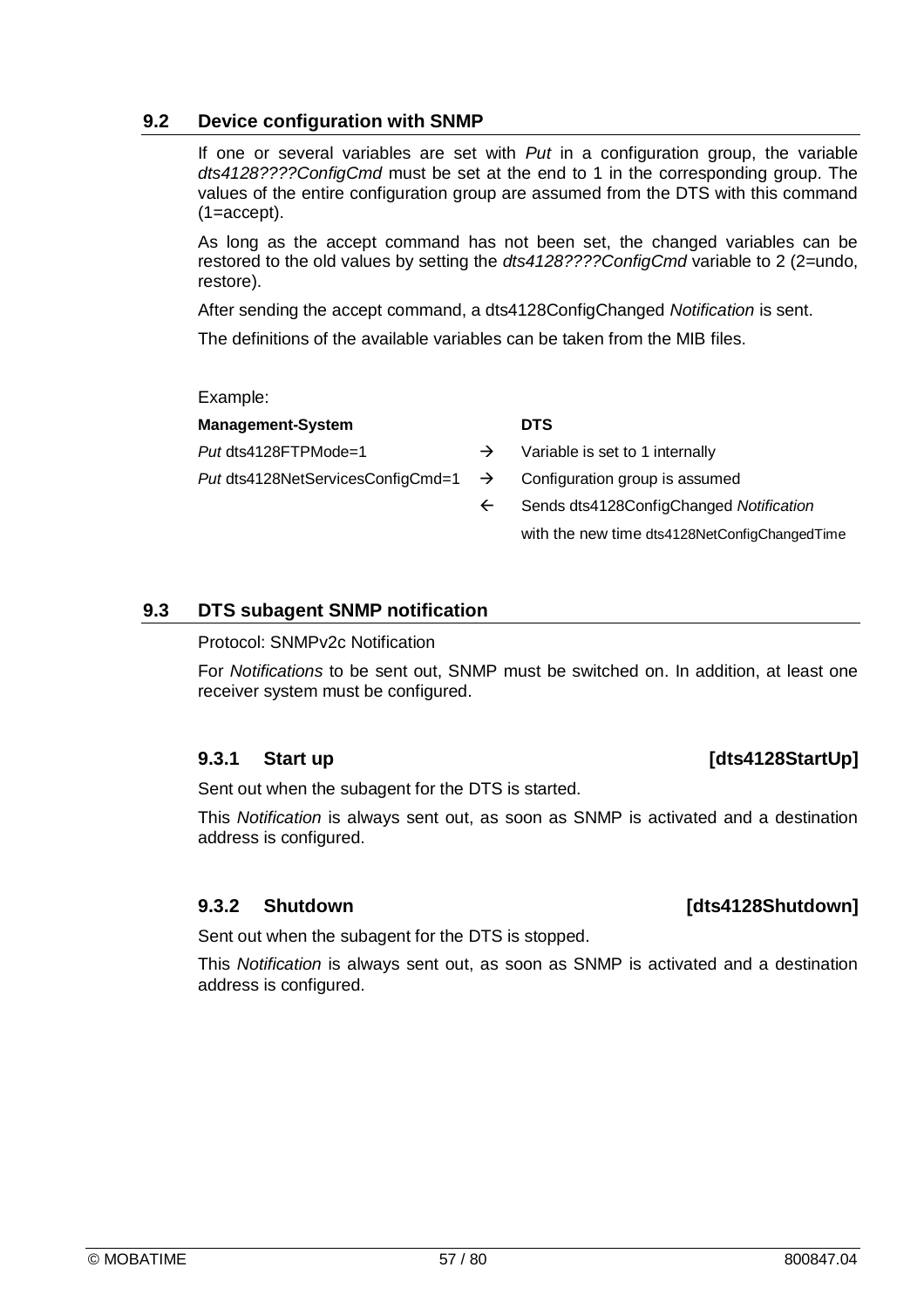## 9.2 Device configuration with SNMP

If one or several variables are set with *Put* in a configuration group, the variable *dts4128????ConfigCmd* must be set at the end to 1 in the corresponding group. The values of the entire configuration group are assumed from the DTS with this command (1=accept).

As long as the accept command has not been set, the changed variables can be restored to the old values by setting the *dts4128????ConfigCmd* variable to 2 (2=undo, restore).

After sending the accept command, a dts4128ConfigChanged *Notification* is sent.

The definitions of the available variables can be taken from the MIB files.

Example:

| **Management-System** | | **DTS** |
|---|---|---|
| *Put* dts4128FTPMode=1 | → | Variable is set to 1 internally |
| *Put* dts4128NetServicesConfigCmd=1 | → | Configuration group is assumed |
| | ← | Sends dts4128ConfigChanged *Notification* with the new time dts4128NetConfigChangedTime |

## 9.3 DTS subagent SNMP notification

Protocol: SNMPv2c Notification

For *Notifications* to be sent out, SNMP must be switched on. In addition, at least one receiver system must be configured.

### 9.3.1 Start up [dts4128StartUp]

Sent out when the subagent for the DTS is started.

This *Notification* is always sent out, as soon as SNMP is activated and a destination address is configured.

### 9.3.2 Shutdown [dts4128Shutdown]

Sent out when the subagent for the DTS is stopped.

This *Notification* is always sent out, as soon as SNMP is activated and a destination address is configured.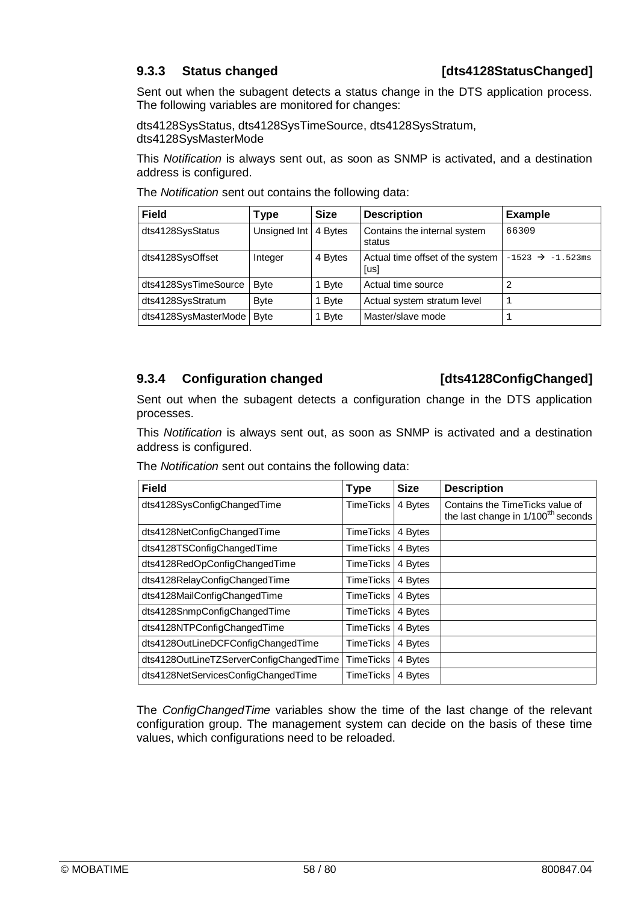### 9.3.3 Status changed [dts4128StatusChanged]

Sent out when the subagent detects a status change in the DTS application process. The following variables are monitored for changes:

dts4128SysStatus, dts4128SysTimeSource, dts4128SysStratum, dts4128SysMasterMode

This *Notification* is always sent out, as soon as SNMP is activated, and a destination address is configured.

The *Notification* sent out contains the following data:

| Field | Type | Size | Description | Example |
|---|---|---|---|---|
| dts4128SysStatus | Unsigned Int | 4 Bytes | Contains the internal system status | `66309` |
| dts4128SysOffset | Integer | 4 Bytes | Actual time offset of the system [us] | `-1523 → -1.523ms` |
| dts4128SysTimeSource | Byte | 1 Byte | Actual time source | `2` |
| dts4128SysStratum | Byte | 1 Byte | Actual system stratum level | `1` |
| dts4128SysMasterMode | Byte | 1 Byte | Master/slave mode | `1` |

### 9.3.4 Configuration changed [dts4128ConfigChanged]

Sent out when the subagent detects a configuration change in the DTS application processes.

This *Notification* is always sent out, as soon as SNMP is activated and a destination address is configured.

The *Notification* sent out contains the following data:

| Field | Type | Size | Description |
|---|---|---|---|
| dts4128SysConfigChangedTime | TimeTicks | 4 Bytes | Contains the TimeTicks value of the last change in 1/100th seconds |
| dts4128NetConfigChangedTime | TimeTicks | 4 Bytes | |
| dts4128TSConfigChangedTime | TimeTicks | 4 Bytes | |
| dts4128RedOpConfigChangedTime | TimeTicks | 4 Bytes | |
| dts4128RelayConfigChangedTime | TimeTicks | 4 Bytes | |
| dts4128MailConfigChangedTime | TimeTicks | 4 Bytes | |
| dts4128SnmpConfigChangedTime | TimeTicks | 4 Bytes | |
| dts4128NTPConfigChangedTime | TimeTicks | 4 Bytes | |
| dts4128OutLineDCFConfigChangedTime | TimeTicks | 4 Bytes | |
| dts4128OutLineTZServerConfigChangedTime | TimeTicks | 4 Bytes | |
| dts4128NetServicesConfigChangedTime | TimeTicks | 4 Bytes | |

The *ConfigChangedTime* variables show the time of the last change of the relevant configuration group. The management system can decide on the basis of these time values, which configurations need to be reloaded.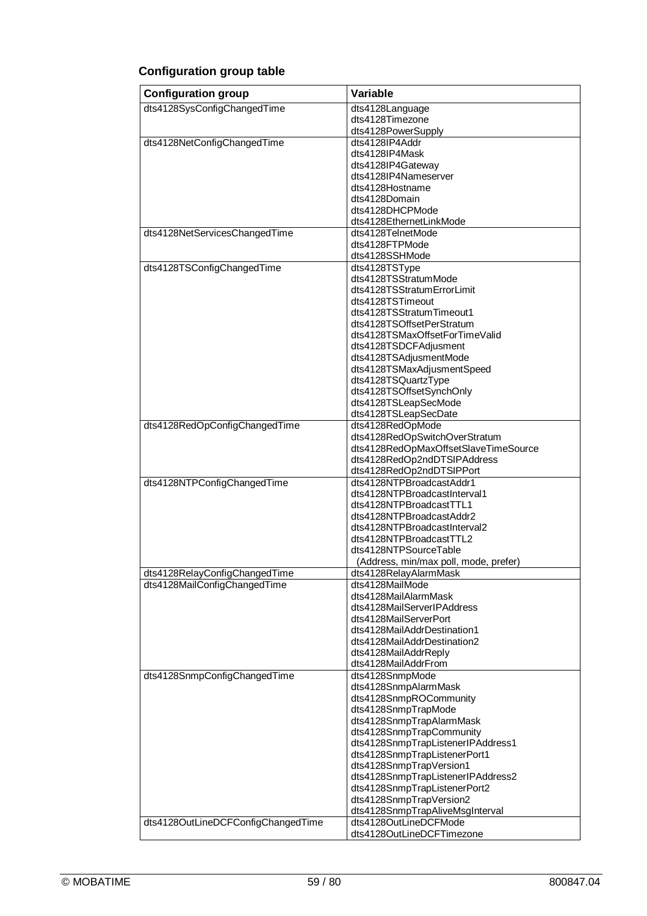### Configuration group table

| Configuration group | Variable |
|---|---|
| dts4128SysConfigChangedTime | dts4128Language<br>dts4128Timezone<br>dts4128PowerSupply |
| dts4128NetConfigChangedTime | dts4128IP4Addr<br>dts4128IP4Mask<br>dts4128IP4Gateway<br>dts4128IP4Nameserver<br>dts4128Hostname<br>dts4128Domain<br>dts4128DHCPMode<br>dts4128EthernetLinkMode |
| dts4128NetServicesChangedTime | dts4128TelnetMode<br>dts4128FTPMode<br>dts4128SSHMode |
| dts4128TSConfigChangedTime | dts4128TSType<br>dts4128TSStratumMode<br>dts4128TSStratumErrorLimit<br>dts4128TSTimeout<br>dts4128TSStratumTimeout1<br>dts4128TSOffsetPerStratum<br>dts4128TSMaxOffsetForTimeValid<br>dts4128TSDCFAdjusment<br>dts4128TSAdjusmentMode<br>dts4128TSMaxAdjusmentSpeed<br>dts4128TSQuartzType<br>dts4128TSOffsetSynchOnly<br>dts4128TSLeapSecMode<br>dts4128TSLeapSecDate |
| dts4128RedOpConfigChangedTime | dts4128RedOpMode<br>dts4128RedOpSwitchOverStratum<br>dts4128RedOpMaxOffsetSlaveTimeSource<br>dts4128RedOp2ndDTSIPAddress<br>dts4128RedOp2ndDTSIPPort |
| dts4128NTPConfigChangedTime | dts4128NTPBroadcastAddr1<br>dts4128NTPBroadcastInterval1<br>dts4128NTPBroadcastTTL1<br>dts4128NTPBroadcastAddr2<br>dts4128NTPBroadcastInterval2<br>dts4128NTPBroadcastTTL2<br>dts4128NTPSourceTable<br>(Address, min/max poll, mode, prefer) |
| dts4128RelayConfigChangedTime | dts4128RelayAlarmMask |
| dts4128MailConfigChangedTime | dts4128MailMode<br>dts4128MailAlarmMask<br>dts4128MailServerIPAddress<br>dts4128MailServerPort<br>dts4128MailAddrDestination1<br>dts4128MailAddrDestination2<br>dts4128MailAddrReply<br>dts4128MailAddrFrom |
| dts4128SnmpConfigChangedTime | dts4128SnmpMode<br>dts4128SnmpAlarmMask<br>dts4128SnmpROCommunity<br>dts4128SnmpTrapMode<br>dts4128SnmpTrapAlarmMask<br>dts4128SnmpTrapCommunity<br>dts4128SnmpTrapListenerIPAddress1<br>dts4128SnmpTrapListenerPort1<br>dts4128SnmpTrapVersion1<br>dts4128SnmpTrapListenerIPAddress2<br>dts4128SnmpTrapListenerPort2<br>dts4128SnmpTrapVersion2<br>dts4128SnmpTrapAliveMsgInterval |
| dts4128OutLineDCFConfigChangedTime | dts4128OutLineDCFMode<br>dts4128OutLineDCFTimezone |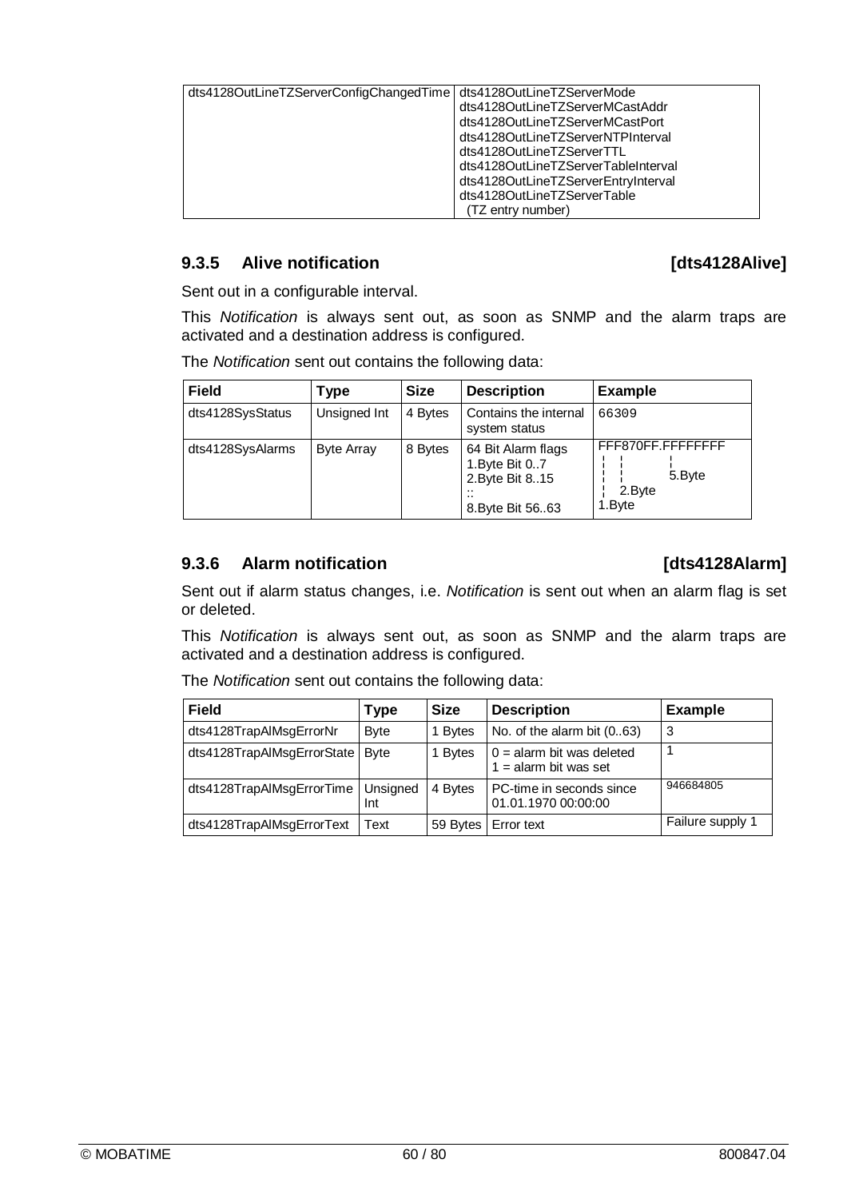| dts4128OutLineTZServerConfigChangedTime | dts4128OutLineTZServerMode<br>dts4128OutLineTZServerMCastAddr<br>dts4128OutLineTZServerMCastPort<br>dts4128OutLineTZServerNTPInterval<br>dts4128OutLineTZServerTTL<br>dts4128OutLineTZServerTableInterval<br>dts4128OutLineTZServerEntryInterval<br>dts4128OutLineTZServerTable<br>(TZ entry number) |
|---|---|

### 9.3.5 Alive notification [dts4128Alive]

Sent out in a configurable interval.

This *Notification* is always sent out, as soon as SNMP and the alarm traps are activated and a destination address is configured.

The *Notification* sent out contains the following data:

| Field | Type | Size | Description | Example |
|---|---|---|---|---|
| dts4128SysStatus | Unsigned Int | 4 Bytes | Contains the internal system status | 66309 |
| dts4128SysAlarms | Byte Array | 8 Bytes | 64 Bit Alarm flags<br>1.Byte Bit 0..7<br>2.Byte Bit 8..15<br>::<br>8.Byte Bit 56..63 | FFF870FF.FFFFFFFF<br>5.Byte<br>2.Byte<br>1.Byte |

### 9.3.6 Alarm notification [dts4128Alarm]

Sent out if alarm status changes, i.e. *Notification* is sent out when an alarm flag is set or deleted.

This *Notification* is always sent out, as soon as SNMP and the alarm traps are activated and a destination address is configured.

The *Notification* sent out contains the following data:

| Field | Type | Size | Description | Example |
|---|---|---|---|---|
| dts4128TrapAlMsgErrorNr | Byte | 1 Bytes | No. of the alarm bit (0..63) | 3 |
| dts4128TrapAlMsgErrorState | Byte | 1 Bytes | 0 = alarm bit was deleted<br>1 = alarm bit was set | 1 |
| dts4128TrapAlMsgErrorTime | Unsigned Int | 4 Bytes | PC-time in seconds since 01.01.1970 00:00:00 | 946684805 |
| dts4128TrapAlMsgErrorText | Text | 59 Bytes | Error text | Failure supply 1 |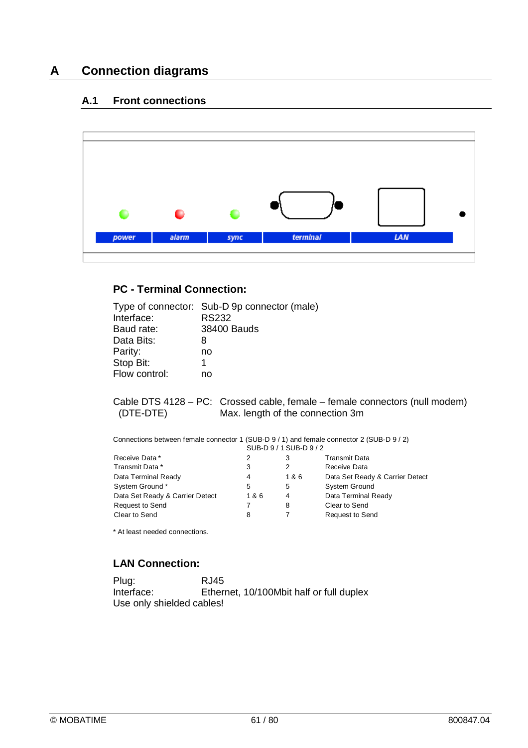# A Connection diagrams

## A.1 Front connections

power alarm sync terminal LAN

### PC - Terminal Connection:

| | |
|---|---|
| Type of connector: | Sub-D 9p connector (male) |
| Interface: | RS232 |
| Baud rate: | 38400 Bauds |
| Data Bits: | 8 |
| Parity: | no |
| Stop Bit: | 1 |
| Flow control: | no |

Cable DTS 4128 – PC: (DTE-DTE) Crossed cable, female – female connectors (null modem)
Max. length of the connection 3m

Connections between female connector 1 (SUB-D 9 / 1) and female connector 2 (SUB-D 9 / 2)

| | SUB-D 9 / 1 | SUB-D 9 / 2 | |
|---|---|---|---|
| Receive Data * | 2 | 3 | Transmit Data |
| Transmit Data * | 3 | 2 | Receive Data |
| Data Terminal Ready | 4 | 1 & 6 | Data Set Ready & Carrier Detect |
| System Ground * | 5 | 5 | System Ground |
| Data Set Ready & Carrier Detect | 1 & 6 | 4 | Data Terminal Ready |
| Request to Send | 7 | 8 | Clear to Send |
| Clear to Send | 8 | 7 | Request to Send |

* At least needed connections.

### LAN Connection:

| | |
|---|---|
| Plug: | RJ45 |
| Interface: | Ethernet, 10/100Mbit half or full duplex |

Use only shielded cables!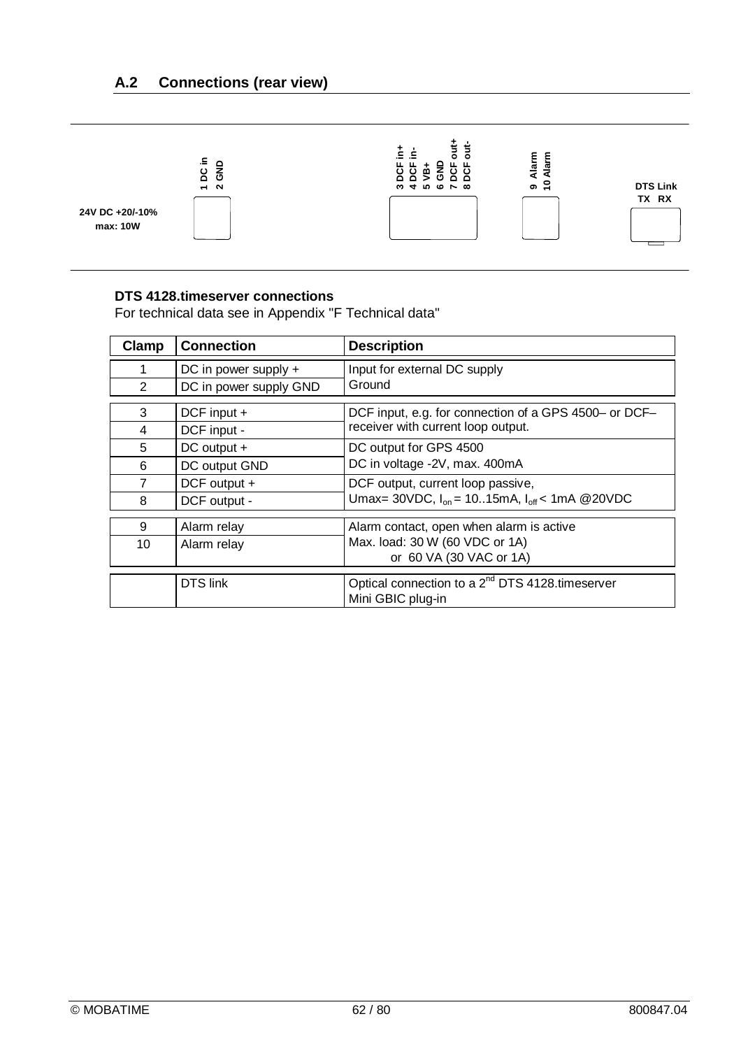## A.2 Connections (rear view)

24V DC +20/-10%
max: 10W

1 DC in
2 GND

3 DCF in+
4 DCF in-
5 VB+
6 GND
7 DCF out+
8 DCF out-

9 Alarm
10 Alarm

DTS Link
TX RX

**DTS 4128.timeserver connections**

For technical data see in Appendix "F Technical data"

| Clamp | Connection | Description |
|---|---|---|
| 1 | DC in power supply + | Input for external DC supply |
| 2 | DC in power supply GND | Ground |
| 3 | DCF input + | DCF input, e.g. for connection of a GPS 4500– or DCF– |
| 4 | DCF input - | receiver with current loop output. |
| 5 | DC output + | DC output for GPS 4500 |
| 6 | DC output GND | DC in voltage -2V, max. 400mA |
| 7 | DCF output + | DCF output, current loop passive, |
| 8 | DCF output - | Umax= 30VDC, $I_{on}$ = 10..15mA, $I_{off}$ < 1mA @20VDC |
| 9 | Alarm relay | Alarm contact, open when alarm is active |
| 10 | Alarm relay | Max. load: 30 W (60 VDC or 1A) or 60 VA (30 VAC or 1A) |
| | DTS link | Optical connection to a 2nd DTS 4128.timeserver Mini GBIC plug-in |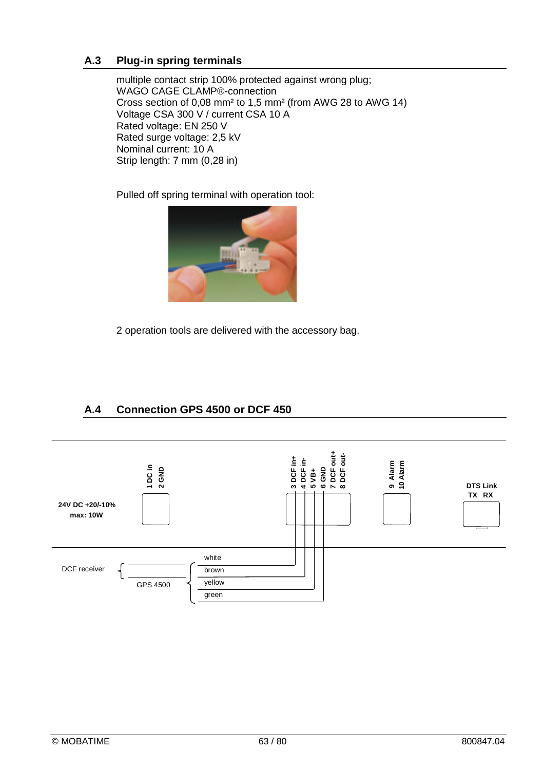## A.3 Plug-in spring terminals

multiple contact strip 100% protected against wrong plug;
WAGO CAGE CLAMP®-connection
Cross section of 0,08 mm² to 1,5 mm² (from AWG 28 to AWG 14)
Voltage CSA 300 V / current CSA 10 A
Rated voltage: EN 250 V
Rated surge voltage: 2,5 kV
Nominal current: 10 A
Strip length: 7 mm (0,28 in)

Pulled off spring terminal with operation tool:

2 operation tools are delivered with the accessory bag.

## A.4 Connection GPS 4500 or DCF 450

24V DC +20/-10%
max: 10W

1 DC in
2 GND

3 DCF in+
4 DCF in-
5 VB+
6 GND
7 DCF out+
8 DCF out-

9 Alarm
10 Alarm

DTS Link
TX RX

DCF receiver

GPS 4500

white
brown
yellow
green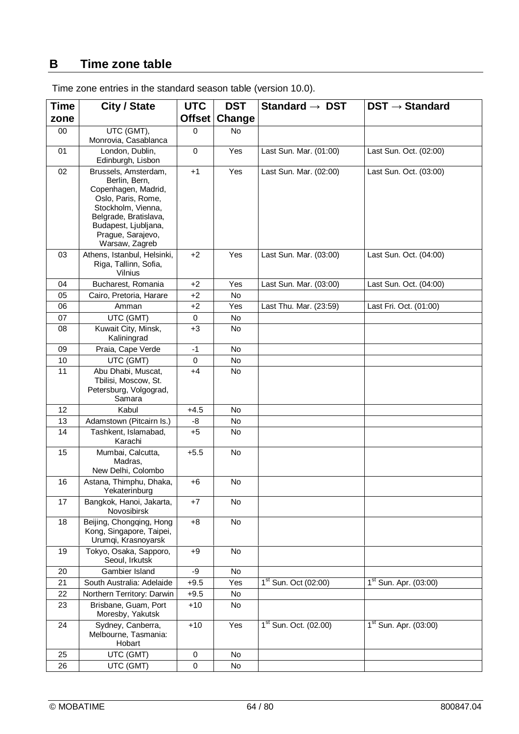# B Time zone table

Time zone entries in the standard season table (version 10.0).

| Time zone | City / State | UTC Offset | DST Change | Standard → DST | DST → Standard |
|---|---|---|---|---|---|
| 00 | UTC (GMT), Monrovia, Casablanca | 0 | No | | |
| 01 | London, Dublin, Edinburgh, Lisbon | 0 | Yes | Last Sun. Mar. (01:00) | Last Sun. Oct. (02:00) |
| 02 | Brussels, Amsterdam, Berlin, Bern, Copenhagen, Madrid, Oslo, Paris, Rome, Stockholm, Vienna, Belgrade, Bratislava, Budapest, Ljubljana, Prague, Sarajevo, Warsaw, Zagreb | +1 | Yes | Last Sun. Mar. (02:00) | Last Sun. Oct. (03:00) |
| 03 | Athens, Istanbul, Helsinki, Riga, Tallinn, Sofia, Vilnius | +2 | Yes | Last Sun. Mar. (03:00) | Last Sun. Oct. (04:00) |
| 04 | Bucharest, Romania | +2 | Yes | Last Sun. Mar. (03:00) | Last Sun. Oct. (04:00) |
| 05 | Cairo, Pretoria, Harare | +2 | No | | |
| 06 | Amman | +2 | Yes | Last Thu. Mar. (23:59) | Last Fri. Oct. (01:00) |
| 07 | UTC (GMT) | 0 | No | | |
| 08 | Kuwait City, Minsk, Kaliningrad | +3 | No | | |
| 09 | Praia, Cape Verde | -1 | No | | |
| 10 | UTC (GMT) | 0 | No | | |
| 11 | Abu Dhabi, Muscat, Tbilisi, Moscow, St. Petersburg, Volgograd, Samara | +4 | No | | |
| 12 | Kabul | +4.5 | No | | |
| 13 | Adamstown (Pitcairn Is.) | -8 | No | | |
| 14 | Tashkent, Islamabad, Karachi | +5 | No | | |
| 15 | Mumbai, Calcutta, Madras, New Delhi, Colombo | +5.5 | No | | |
| 16 | Astana, Thimphu, Dhaka, Yekaterinburg | +6 | No | | |
| 17 | Bangkok, Hanoi, Jakarta, Novosibirsk | +7 | No | | |
| 18 | Beijing, Chongqing, Hong Kong, Singapore, Taipei, Urumqi, Krasnoyarsk | +8 | No | | |
| 19 | Tokyo, Osaka, Sapporo, Seoul, Irkutsk | +9 | No | | |
| 20 | Gambier Island | -9 | No | | |
| 21 | South Australia: Adelaide | +9.5 | Yes | 1st Sun. Oct (02:00) | 1st Sun. Apr. (03:00) |
| 22 | Northern Territory: Darwin | +9.5 | No | | |
| 23 | Brisbane, Guam, Port Moresby, Yakutsk | +10 | No | | |
| 24 | Sydney, Canberra, Melbourne, Tasmania: Hobart | +10 | Yes | 1st Sun. Oct. (02.00) | 1st Sun. Apr. (03:00) |
| 25 | UTC (GMT) | 0 | No | | |
| 26 | UTC (GMT) | 0 | No | | |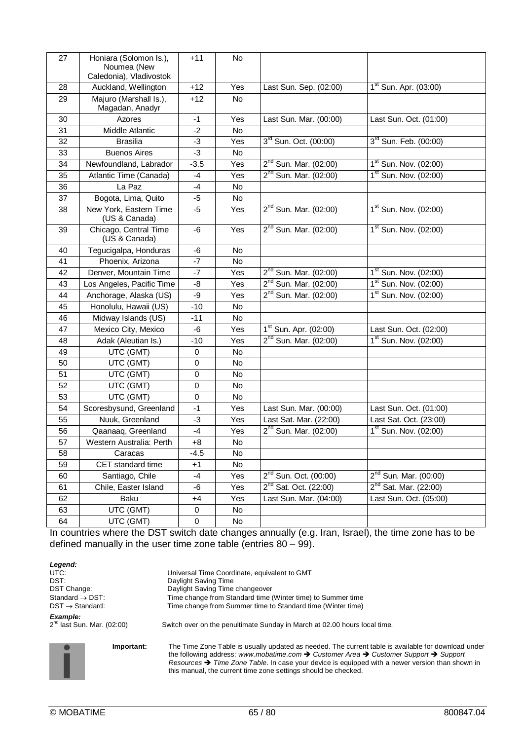| 27 | Honiara (Solomon Is.), Noumea (New Caledonia), Vladivostok | +11 | No | | |
|---|---|---|---|---|---|
| 28 | Auckland, Wellington | +12 | Yes | Last Sun. Sep. (02:00) | 1st Sun. Apr. (03:00) |
| 29 | Majuro (Marshall Is.), Magadan, Anadyr | +12 | No | | |
| 30 | Azores | -1 | Yes | Last Sun. Mar. (00:00) | Last Sun. Oct. (01:00) |
| 31 | Middle Atlantic | -2 | No | | |
| 32 | Brasilia | -3 | Yes | 3rd Sun. Oct. (00:00) | 3rd Sun. Feb. (00:00) |
| 33 | Buenos Aires | -3 | No | | |
| 34 | Newfoundland, Labrador | -3.5 | Yes | 2nd Sun. Mar. (02:00) | 1st Sun. Nov. (02:00) |
| 35 | Atlantic Time (Canada) | -4 | Yes | 2nd Sun. Mar. (02:00) | 1st Sun. Nov. (02:00) |
| 36 | La Paz | -4 | No | | |
| 37 | Bogota, Lima, Quito | -5 | No | | |
| 38 | New York, Eastern Time (US & Canada) | -5 | Yes | 2nd Sun. Mar. (02:00) | 1st Sun. Nov. (02:00) |
| 39 | Chicago, Central Time (US & Canada) | -6 | Yes | 2nd Sun. Mar. (02:00) | 1st Sun. Nov. (02:00) |
| 40 | Tegucigalpa, Honduras | -6 | No | | |
| 41 | Phoenix, Arizona | -7 | No | | |
| 42 | Denver, Mountain Time | -7 | Yes | 2nd Sun. Mar. (02:00) | 1st Sun. Nov. (02:00) |
| 43 | Los Angeles, Pacific Time | -8 | Yes | 2nd Sun. Mar. (02:00) | 1st Sun. Nov. (02:00) |
| 44 | Anchorage, Alaska (US) | -9 | Yes | 2nd Sun. Mar. (02:00) | 1st Sun. Nov. (02:00) |
| 45 | Honolulu, Hawaii (US) | -10 | No | | |
| 46 | Midway Islands (US) | -11 | No | | |
| 47 | Mexico City, Mexico | -6 | Yes | 1st Sun. Apr. (02:00) | Last Sun. Oct. (02:00) |
| 48 | Adak (Aleutian Is.) | -10 | Yes | 2nd Sun. Mar. (02:00) | 1st Sun. Nov. (02:00) |
| 49 | UTC (GMT) | 0 | No | | |
| 50 | UTC (GMT) | 0 | No | | |
| 51 | UTC (GMT) | 0 | No | | |
| 52 | UTC (GMT) | 0 | No | | |
| 53 | UTC (GMT) | 0 | No | | |
| 54 | Scoresbysund, Greenland | -1 | Yes | Last Sun. Mar. (00:00) | Last Sun. Oct. (01:00) |
| 55 | Nuuk, Greenland | -3 | Yes | Last Sat. Mar. (22:00) | Last Sat. Oct. (23:00) |
| 56 | Qaanaaq, Greenland | -4 | Yes | 2nd Sun. Mar. (02:00) | 1st Sun. Nov. (02:00) |
| 57 | Western Australia: Perth | +8 | No | | |
| 58 | Caracas | -4.5 | No | | |
| 59 | CET standard time | +1 | No | | |
| 60 | Santiago, Chile | -4 | Yes | 2nd Sun. Oct. (00:00) | 2nd Sun. Mar. (00:00) |
| 61 | Chile, Easter Island | -6 | Yes | 2nd Sat. Oct. (22:00) | 2nd Sat. Mar. (22:00) |
| 62 | Baku | +4 | Yes | Last Sun. Mar. (04:00) | Last Sun. Oct. (05:00) |
| 63 | UTC (GMT) | 0 | No | | |
| 64 | UTC (GMT) | 0 | No | | |

In countries where the DST switch date changes annually (e.g. Iran, Israel), the time zone has to be defined manually in the user time zone table (entries 80 – 99).

***Legend:***

UTC: Universal Time Coordinate, equivalent to GMT
DST: Daylight Saving Time
DST Change: Daylight Saving Time changeover
Standard → DST: Time change from Standard time (Winter time) to Summer time
DST → Standard: Time change from Summer time to Standard time (Winter time)

***Example:***

2nd last Sun. Mar. (02:00) Switch over on the penultimate Sunday in March at 02.00 hours local time.

**Important:** The Time Zone Table is usually updated as needed. The current table is available for download under the following address: *www.mobatime.com* ➔ *Customer Area* ➔ *Customer Support* ➔ *Support Resources* ➔ *Time Zone Table*. In case your device is equipped with a newer version than shown in this manual, the current time zone settings should be checked.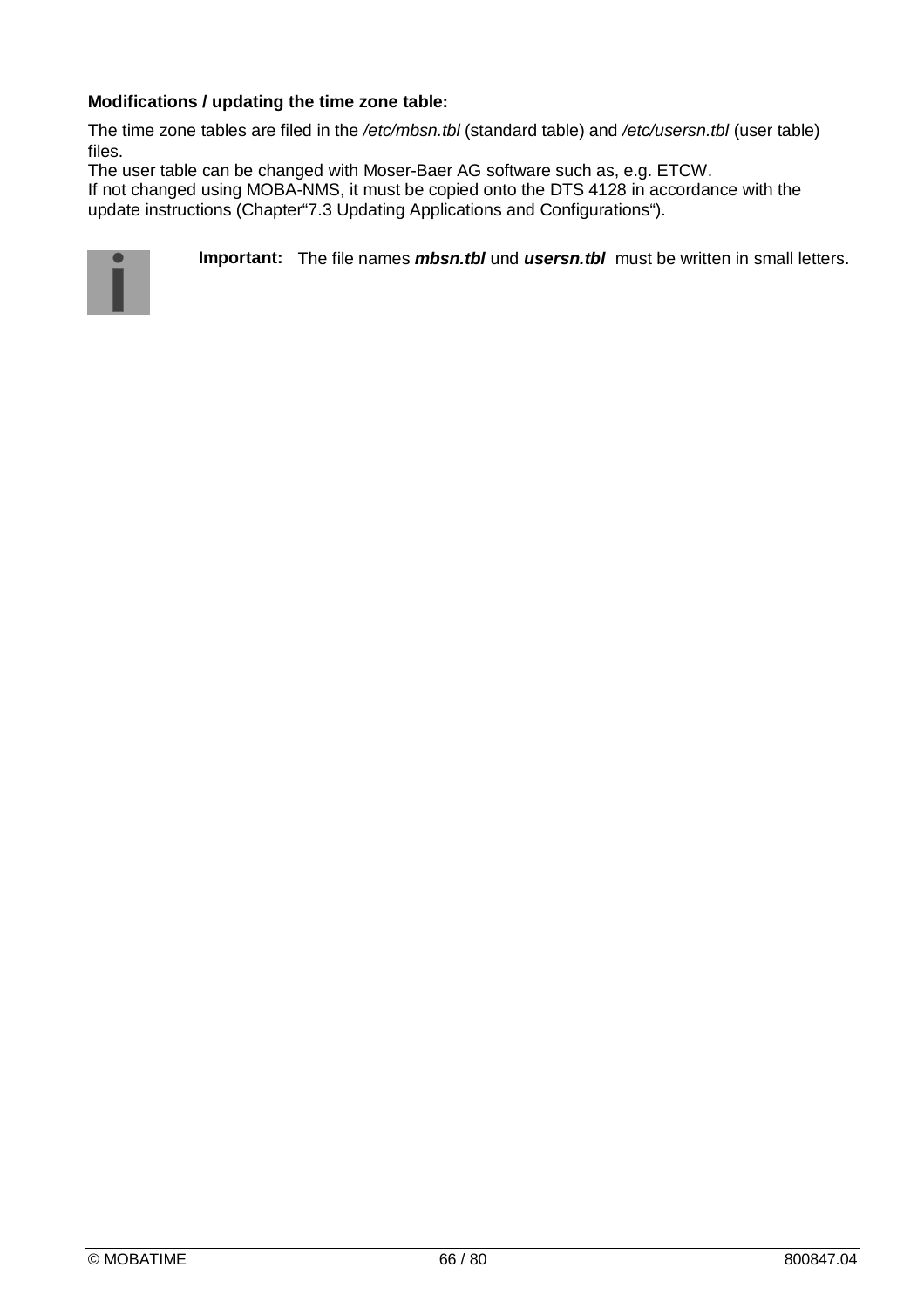**Modifications / updating the time zone table:**

The time zone tables are filed in the */etc/mbsn.tbl* (standard table) and */etc/usersn.tbl* (user table) files.
The user table can be changed with Moser-Baer AG software such as, e.g. ETCW.
If not changed using MOBA-NMS, it must be copied onto the DTS 4128 in accordance with the update instructions (Chapter“7.3 Updating Applications and Configurations“).

**Important:** The file names ***mbsn.tbl*** und ***usersn.tbl*** must be written in small letters.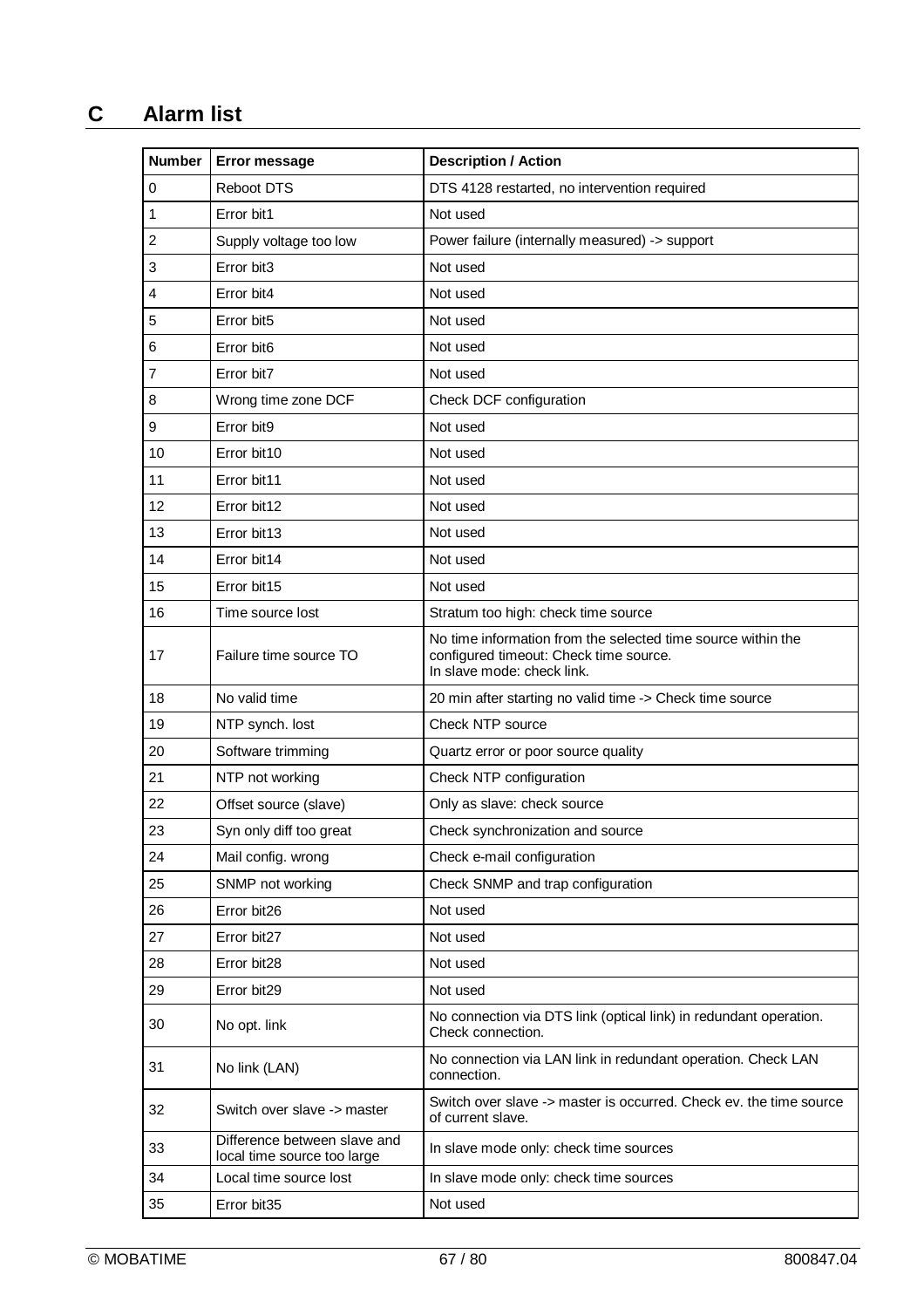# C Alarm list

| Number | Error message | Description / Action |
|---|---|---|
| 0 | Reboot DTS | DTS 4128 restarted, no intervention required |
| 1 | Error bit1 | Not used |
| 2 | Supply voltage too low | Power failure (internally measured) -> support |
| 3 | Error bit3 | Not used |
| 4 | Error bit4 | Not used |
| 5 | Error bit5 | Not used |
| 6 | Error bit6 | Not used |
| 7 | Error bit7 | Not used |
| 8 | Wrong time zone DCF | Check DCF configuration |
| 9 | Error bit9 | Not used |
| 10 | Error bit10 | Not used |
| 11 | Error bit11 | Not used |
| 12 | Error bit12 | Not used |
| 13 | Error bit13 | Not used |
| 14 | Error bit14 | Not used |
| 15 | Error bit15 | Not used |
| 16 | Time source lost | Stratum too high: check time source |
| 17 | Failure time source TO | No time information from the selected time source within the configured timeout: Check time source. In slave mode: check link. |
| 18 | No valid time | 20 min after starting no valid time -> Check time source |
| 19 | NTP synch. lost | Check NTP source |
| 20 | Software trimming | Quartz error or poor source quality |
| 21 | NTP not working | Check NTP configuration |
| 22 | Offset source (slave) | Only as slave: check source |
| 23 | Syn only diff too great | Check synchronization and source |
| 24 | Mail config. wrong | Check e-mail configuration |
| 25 | SNMP not working | Check SNMP and trap configuration |
| 26 | Error bit26 | Not used |
| 27 | Error bit27 | Not used |
| 28 | Error bit28 | Not used |
| 29 | Error bit29 | Not used |
| 30 | No opt. link | No connection via DTS link (optical link) in redundant operation. Check connection. |
| 31 | No link (LAN) | No connection via LAN link in redundant operation. Check LAN connection. |
| 32 | Switch over slave -> master | Switch over slave -> master is occurred. Check ev. the time source of current slave. |
| 33 | Difference between slave and local time source too large | In slave mode only: check time sources |
| 34 | Local time source lost | In slave mode only: check time sources |
| 35 | Error bit35 | Not used |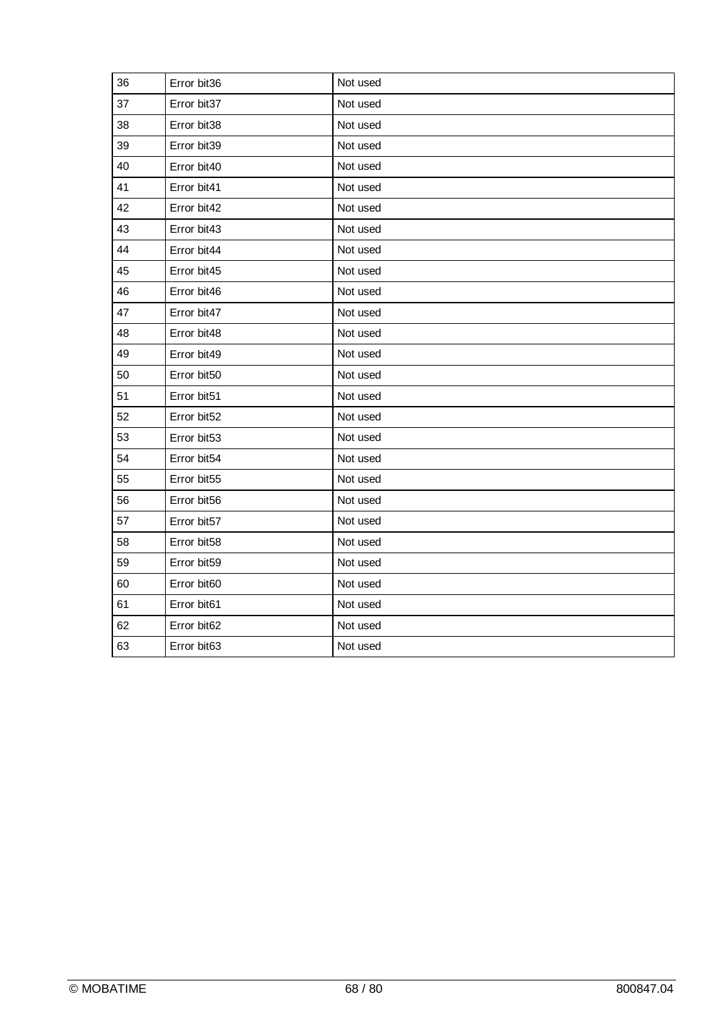| 36 | Error bit36 | Not used |
|---|---|---|
| 37 | Error bit37 | Not used |
| 38 | Error bit38 | Not used |
| 39 | Error bit39 | Not used |
| 40 | Error bit40 | Not used |
| 41 | Error bit41 | Not used |
| 42 | Error bit42 | Not used |
| 43 | Error bit43 | Not used |
| 44 | Error bit44 | Not used |
| 45 | Error bit45 | Not used |
| 46 | Error bit46 | Not used |
| 47 | Error bit47 | Not used |
| 48 | Error bit48 | Not used |
| 49 | Error bit49 | Not used |
| 50 | Error bit50 | Not used |
| 51 | Error bit51 | Not used |
| 52 | Error bit52 | Not used |
| 53 | Error bit53 | Not used |
| 54 | Error bit54 | Not used |
| 55 | Error bit55 | Not used |
| 56 | Error bit56 | Not used |
| 57 | Error bit57 | Not used |
| 58 | Error bit58 | Not used |
| 59 | Error bit59 | Not used |
| 60 | Error bit60 | Not used |
| 61 | Error bit61 | Not used |
| 62 | Error bit62 | Not used |
| 63 | Error bit63 | Not used |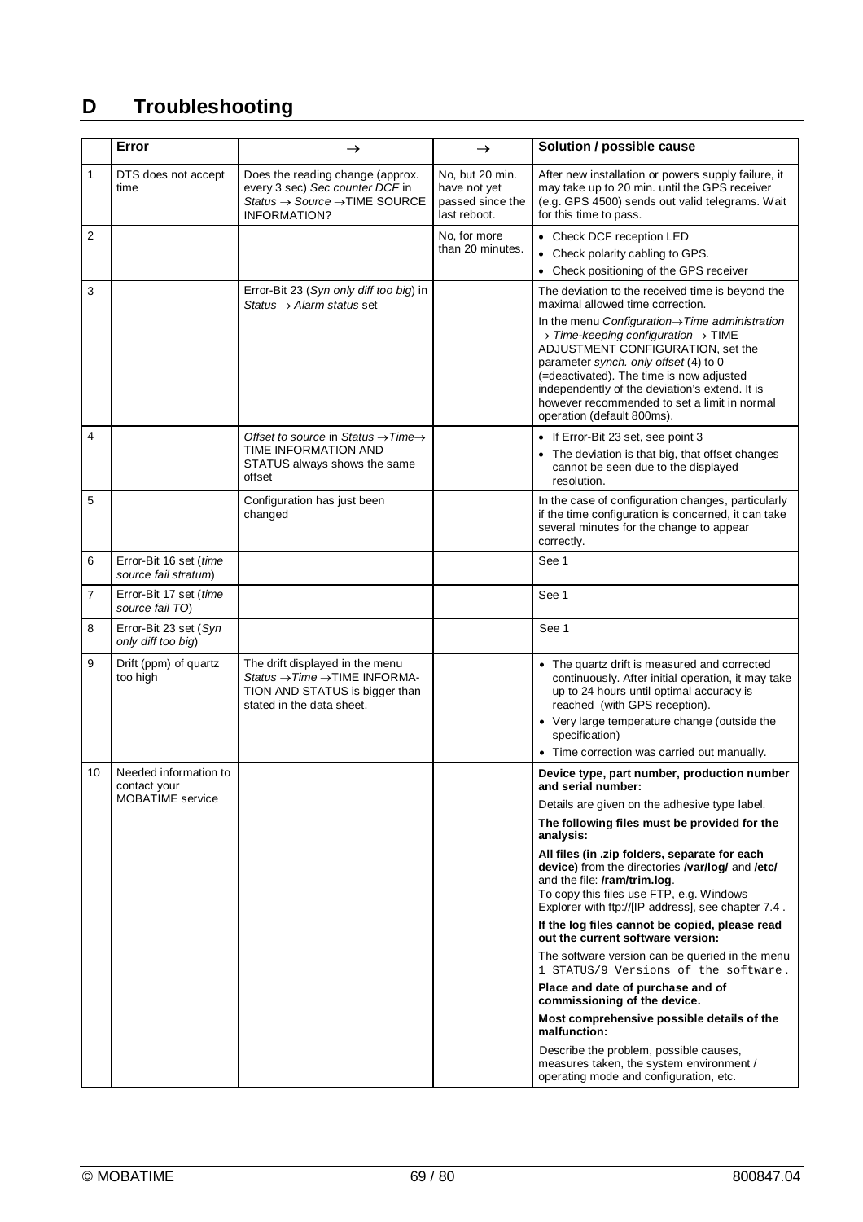# D Troubleshooting

| | Error | → | → | Solution / possible cause |
|---|---|---|---|---|
| 1 | DTS does not accept time | Does the reading change (approx. every 3 sec) *Sec counter DCF* in *Status → Source →*TIME SOURCE INFORMATION? | No, but 20 min. have not yet passed since the last reboot. | After new installation or powers supply failure, it may take up to 20 min. until the GPS receiver (e.g. GPS 4500) sends out valid telegrams. Wait for this time to pass. |
| 2 | | | No, for more than 20 minutes. | • Check DCF reception LED<br>• Check polarity cabling to GPS.<br>• Check positioning of the GPS receiver |
| 3 | | Error-Bit 23 (*Syn only diff too big*) in *Status → Alarm status* set | | The deviation to the received time is beyond the maximal allowed time correction.<br>In the menu *Configuration→Time administration → Time-keeping configuration →* TIME ADJUSTMENT CONFIGURATION, set the parameter *synch. only offset* (4) to 0 (=deactivated). The time is now adjusted independently of the deviation's extend. It is however recommended to set a limit in normal operation (default 800ms). |
| 4 | | *Offset to source* in *Status →Time→* TIME INFORMATION AND STATUS always shows the same offset | | • If Error-Bit 23 set, see point 3<br>• The deviation is that big, that offset changes cannot be seen due to the displayed resolution. |
| 5 | | Configuration has just been changed | | In the case of configuration changes, particularly if the time configuration is concerned, it can take several minutes for the change to appear correctly. |
| 6 | Error-Bit 16 set (*time source fail stratum*) | | | See 1 |
| 7 | Error-Bit 17 set (*time source fail TO*) | | | See 1 |
| 8 | Error-Bit 23 set (*Syn only diff too big*) | | | See 1 |
| 9 | Drift (ppm) of quartz too high | The drift displayed in the menu *Status →Time →*TIME INFORMA-TION AND STATUS is bigger than stated in the data sheet. | | • The quartz drift is measured and corrected continuously. After initial operation, it may take up to 24 hours until optimal accuracy is reached (with GPS reception).<br>• Very large temperature change (outside the specification)<br>• Time correction was carried out manually. |
| 10 | Needed information to contact your MOBATIME service | | | **Device type, part number, production number and serial number:**<br>Details are given on the adhesive type label.<br>**The following files must be provided for the analysis:**<br>**All files (in .zip folders, separate for each device)** from the directories **/var/log/** and **/etc/** and the file: **/ram/trim.log**.<br>To copy this files use FTP, e.g. Windows Explorer with ftp://[IP address], see chapter 7.4 .<br>**If the log files cannot be copied, please read out the current software version:**<br>The software version can be queried in the menu `1 STATUS/9 Versions of the software`.<br>**Place and date of purchase and of commissioning of the device.**<br>**Most comprehensive possible details of the malfunction:**<br>Describe the problem, possible causes, measures taken, the system environment / operating mode and configuration, etc. |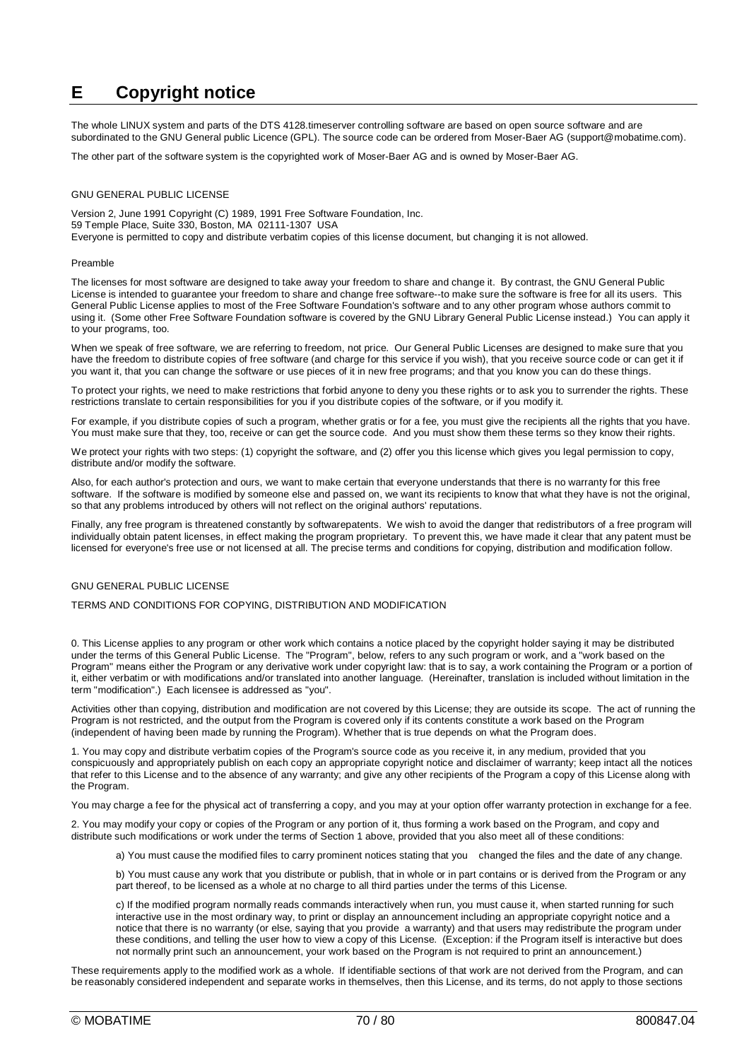# E Copyright notice

The whole LINUX system and parts of the DTS 4128.timeserver controlling software are based on open source software and are subordinated to the GNU General public Licence (GPL). The source code can be ordered from Moser-Baer AG (support@mobatime.com).

The other part of the software system is the copyrighted work of Moser-Baer AG and is owned by Moser-Baer AG.

GNU GENERAL PUBLIC LICENSE

Version 2, June 1991 Copyright (C) 1989, 1991 Free Software Foundation, Inc.
59 Temple Place, Suite 330, Boston, MA 02111-1307 USA
Everyone is permitted to copy and distribute verbatim copies of this license document, but changing it is not allowed.

Preamble

The licenses for most software are designed to take away your freedom to share and change it. By contrast, the GNU General Public License is intended to guarantee your freedom to share and change free software--to make sure the software is free for all its users. This General Public License applies to most of the Free Software Foundation's software and to any other program whose authors commit to using it. (Some other Free Software Foundation software is covered by the GNU Library General Public License instead.) You can apply it to your programs, too.

When we speak of free software, we are referring to freedom, not price. Our General Public Licenses are designed to make sure that you have the freedom to distribute copies of free software (and charge for this service if you wish), that you receive source code or can get it if you want it, that you can change the software or use pieces of it in new free programs; and that you know you can do these things.

To protect your rights, we need to make restrictions that forbid anyone to deny you these rights or to ask you to surrender the rights. These restrictions translate to certain responsibilities for you if you distribute copies of the software, or if you modify it.

For example, if you distribute copies of such a program, whether gratis or for a fee, you must give the recipients all the rights that you have. You must make sure that they, too, receive or can get the source code. And you must show them these terms so they know their rights.

We protect your rights with two steps: (1) copyright the software, and (2) offer you this license which gives you legal permission to copy, distribute and/or modify the software.

Also, for each author's protection and ours, we want to make certain that everyone understands that there is no warranty for this free software. If the software is modified by someone else and passed on, we want its recipients to know that what they have is not the original, so that any problems introduced by others will not reflect on the original authors' reputations.

Finally, any free program is threatened constantly by softwarepatents. We wish to avoid the danger that redistributors of a free program will individually obtain patent licenses, in effect making the program proprietary. To prevent this, we have made it clear that any patent must be licensed for everyone's free use or not licensed at all. The precise terms and conditions for copying, distribution and modification follow.

GNU GENERAL PUBLIC LICENSE

TERMS AND CONDITIONS FOR COPYING, DISTRIBUTION AND MODIFICATION

0. This License applies to any program or other work which contains a notice placed by the copyright holder saying it may be distributed under the terms of this General Public License. The "Program", below, refers to any such program or work, and a "work based on the Program" means either the Program or any derivative work under copyright law: that is to say, a work containing the Program or a portion of it, either verbatim or with modifications and/or translated into another language. (Hereinafter, translation is included without limitation in the term "modification".) Each licensee is addressed as "you".

Activities other than copying, distribution and modification are not covered by this License; they are outside its scope. The act of running the Program is not restricted, and the output from the Program is covered only if its contents constitute a work based on the Program (independent of having been made by running the Program). Whether that is true depends on what the Program does.

1. You may copy and distribute verbatim copies of the Program's source code as you receive it, in any medium, provided that you conspicuously and appropriately publish on each copy an appropriate copyright notice and disclaimer of warranty; keep intact all the notices that refer to this License and to the absence of any warranty; and give any other recipients of the Program a copy of this License along with the Program.

You may charge a fee for the physical act of transferring a copy, and you may at your option offer warranty protection in exchange for a fee.

2. You may modify your copy or copies of the Program or any portion of it, thus forming a work based on the Program, and copy and distribute such modifications or work under the terms of Section 1 above, provided that you also meet all of these conditions:

a) You must cause the modified files to carry prominent notices stating that you changed the files and the date of any change.

b) You must cause any work that you distribute or publish, that in whole or in part contains or is derived from the Program or any part thereof, to be licensed as a whole at no charge to all third parties under the terms of this License.

c) If the modified program normally reads commands interactively when run, you must cause it, when started running for such interactive use in the most ordinary way, to print or display an announcement including an appropriate copyright notice and a notice that there is no warranty (or else, saying that you provide a warranty) and that users may redistribute the program under these conditions, and telling the user how to view a copy of this License. (Exception: if the Program itself is interactive but does not normally print such an announcement, your work based on the Program is not required to print an announcement.)

These requirements apply to the modified work as a whole. If identifiable sections of that work are not derived from the Program, and can be reasonably considered independent and separate works in themselves, then this License, and its terms, do not apply to those sections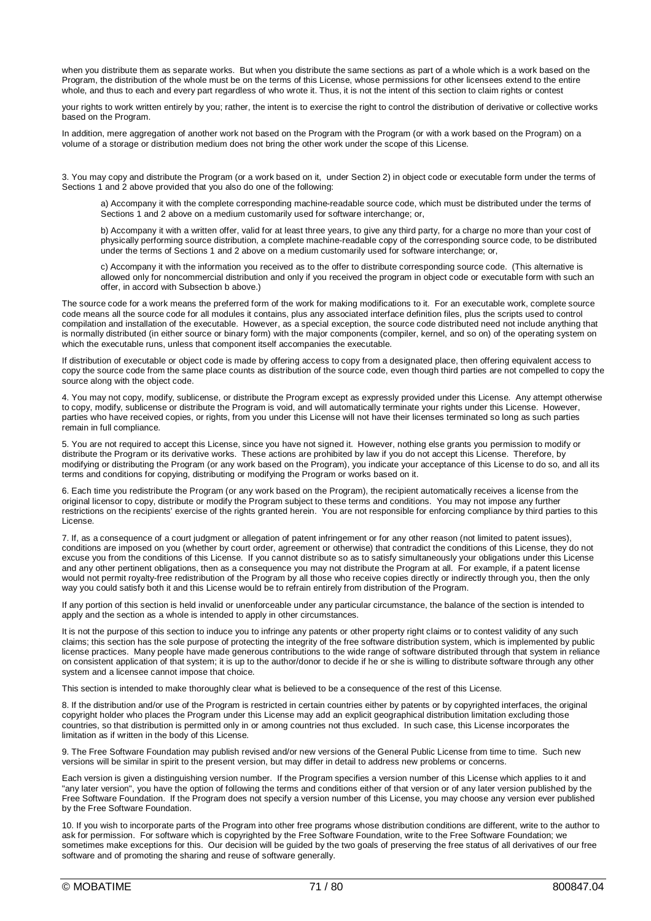when you distribute them as separate works. But when you distribute the same sections as part of a whole which is a work based on the Program, the distribution of the whole must be on the terms of this License, whose permissions for other licensees extend to the entire whole, and thus to each and every part regardless of who wrote it. Thus, it is not the intent of this section to claim rights or contest

your rights to work written entirely by you; rather, the intent is to exercise the right to control the distribution of derivative or collective works based on the Program.

In addition, mere aggregation of another work not based on the Program with the Program (or with a work based on the Program) on a volume of a storage or distribution medium does not bring the other work under the scope of this License.

3. You may copy and distribute the Program (or a work based on it, under Section 2) in object code or executable form under the terms of Sections 1 and 2 above provided that you also do one of the following:

a) Accompany it with the complete corresponding machine-readable source code, which must be distributed under the terms of Sections 1 and 2 above on a medium customarily used for software interchange; or,

b) Accompany it with a written offer, valid for at least three years, to give any third party, for a charge no more than your cost of physically performing source distribution, a complete machine-readable copy of the corresponding source code, to be distributed under the terms of Sections 1 and 2 above on a medium customarily used for software interchange; or,

c) Accompany it with the information you received as to the offer to distribute corresponding source code. (This alternative is allowed only for noncommercial distribution and only if you received the program in object code or executable form with such an offer, in accord with Subsection b above.)

The source code for a work means the preferred form of the work for making modifications to it. For an executable work, complete source code means all the source code for all modules it contains, plus any associated interface definition files, plus the scripts used to control compilation and installation of the executable. However, as a special exception, the source code distributed need not include anything that is normally distributed (in either source or binary form) with the major components (compiler, kernel, and so on) of the operating system on which the executable runs, unless that component itself accompanies the executable.

If distribution of executable or object code is made by offering access to copy from a designated place, then offering equivalent access to copy the source code from the same place counts as distribution of the source code, even though third parties are not compelled to copy the source along with the object code.

4. You may not copy, modify, sublicense, or distribute the Program except as expressly provided under this License. Any attempt otherwise to copy, modify, sublicense or distribute the Program is void, and will automatically terminate your rights under this License. However, parties who have received copies, or rights, from you under this License will not have their licenses terminated so long as such parties remain in full compliance.

5. You are not required to accept this License, since you have not signed it. However, nothing else grants you permission to modify or distribute the Program or its derivative works. These actions are prohibited by law if you do not accept this License. Therefore, by modifying or distributing the Program (or any work based on the Program), you indicate your acceptance of this License to do so, and all its terms and conditions for copying, distributing or modifying the Program or works based on it.

6. Each time you redistribute the Program (or any work based on the Program), the recipient automatically receives a license from the original licensor to copy, distribute or modify the Program subject to these terms and conditions. You may not impose any further restrictions on the recipients' exercise of the rights granted herein. You are not responsible for enforcing compliance by third parties to this License.

7. If, as a consequence of a court judgment or allegation of patent infringement or for any other reason (not limited to patent issues), conditions are imposed on you (whether by court order, agreement or otherwise) that contradict the conditions of this License, they do not excuse you from the conditions of this License. If you cannot distribute so as to satisfy simultaneously your obligations under this License and any other pertinent obligations, then as a consequence you may not distribute the Program at all. For example, if a patent license would not permit royalty-free redistribution of the Program by all those who receive copies directly or indirectly through you, then the only way you could satisfy both it and this License would be to refrain entirely from distribution of the Program.

If any portion of this section is held invalid or unenforceable under any particular circumstance, the balance of the section is intended to apply and the section as a whole is intended to apply in other circumstances.

It is not the purpose of this section to induce you to infringe any patents or other property right claims or to contest validity of any such claims; this section has the sole purpose of protecting the integrity of the free software distribution system, which is implemented by public license practices. Many people have made generous contributions to the wide range of software distributed through that system in reliance on consistent application of that system; it is up to the author/donor to decide if he or she is willing to distribute software through any other system and a licensee cannot impose that choice.

This section is intended to make thoroughly clear what is believed to be a consequence of the rest of this License.

8. If the distribution and/or use of the Program is restricted in certain countries either by patents or by copyrighted interfaces, the original copyright holder who places the Program under this License may add an explicit geographical distribution limitation excluding those countries, so that distribution is permitted only in or among countries not thus excluded. In such case, this License incorporates the limitation as if written in the body of this License.

9. The Free Software Foundation may publish revised and/or new versions of the General Public License from time to time. Such new versions will be similar in spirit to the present version, but may differ in detail to address new problems or concerns.

Each version is given a distinguishing version number. If the Program specifies a version number of this License which applies to it and "any later version", you have the option of following the terms and conditions either of that version or of any later version published by the Free Software Foundation. If the Program does not specify a version number of this License, you may choose any version ever published by the Free Software Foundation.

10. If you wish to incorporate parts of the Program into other free programs whose distribution conditions are different, write to the author to ask for permission. For software which is copyrighted by the Free Software Foundation, write to the Free Software Foundation; we sometimes make exceptions for this. Our decision will be guided by the two goals of preserving the free status of all derivatives of our free software and of promoting the sharing and reuse of software generally.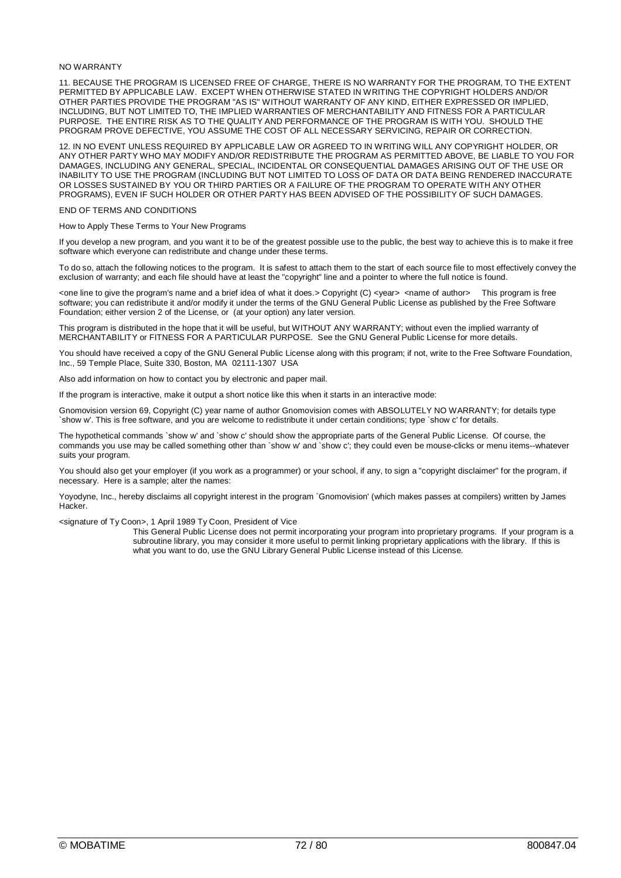NO WARRANTY

11. BECAUSE THE PROGRAM IS LICENSED FREE OF CHARGE, THERE IS NO WARRANTY FOR THE PROGRAM, TO THE EXTENT PERMITTED BY APPLICABLE LAW. EXCEPT WHEN OTHERWISE STATED IN WRITING THE COPYRIGHT HOLDERS AND/OR OTHER PARTIES PROVIDE THE PROGRAM "AS IS" WITHOUT WARRANTY OF ANY KIND, EITHER EXPRESSED OR IMPLIED, INCLUDING, BUT NOT LIMITED TO, THE IMPLIED WARRANTIES OF MERCHANTABILITY AND FITNESS FOR A PARTICULAR PURPOSE. THE ENTIRE RISK AS TO THE QUALITY AND PERFORMANCE OF THE PROGRAM IS WITH YOU. SHOULD THE PROGRAM PROVE DEFECTIVE, YOU ASSUME THE COST OF ALL NECESSARY SERVICING, REPAIR OR CORRECTION.

12. IN NO EVENT UNLESS REQUIRED BY APPLICABLE LAW OR AGREED TO IN WRITING WILL ANY COPYRIGHT HOLDER, OR ANY OTHER PARTY WHO MAY MODIFY AND/OR REDISTRIBUTE THE PROGRAM AS PERMITTED ABOVE, BE LIABLE TO YOU FOR DAMAGES, INCLUDING ANY GENERAL, SPECIAL, INCIDENTAL OR CONSEQUENTIAL DAMAGES ARISING OUT OF THE USE OR INABILITY TO USE THE PROGRAM (INCLUDING BUT NOT LIMITED TO LOSS OF DATA OR DATA BEING RENDERED INACCURATE OR LOSSES SUSTAINED BY YOU OR THIRD PARTIES OR A FAILURE OF THE PROGRAM TO OPERATE WITH ANY OTHER PROGRAMS), EVEN IF SUCH HOLDER OR OTHER PARTY HAS BEEN ADVISED OF THE POSSIBILITY OF SUCH DAMAGES.

END OF TERMS AND CONDITIONS

How to Apply These Terms to Your New Programs

If you develop a new program, and you want it to be of the greatest possible use to the public, the best way to achieve this is to make it free software which everyone can redistribute and change under these terms.

To do so, attach the following notices to the program. It is safest to attach them to the start of each source file to most effectively convey the exclusion of warranty; and each file should have at least the "copyright" line and a pointer to where the full notice is found.

<one line to give the program's name and a brief idea of what it does.> Copyright (C) <year> <name of author> This program is free software; you can redistribute it and/or modify it under the terms of the GNU General Public License as published by the Free Software Foundation; either version 2 of the License, or (at your option) any later version.

This program is distributed in the hope that it will be useful, but WITHOUT ANY WARRANTY; without even the implied warranty of MERCHANTABILITY or FITNESS FOR A PARTICULAR PURPOSE. See the GNU General Public License for more details.

You should have received a copy of the GNU General Public License along with this program; if not, write to the Free Software Foundation, Inc., 59 Temple Place, Suite 330, Boston, MA 02111-1307 USA

Also add information on how to contact you by electronic and paper mail.

If the program is interactive, make it output a short notice like this when it starts in an interactive mode:

Gnomovision version 69, Copyright (C) year name of author Gnomovision comes with ABSOLUTELY NO WARRANTY; for details type `show w'. This is free software, and you are welcome to redistribute it under certain conditions; type `show c' for details.

The hypothetical commands `show w' and `show c' should show the appropriate parts of the General Public License. Of course, the commands you use may be called something other than `show w' and `show c'; they could even be mouse-clicks or menu items--whatever suits your program.

You should also get your employer (if you work as a programmer) or your school, if any, to sign a "copyright disclaimer" for the program, if necessary. Here is a sample; alter the names:

Yoyodyne, Inc., hereby disclaims all copyright interest in the program `Gnomovision' (which makes passes at compilers) written by James Hacker.

<signature of Ty Coon>, 1 April 1989 Ty Coon, President of Vice

This General Public License does not permit incorporating your program into proprietary programs. If your program is a subroutine library, you may consider it more useful to permit linking proprietary applications with the library. If this is what you want to do, use the GNU Library General Public License instead of this License.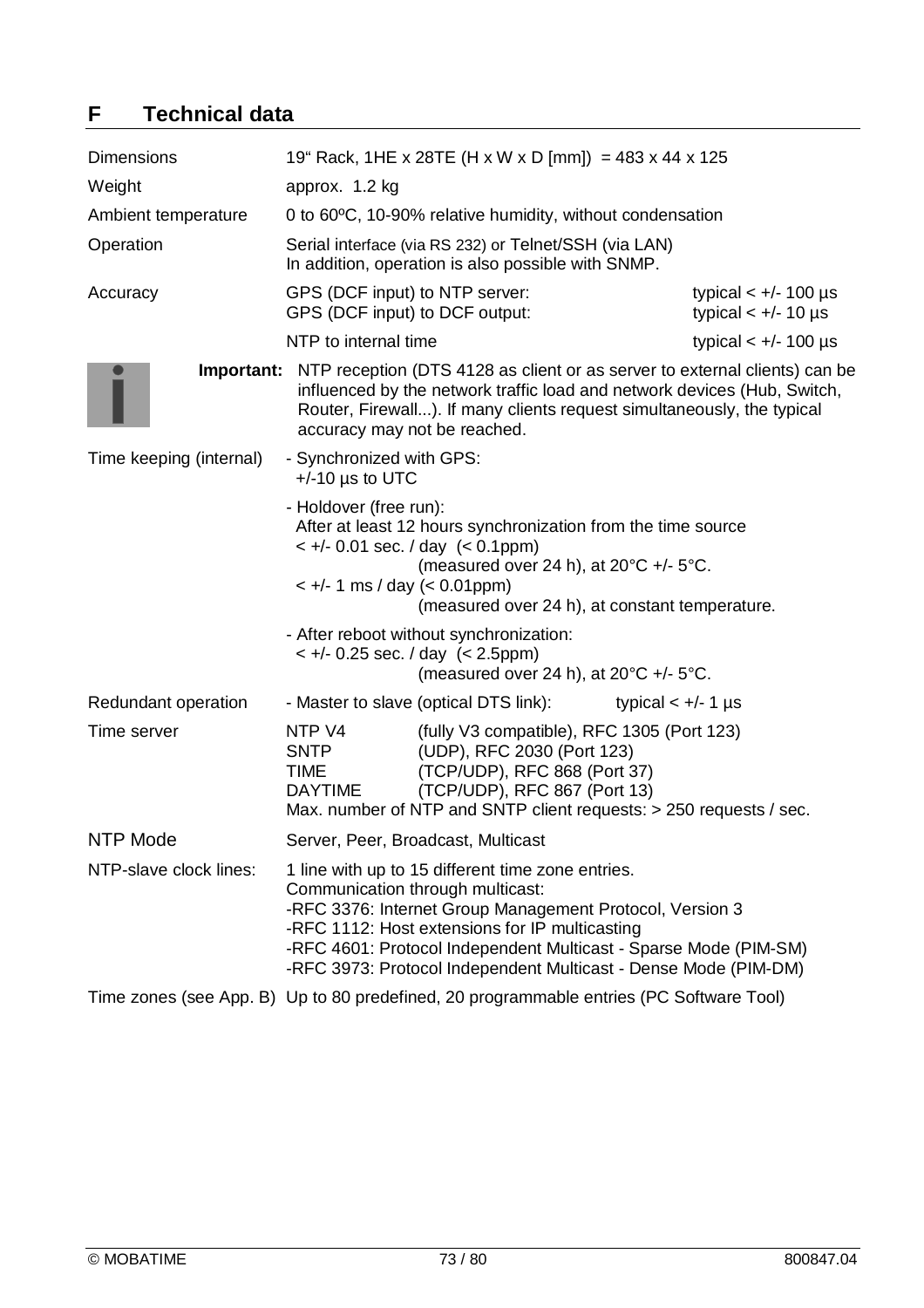# F Technical data

| | |
|---|---|
| Dimensions | 19" Rack, 1HE x 28TE (H x W x D [mm]) = 483 x 44 x 125 |
| Weight | approx. 1.2 kg |
| Ambient temperature | 0 to 60ºC, 10-90% relative humidity, without condensation |
| Operation | Serial interface (via RS 232) or Telnet/SSH (via LAN)<br>In addition, operation is also possible with SNMP. |
| Accuracy | GPS (DCF input) to NTP server: typical < +/- 100 µs<br>GPS (DCF input) to DCF output: typical < +/- 10 µs<br>NTP to internal time typical < +/- 100 µs |

**Important:** NTP reception (DTS 4128 as client or as server to external clients) can be influenced by the network traffic load and network devices (Hub, Switch, Router, Firewall...). If many clients request simultaneously, the typical accuracy may not be reached.

| | |
|---|---|
| Time keeping (internal) | - Synchronized with GPS:<br>+/-10 µs to UTC<br><br>- Holdover (free run):<br>After at least 12 hours synchronization from the time source<br>< +/- 0.01 sec. / day (< 0.1ppm)<br>(measured over 24 h), at 20°C +/- 5°C.<br>< +/- 1 ms / day (< 0.01ppm)<br>(measured over 24 h), at constant temperature.<br><br>- After reboot without synchronization:<br>< +/- 0.25 sec. / day (< 2.5ppm)<br>(measured over 24 h), at 20°C +/- 5°C. |
| Redundant operation | - Master to slave (optical DTS link): typical < +/- 1 µs |
| Time server | NTP V4 (fully V3 compatible), RFC 1305 (Port 123)<br>SNTP (UDP), RFC 2030 (Port 123)<br>TIME (TCP/UDP), RFC 868 (Port 37)<br>DAYTIME (TCP/UDP), RFC 867 (Port 13)<br>Max. number of NTP and SNTP client requests: > 250 requests / sec. |
| NTP Mode | Server, Peer, Broadcast, Multicast |
| NTP-slave clock lines: | 1 line with up to 15 different time zone entries.<br>Communication through multicast:<br>-RFC 3376: Internet Group Management Protocol, Version 3<br>-RFC 1112: Host extensions for IP multicasting<br>-RFC 4601: Protocol Independent Multicast - Sparse Mode (PIM-SM)<br>-RFC 3973: Protocol Independent Multicast - Dense Mode (PIM-DM) |
| Time zones (see App. B) | Up to 80 predefined, 20 programmable entries (PC Software Tool) |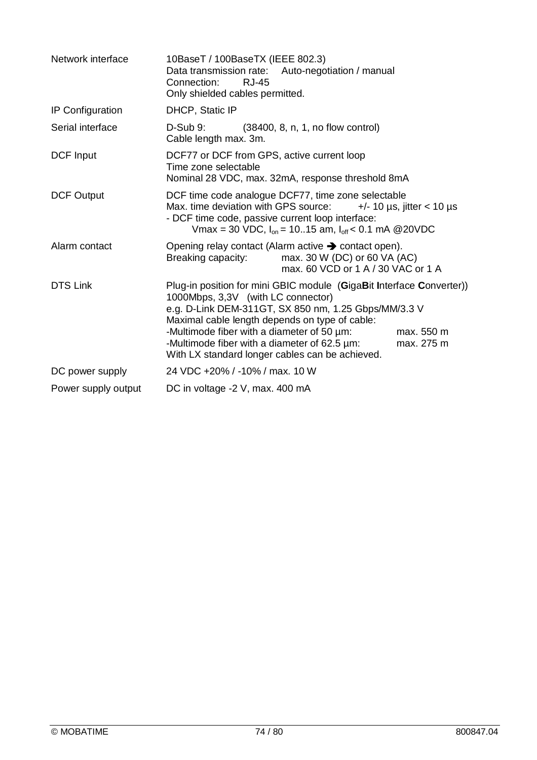| | |
|---|---|
| Network interface | 10BaseT / 100BaseTX (IEEE 802.3)<br>Data transmission rate: Auto-negotiation / manual<br>Connection: RJ-45<br>Only shielded cables permitted. |
| IP Configuration | DHCP, Static IP |
| Serial interface | D-Sub 9: (38400, 8, n, 1, no flow control)<br>Cable length max. 3m. |
| DCF Input | DCF77 or DCF from GPS, active current loop<br>Time zone selectable<br>Nominal 28 VDC, max. 32mA, response threshold 8mA |
| DCF Output | DCF time code analogue DCF77, time zone selectable<br>Max. time deviation with GPS source: +/- 10 µs, jitter < 10 µs<br>- DCF time code, passive current loop interface:<br>Vmax = 30 VDC, $I_{on}$ = 10..15 am, $I_{off}$ < 0.1 mA @20VDC |
| Alarm contact | Opening relay contact (Alarm active ➔ contact open).<br>Breaking capacity: max. 30 W (DC) or 60 VA (AC)<br>max. 60 VCD or 1 A / 30 VAC or 1 A |
| DTS Link | Plug-in position for mini GBIC module (**G**iga**B**it **I**nterface **C**onverter))<br>1000Mbps, 3,3V (with LC connector)<br>e.g. D-Link DEM-311GT, SX 850 nm, 1.25 Gbps/MM/3.3 V<br>Maximal cable length depends on type of cable:<br>-Multimode fiber with a diameter of 50 µm: max. 550 m<br>-Multimode fiber with a diameter of 62.5 µm: max. 275 m<br>With LX standard longer cables can be achieved. |
| DC power supply | 24 VDC +20% / -10% / max. 10 W |
| Power supply output | DC in voltage -2 V, max. 400 mA |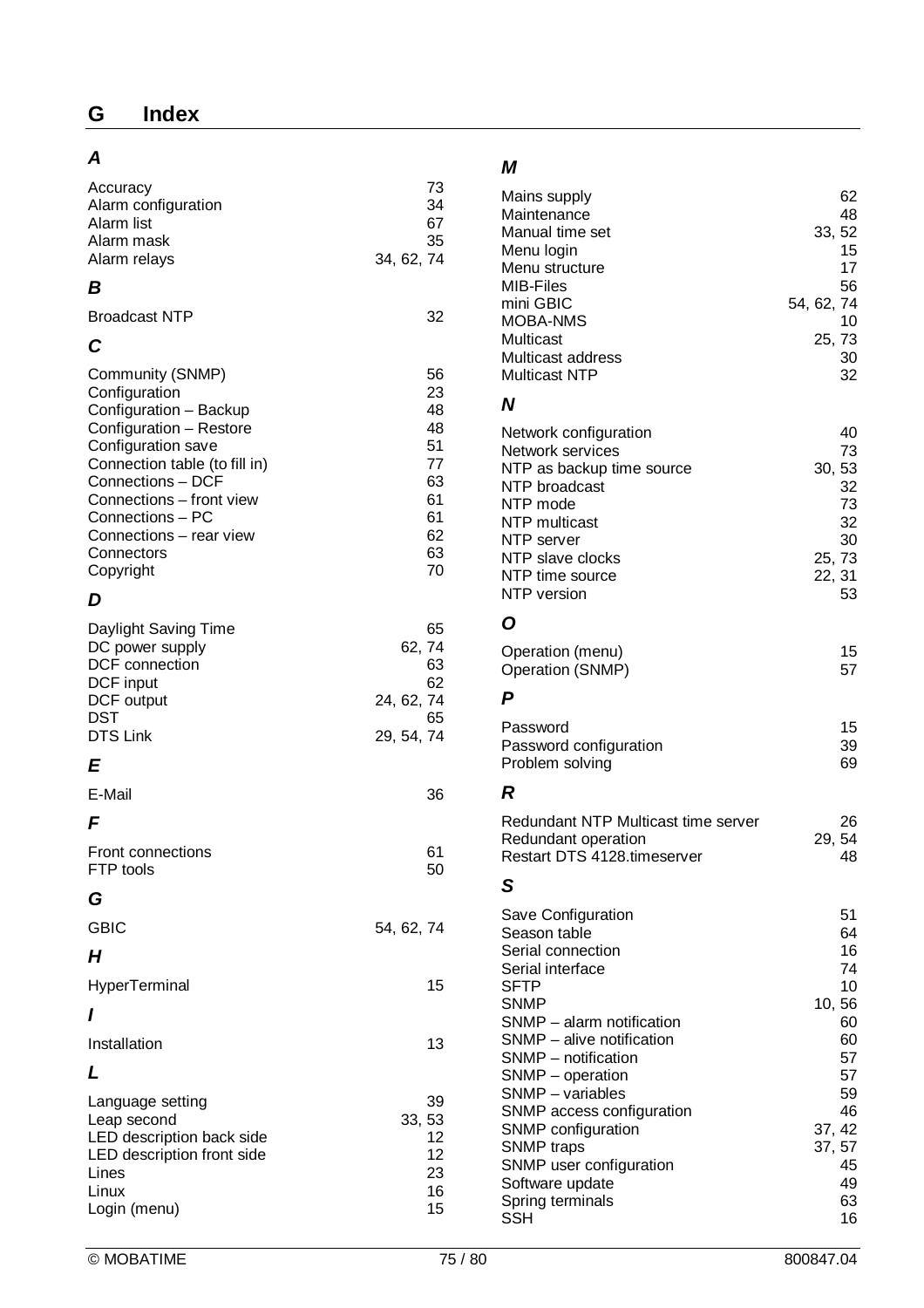# G Index

### *A*

| | |
|---|---|
| Accuracy | 73 |
| Alarm configuration | 34 |
| Alarm list | 67 |
| Alarm mask | 35 |
| Alarm relays | 34, 62, 74 |

### *B*

| | |
|---|---|
| Broadcast NTP | 32 |

### *C*

| | |
|---|---|
| Community (SNMP) | 56 |
| Configuration | 23 |
| Configuration – Backup | 48 |
| Configuration – Restore | 48 |
| Configuration save | 51 |
| Connection table (to fill in) | 77 |
| Connections – DCF | 63 |
| Connections – front view | 61 |
| Connections – PC | 61 |
| Connections – rear view | 62 |
| Connectors | 63 |
| Copyright | 70 |

### *D*

| | |
|---|---|
| Daylight Saving Time | 65 |
| DC power supply | 62, 74 |
| DCF connection | 63 |
| DCF input | 62 |
| DCF output | 24, 62, 74 |
| DST | 65 |
| DTS Link | 29, 54, 74 |

### *E*

| | |
|---|---|
| E-Mail | 36 |

### *F*

| | |
|---|---|
| Front connections | 61 |
| FTP tools | 50 |

### *G*

| | |
|---|---|
| GBIC | 54, 62, 74 |

### *H*

| | |
|---|---|
| HyperTerminal | 15 |

### *I*

| | |
|---|---|
| Installation | 13 |

### *L*

| | |
|---|---|
| Language setting | 39 |
| Leap second | 33, 53 |
| LED description back side | 12 |
| LED description front side | 12 |
| Lines | 23 |
| Linux | 16 |
| Login (menu) | 15 |

### *M*

| | |
|---|---|
| Mains supply | 62 |
| Maintenance | 48 |
| Manual time set | 33, 52 |
| Menu login | 15 |
| Menu structure | 17 |
| MIB-Files | 56 |
| mini GBIC | 54, 62, 74 |
| MOBA-NMS | 10 |
| Multicast | 25, 73 |
| Multicast address | 30 |
| Multicast NTP | 32 |

### *N*

| | |
|---|---|
| Network configuration | 40 |
| Network services | 73 |
| NTP as backup time source | 30, 53 |
| NTP broadcast | 32 |
| NTP mode | 73 |
| NTP multicast | 32 |
| NTP server | 30 |
| NTP slave clocks | 25, 73 |
| NTP time source | 22, 31 |
| NTP version | 53 |

### *O*

| | |
|---|---|
| Operation (menu) | 15 |
| Operation (SNMP) | 57 |

### *P*

| | |
|---|---|
| Password | 15 |
| Password configuration | 39 |
| Problem solving | 69 |

### *R*

| | |
|---|---|
| Redundant NTP Multicast time server | 26 |
| Redundant operation | 29, 54 |
| Restart DTS 4128.timeserver | 48 |

### *S*

| | |
|---|---|
| Save Configuration | 51 |
| Season table | 64 |
| Serial connection | 16 |
| Serial interface | 74 |
| SFTP | 10 |
| SNMP | 10, 56 |
| SNMP – alarm notification | 60 |
| SNMP – alive notification | 60 |
| SNMP – notification | 57 |
| SNMP – operation | 57 |
| SNMP – variables | 59 |
| SNMP access configuration | 46 |
| SNMP configuration | 37, 42 |
| SNMP traps | 37, 57 |
| SNMP user configuration | 45 |
| Software update | 49 |
| Spring terminals | 63 |
| SSH | 16 |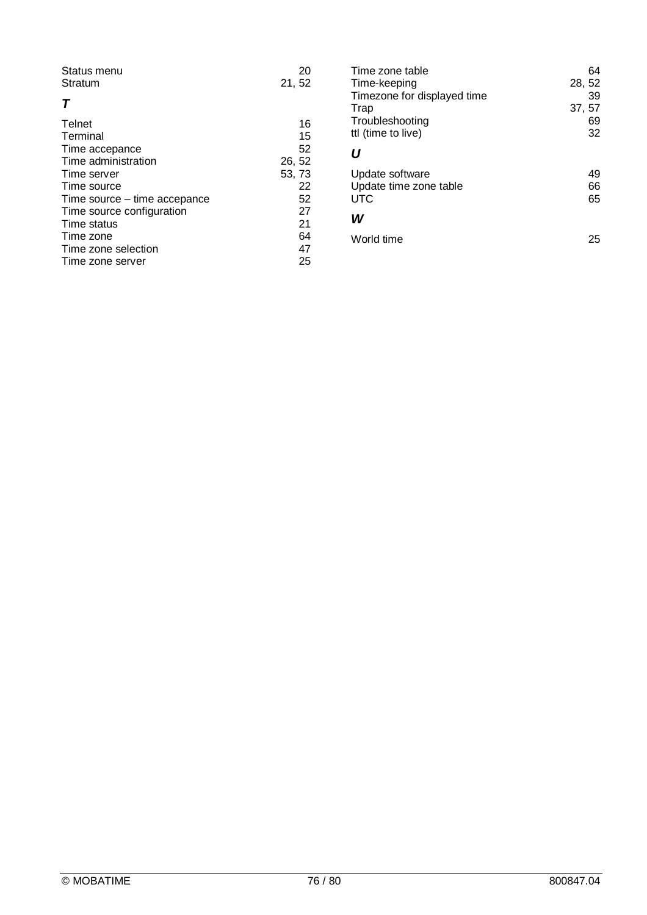Status menu 20
Stratum 21, 52

### *T*

Telnet 16
Terminal 15
Time accepance 52
Time administration 26, 52
Time server 53, 73
Time source 22
Time source – time accepance 52
Time source configuration 27
Time status 21
Time zone 64
Time zone selection 47
Time zone server 25
Time zone table 64
Time-keeping 28, 52
Timezone for displayed time 39
Trap 37, 57
Troubleshooting 69
ttl (time to live) 32

### *U*

Update software 49
Update time zone table 66
UTC 65

### *W*

World time 25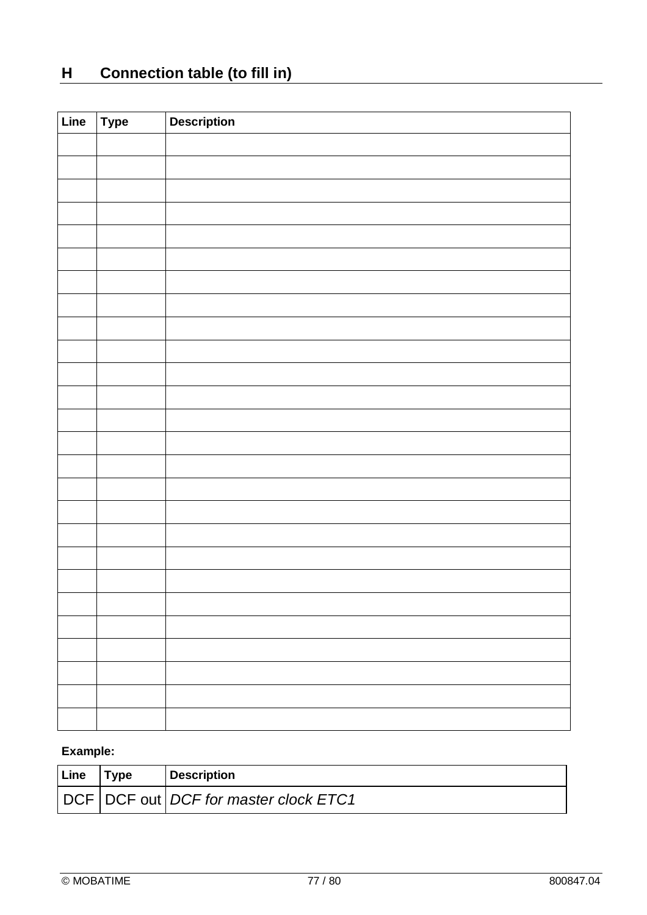## H Connection table (to fill in)

| Line | Type | Description |
| --- | --- | --- |
| | | |
| | | |
| | | |
| | | |
| | | |
| | | |
| | | |
| | | |
| | | |
| | | |
| | | |
| | | |
| | | |
| | | |
| | | |
| | | |
| | | |
| | | |
| | | |
| | | |
| | | |
| | | |
| | | |
| | | |
| | | |
| | | |

**Example:**

| Line | Type | Description |
| --- | --- | --- |
| DCF | DCF out | *DCF for master clock ETC1* |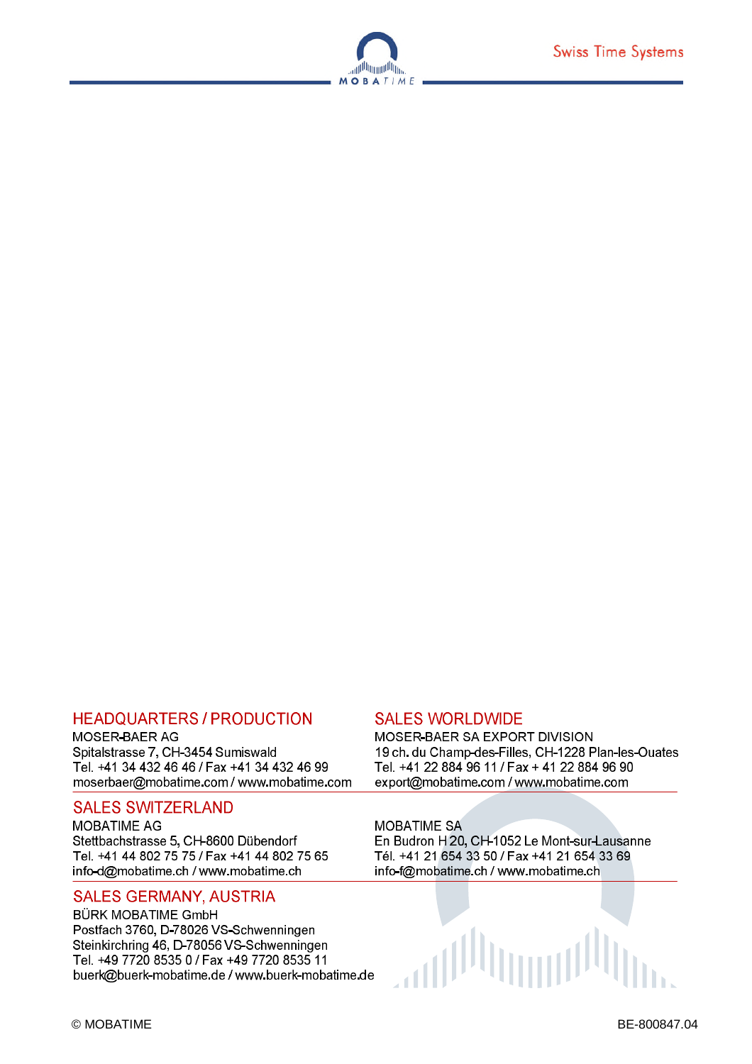## HEADQUARTERS / PRODUCTION

MOSER-BAER AG
Spitalstrasse 7, CH-3454 Sumiswald
Tel. +41 34 432 46 46 / Fax +41 34 432 46 99
moserbaer@mobatime.com / www.mobatime.com

## SALES WORLDWIDE

MOSER-BAER SA EXPORT DIVISION
19 ch. du Champ-des-Filles, CH-1228 Plan-les-Ouates
Tel. +41 22 884 96 11 / Fax + 41 22 884 96 90
export@mobatime.com / www.mobatime.com

## SALES SWITZERLAND

MOBATIME AG
Stettbachstrasse 5, CH-8600 Dübendorf
Tel. +41 44 802 75 75 / Fax +41 44 802 75 65
info-d@mobatime.ch / www.mobatime.ch

MOBATIME SA
En Budron H 20, CH-1052 Le Mont-sur-Lausanne
Tél. +41 21 654 33 50 / Fax +41 21 654 33 69
info-f@mobatime.ch / www.mobatime.ch

## SALES GERMANY, AUSTRIA

BÜRK MOBATIME GmbH
Postfach 3760, D-78026 VS-Schwenningen
Steinkirchring 46, D-78056 VS-Schwenningen
Tel. +49 7720 8535 0 / Fax +49 7720 8535 11
buerk@buerk-mobatime.de / www.buerk-mobatime.de

© MOBATIME

BE-800847.04